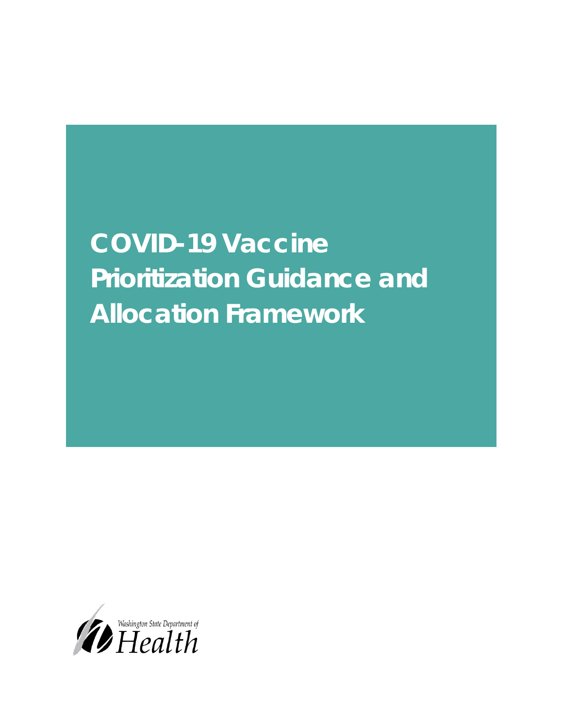# COVID-19 Vaccine Prioritization Guidance and Allocation Framework

Washington State Department of Health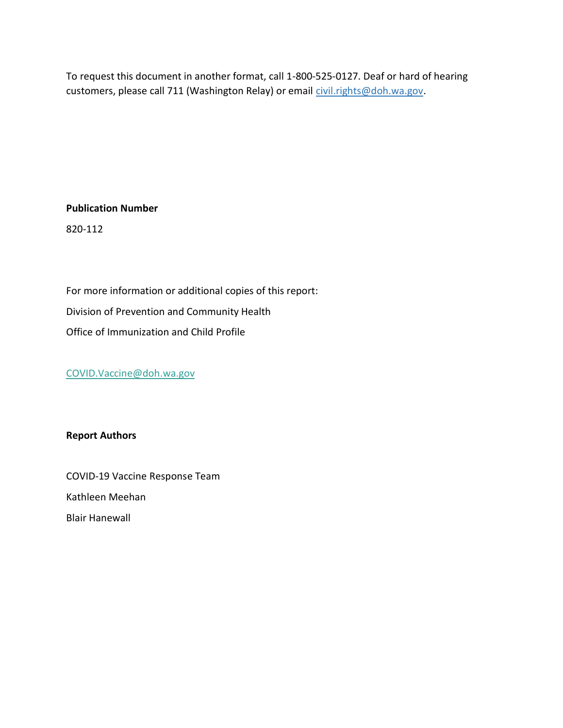To request this document in another format, call 1-800-525-0127. Deaf or hard of hearing customers, please call 711 (Washington Relay) or email civil.rights@doh.wa.gov.

**Publication Number**

820-112

For more information or additional copies of this report:

Division of Prevention and Community Health

Office of Immunization and Child Profile

COVID.Vaccine@doh.wa.gov

**Report Authors**

COVID-19 Vaccine Response Team

Kathleen Meehan

Blair Hanewall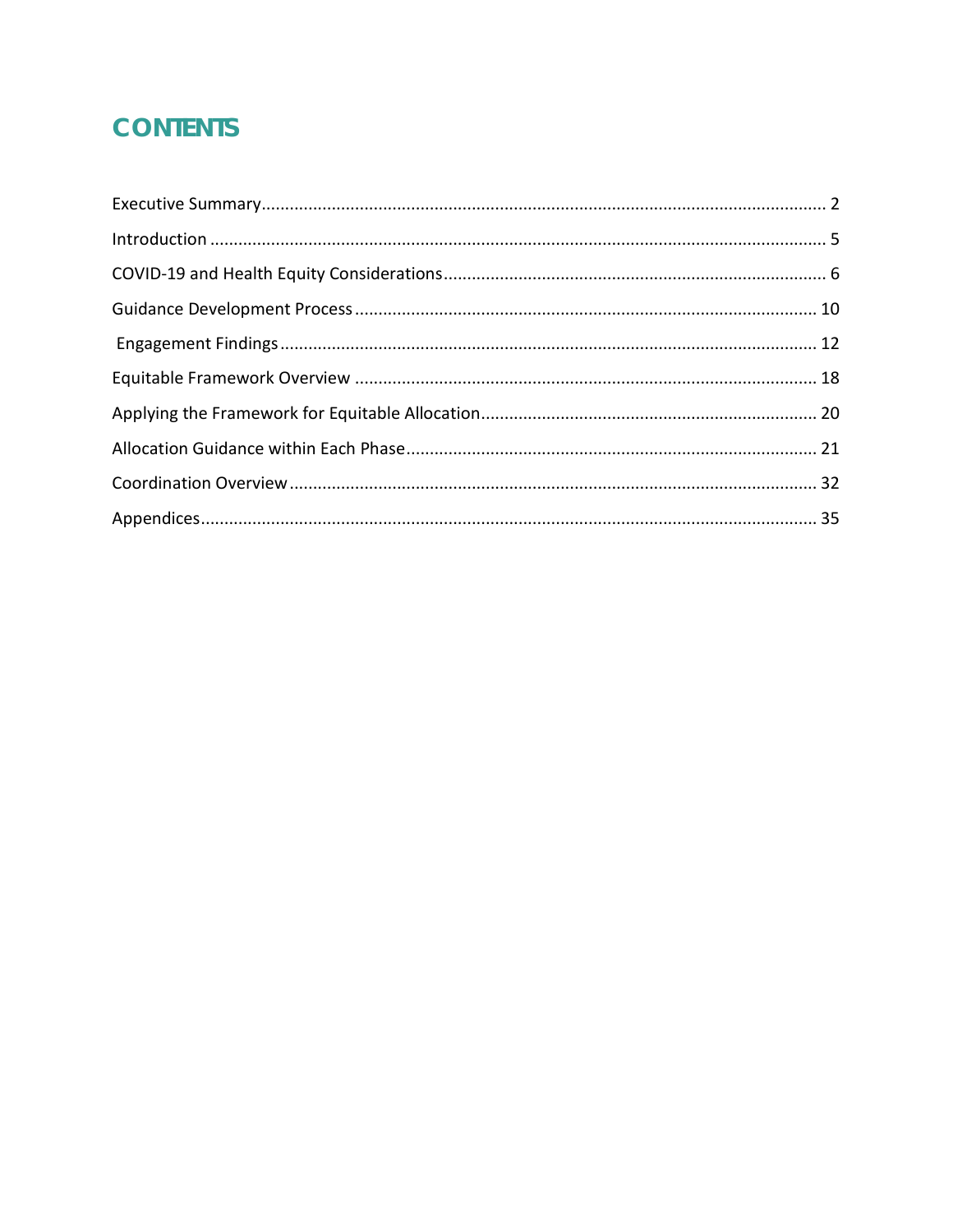# CONTENTS

Executive Summary ........................................................................................................................ 2

Introduction .................................................................................................................................... 5

COVID-19 and Health Equity Considerations ................................................................................. 6

Guidance Development Process .................................................................................................. 10

Engagement Findings .................................................................................................................. 12

Equitable Framework Overview .................................................................................................. 18

Applying the Framework for Equitable Allocation ........................................................................ 20

Allocation Guidance within Each Phase ....................................................................................... 21

Coordination Overview ................................................................................................................ 32

Appendices ................................................................................................................................... 35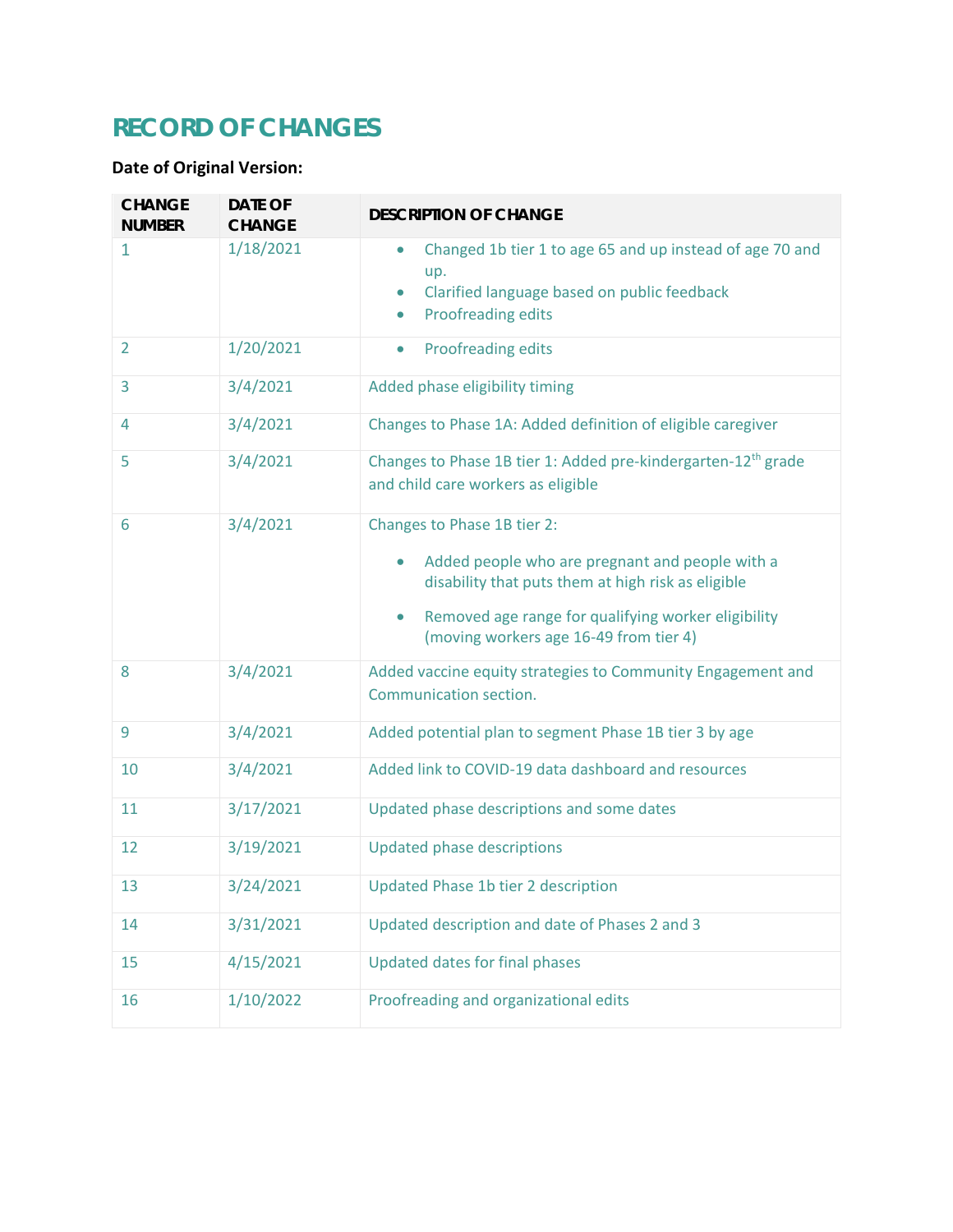# RECORD OF CHANGES

**Date of Original Version:**

| CHANGE NUMBER | DATE OF CHANGE | DESCRIPTION OF CHANGE |
|---|---|---|
| 1 | 1/18/2021 | • Changed 1b tier 1 to age 65 and up instead of age 70 and up.<br>• Clarified language based on public feedback<br>• Proofreading edits |
| 2 | 1/20/2021 | • Proofreading edits |
| 3 | 3/4/2021 | Added phase eligibility timing |
| 4 | 3/4/2021 | Changes to Phase 1A: Added definition of eligible caregiver |
| 5 | 3/4/2021 | Changes to Phase 1B tier 1: Added pre-kindergarten-12th grade and child care workers as eligible |
| 6 | 3/4/2021 | Changes to Phase 1B tier 2:<br>• Added people who are pregnant and people with a disability that puts them at high risk as eligible<br>• Removed age range for qualifying worker eligibility (moving workers age 16-49 from tier 4) |
| 8 | 3/4/2021 | Added vaccine equity strategies to Community Engagement and Communication section. |
| 9 | 3/4/2021 | Added potential plan to segment Phase 1B tier 3 by age |
| 10 | 3/4/2021 | Added link to COVID-19 data dashboard and resources |
| 11 | 3/17/2021 | Updated phase descriptions and some dates |
| 12 | 3/19/2021 | Updated phase descriptions |
| 13 | 3/24/2021 | Updated Phase 1b tier 2 description |
| 14 | 3/31/2021 | Updated description and date of Phases 2 and 3 |
| 15 | 4/15/2021 | Updated dates for final phases |
| 16 | 1/10/2022 | Proofreading and organizational edits |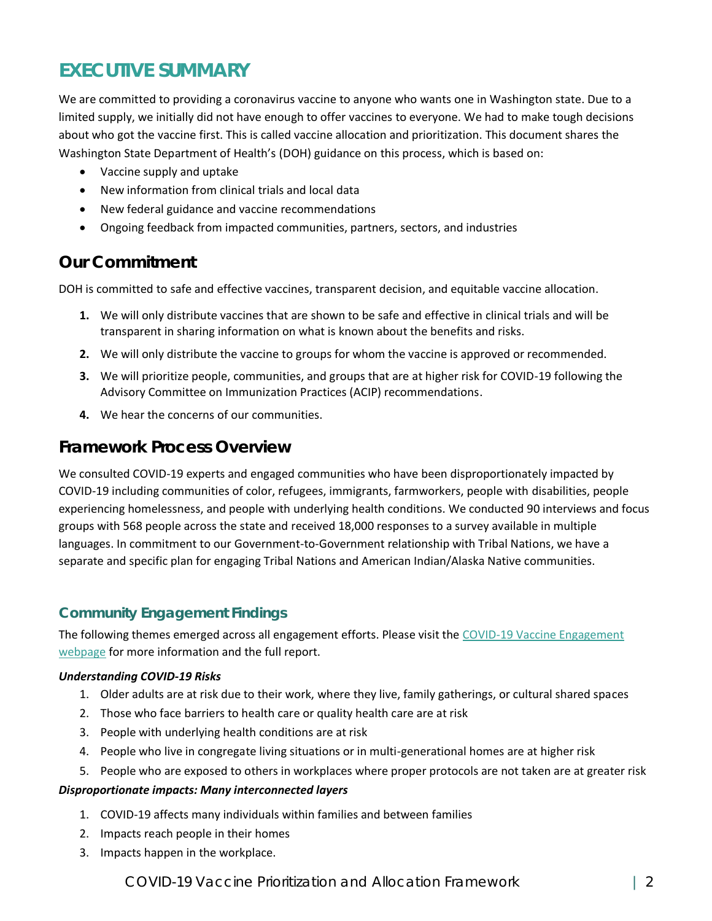# EXECUTIVE SUMMARY

We are committed to providing a coronavirus vaccine to anyone who wants one in Washington state. Due to a limited supply, we initially did not have enough to offer vaccines to everyone. We had to make tough decisions about who got the vaccine first. This is called vaccine allocation and prioritization. This document shares the Washington State Department of Health's (DOH) guidance on this process, which is based on:

- Vaccine supply and uptake
- New information from clinical trials and local data
- New federal guidance and vaccine recommendations
- Ongoing feedback from impacted communities, partners, sectors, and industries

## Our Commitment

DOH is committed to safe and effective vaccines, transparent decision, and equitable vaccine allocation.

1. We will only distribute vaccines that are shown to be safe and effective in clinical trials and will be transparent in sharing information on what is known about the benefits and risks.
2. We will only distribute the vaccine to groups for whom the vaccine is approved or recommended.
3. We will prioritize people, communities, and groups that are at higher risk for COVID-19 following the Advisory Committee on Immunization Practices (ACIP) recommendations.
4. We hear the concerns of our communities.

## Framework Process Overview

We consulted COVID-19 experts and engaged communities who have been disproportionately impacted by COVID-19 including communities of color, refugees, immigrants, farmworkers, people with disabilities, people experiencing homelessness, and people with underlying health conditions. We conducted 90 interviews and focus groups with 568 people across the state and received 18,000 responses to a survey available in multiple languages. In commitment to our Government-to-Government relationship with Tribal Nations, we have a separate and specific plan for engaging Tribal Nations and American Indian/Alaska Native communities.

### Community Engagement Findings

The following themes emerged across all engagement efforts. Please visit the COVID-19 Vaccine Engagement webpage for more information and the full report.

***Understanding COVID-19 Risks***

1. Older adults are at risk due to their work, where they live, family gatherings, or cultural shared spaces
2. Those who face barriers to health care or quality health care are at risk
3. People with underlying health conditions are at risk
4. People who live in congregate living situations or in multi-generational homes are at higher risk
5. People who are exposed to others in workplaces where proper protocols are not taken are at greater risk

***Disproportionate impacts: Many interconnected layers***

1. COVID-19 affects many individuals within families and between families
2. Impacts reach people in their homes
3. Impacts happen in the workplace.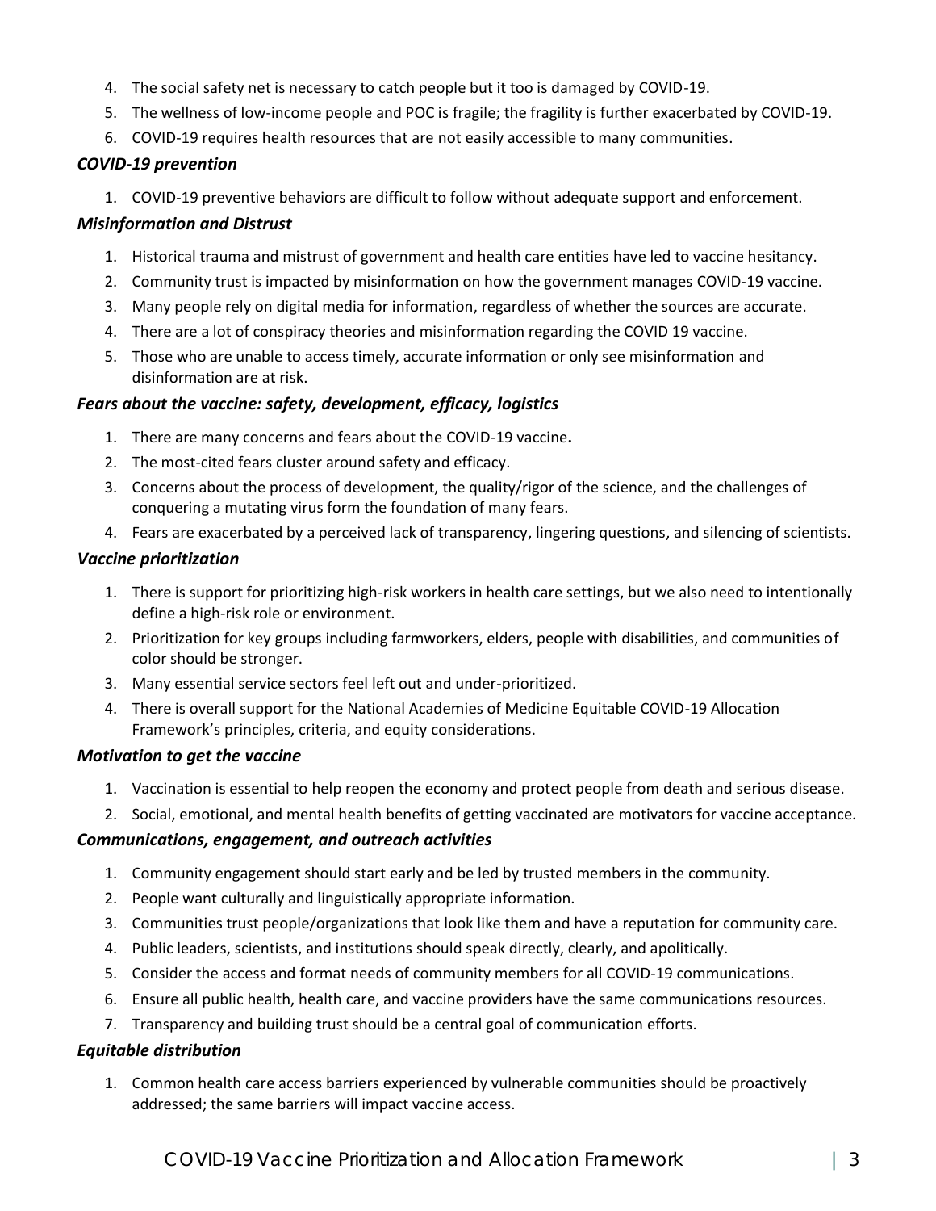4. The social safety net is necessary to catch people but it too is damaged by COVID-19.
5. The wellness of low-income people and POC is fragile; the fragility is further exacerbated by COVID-19.
6. COVID-19 requires health resources that are not easily accessible to many communities.

### *COVID-19 prevention*

1. COVID-19 preventive behaviors are difficult to follow without adequate support and enforcement.

### *Misinformation and Distrust*

1. Historical trauma and mistrust of government and health care entities have led to vaccine hesitancy.
2. Community trust is impacted by misinformation on how the government manages COVID-19 vaccine.
3. Many people rely on digital media for information, regardless of whether the sources are accurate.
4. There are a lot of conspiracy theories and misinformation regarding the COVID 19 vaccine.
5. Those who are unable to access timely, accurate information or only see misinformation and disinformation are at risk.

### *Fears about the vaccine: safety, development, efficacy, logistics*

1. There are many concerns and fears about the COVID-19 vaccine**.**
2. The most-cited fears cluster around safety and efficacy.
3. Concerns about the process of development, the quality/rigor of the science, and the challenges of conquering a mutating virus form the foundation of many fears.
4. Fears are exacerbated by a perceived lack of transparency, lingering questions, and silencing of scientists.

### *Vaccine prioritization*

1. There is support for prioritizing high-risk workers in health care settings, but we also need to intentionally define a high-risk role or environment.
2. Prioritization for key groups including farmworkers, elders, people with disabilities, and communities of color should be stronger.
3. Many essential service sectors feel left out and under-prioritized.
4. There is overall support for the National Academies of Medicine Equitable COVID-19 Allocation Framework's principles, criteria, and equity considerations.

### *Motivation to get the vaccine*

1. Vaccination is essential to help reopen the economy and protect people from death and serious disease.
2. Social, emotional, and mental health benefits of getting vaccinated are motivators for vaccine acceptance.

### *Communications, engagement, and outreach activities*

1. Community engagement should start early and be led by trusted members in the community.
2. People want culturally and linguistically appropriate information.
3. Communities trust people/organizations that look like them and have a reputation for community care.
4. Public leaders, scientists, and institutions should speak directly, clearly, and apolitically.
5. Consider the access and format needs of community members for all COVID-19 communications.
6. Ensure all public health, health care, and vaccine providers have the same communications resources.
7. Transparency and building trust should be a central goal of communication efforts.

### *Equitable distribution*

1. Common health care access barriers experienced by vulnerable communities should be proactively addressed; the same barriers will impact vaccine access.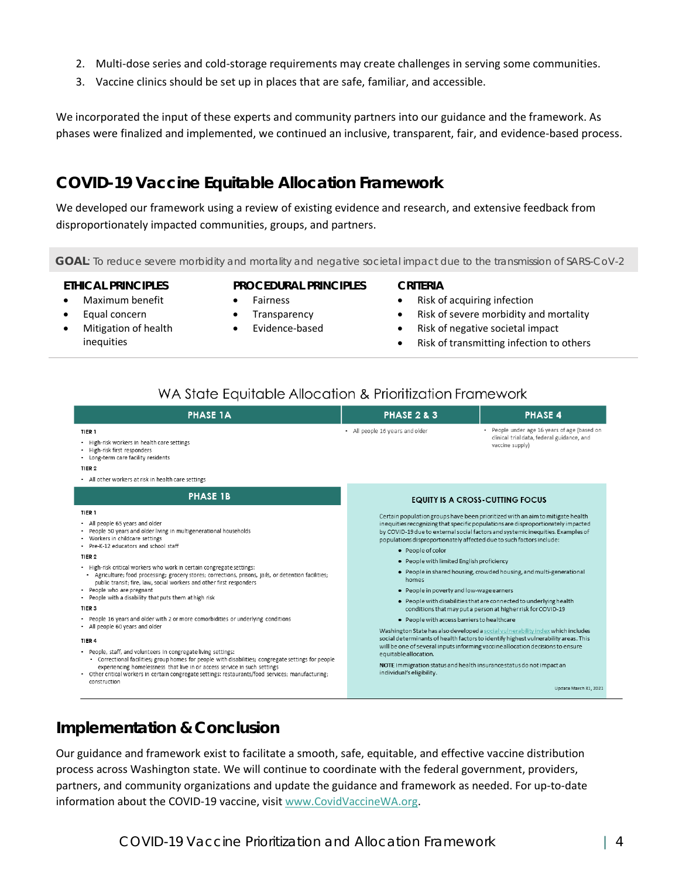2. Multi-dose series and cold-storage requirements may create challenges in serving some communities.
3. Vaccine clinics should be set up in places that are safe, familiar, and accessible.

We incorporated the input of these experts and community partners into our guidance and the framework. As phases were finalized and implemented, we continued an inclusive, transparent, fair, and evidence-based process.

## COVID-19 Vaccine Equitable Allocation Framework

We developed our framework using a review of existing evidence and research, and extensive feedback from disproportionately impacted communities, groups, and partners.

**GOAL**: To reduce severe morbidity and mortality and negative societal impact due to the transmission of SARS-CoV-2

**ETHICAL PRINCIPLES**

- Maximum benefit
- Equal concern
- Mitigation of health inequities

**PROCEDURAL PRINCIPLES**

- Fairness
- Transparency
- Evidence-based

**CRITERIA**

- Risk of acquiring infection
- Risk of severe morbidity and mortality
- Risk of negative societal impact
- Risk of transmitting infection to others

### WA State Equitable Allocation & Prioritization Framework

| PHASE 1A | PHASE 2 & 3 | PHASE 4 |
|---|---|---|
| TIER 1<br>• High-risk workers in health care settings<br>• High-risk first responders<br>• Long-term care facility residents<br>TIER 2<br>• All other workers at risk in health care settings | • All people 16 years and older | • People under age 16 years of age (based on clinical trial data, federal guidance, and vaccine supply) |

**PHASE 1B**

TIER 1

- All people 65 years and older
- People 50 years and older living in multigenerational households
- Workers in childcare settings
- Pre-K-12 educators and school staff

TIER 2

- High-risk critical workers who work in certain congregate settings:
  - Agriculture; food processing; grocery stores; corrections, prisons, jails, or detention facilities; public transit; fire, law, social workers and other first responders
- People who are pregnant
- People with a disability that puts them at high risk

TIER 3

- People 16 years and older with 2 or more comorbidities or underlying conditions
- All people 60 years and older

TIER 4

- People, staff, and volunteers in congregate living settings:
  - Correctional facilities; group homes for people with disabilities; congregate settings for people experiencing homelessness that live in or access service in such settings
- Other critical workers in certain congregate settings: restaurants/food services; manufacturing; construction

**EQUITY IS A CROSS-CUTTING FOCUS**

Certain population groups have been prioritized with an aim to mitigate health inequities recognizing that specific populations are disproportionately impacted by COVID-19 due to external social factors and systemic inequities. Examples of populations disproportionately affected due to such factors include:

- People of color
- People with limited English proficiency
- People in shared housing, crowded housing, and multi-generational homes
- People in poverty and low-wage earners
- People with disabilities that are connected to underlying health conditions that may put a person at higher risk for COVID-19
- People with access barriers to healthcare

Washington State has also developed a social vulnerability index which includes social determinants of health factors to identify highest vulnerability areas. This will be one of several inputs informing vaccine allocation decisions to ensure equitable allocation.

**NOTE** Immigration status and health insurance status do not impact an individual's eligibility.

Update March 31, 2021

## Implementation & Conclusion

Our guidance and framework exist to facilitate a smooth, safe, equitable, and effective vaccine distribution process across Washington state. We will continue to coordinate with the federal government, providers, partners, and community organizations and update the guidance and framework as needed. For up-to-date information about the COVID-19 vaccine, visit www.CovidVaccineWA.org.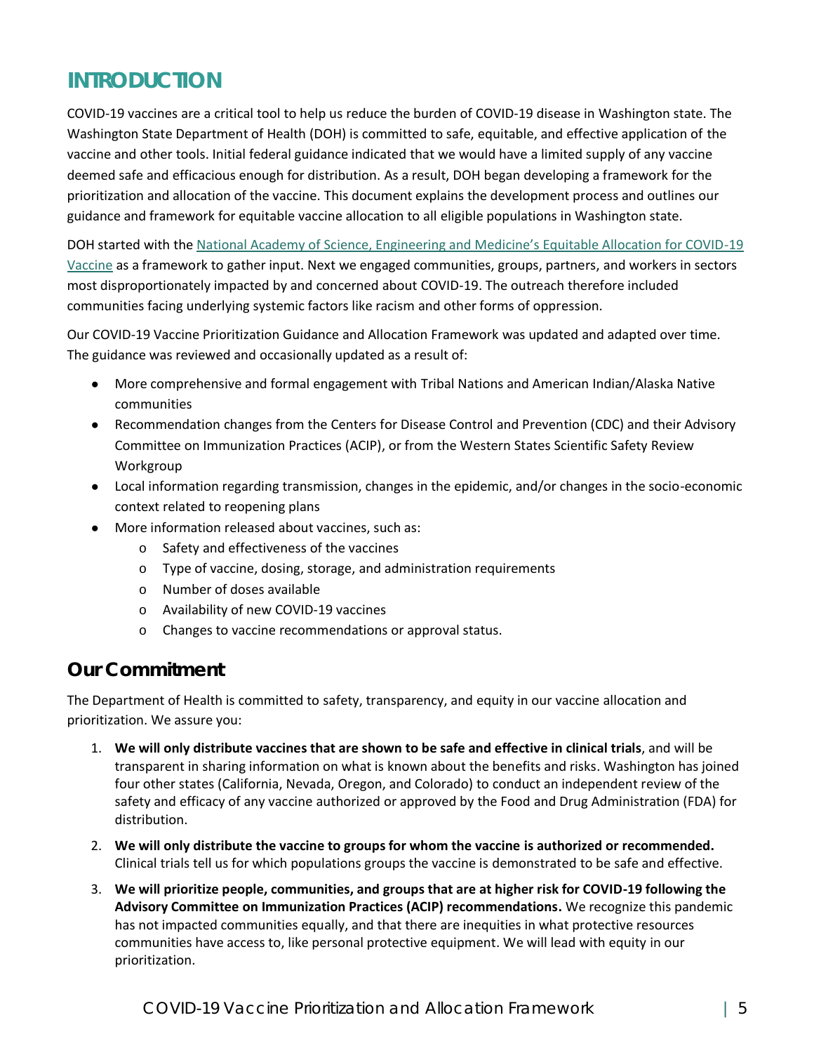# INTRODUCTION

COVID-19 vaccines are a critical tool to help us reduce the burden of COVID-19 disease in Washington state. The Washington State Department of Health (DOH) is committed to safe, equitable, and effective application of the vaccine and other tools. Initial federal guidance indicated that we would have a limited supply of any vaccine deemed safe and efficacious enough for distribution. As a result, DOH began developing a framework for the prioritization and allocation of the vaccine. This document explains the development process and outlines our guidance and framework for equitable vaccine allocation to all eligible populations in Washington state.

DOH started with the [National Academy of Science, Engineering and Medicine's Equitable Allocation for COVID-19 Vaccine]() as a framework to gather input. Next we engaged communities, groups, partners, and workers in sectors most disproportionately impacted by and concerned about COVID-19. The outreach therefore included communities facing underlying systemic factors like racism and other forms of oppression.

Our COVID-19 Vaccine Prioritization Guidance and Allocation Framework was updated and adapted over time. The guidance was reviewed and occasionally updated as a result of:

- More comprehensive and formal engagement with Tribal Nations and American Indian/Alaska Native communities
- Recommendation changes from the Centers for Disease Control and Prevention (CDC) and their Advisory Committee on Immunization Practices (ACIP), or from the Western States Scientific Safety Review Workgroup
- Local information regarding transmission, changes in the epidemic, and/or changes in the socio-economic context related to reopening plans
- More information released about vaccines, such as:
  - Safety and effectiveness of the vaccines
  - Type of vaccine, dosing, storage, and administration requirements
  - Number of doses available
  - Availability of new COVID-19 vaccines
  - Changes to vaccine recommendations or approval status.

## Our Commitment

The Department of Health is committed to safety, transparency, and equity in our vaccine allocation and prioritization. We assure you:

1. **We will only distribute vaccines that are shown to be safe and effective in clinical trials**, and will be transparent in sharing information on what is known about the benefits and risks. Washington has joined four other states (California, Nevada, Oregon, and Colorado) to conduct an independent review of the safety and efficacy of any vaccine authorized or approved by the Food and Drug Administration (FDA) for distribution.
2. **We will only distribute the vaccine to groups for whom the vaccine is authorized or recommended.** Clinical trials tell us for which populations groups the vaccine is demonstrated to be safe and effective.
3. **We will prioritize people, communities, and groups that are at higher risk for COVID-19 following the Advisory Committee on Immunization Practices (ACIP) recommendations.** We recognize this pandemic has not impacted communities equally, and that there are inequities in what protective resources communities have access to, like personal protective equipment. We will lead with equity in our prioritization.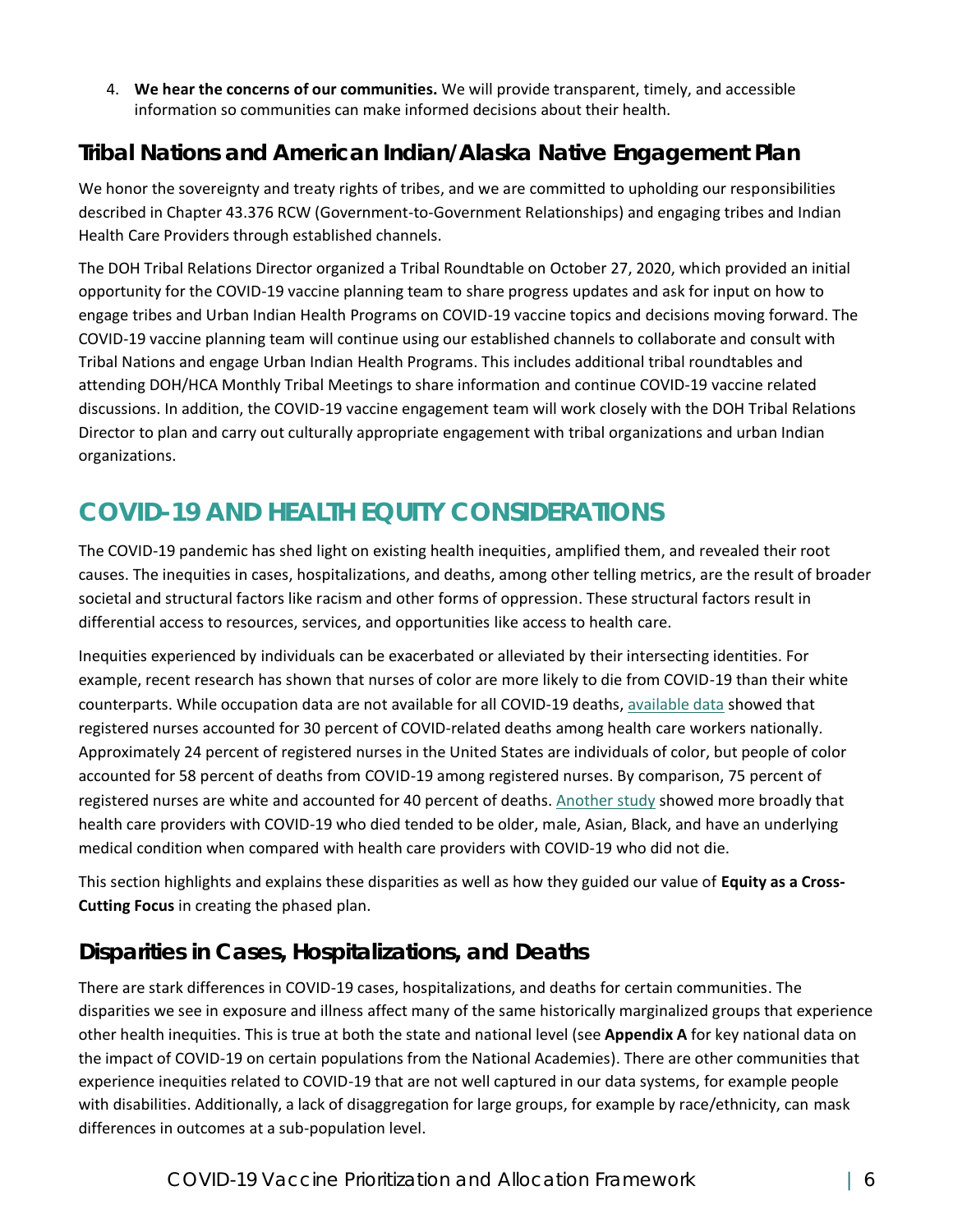4. **We hear the concerns of our communities.** We will provide transparent, timely, and accessible information so communities can make informed decisions about their health.

## Tribal Nations and American Indian/Alaska Native Engagement Plan

We honor the sovereignty and treaty rights of tribes, and we are committed to upholding our responsibilities described in Chapter 43.376 RCW (Government-to-Government Relationships) and engaging tribes and Indian Health Care Providers through established channels.

The DOH Tribal Relations Director organized a Tribal Roundtable on October 27, 2020, which provided an initial opportunity for the COVID-19 vaccine planning team to share progress updates and ask for input on how to engage tribes and Urban Indian Health Programs on COVID-19 vaccine topics and decisions moving forward. The COVID-19 vaccine planning team will continue using our established channels to collaborate and consult with Tribal Nations and engage Urban Indian Health Programs. This includes additional tribal roundtables and attending DOH/HCA Monthly Tribal Meetings to share information and continue COVID-19 vaccine related discussions. In addition, the COVID-19 vaccine engagement team will work closely with the DOH Tribal Relations Director to plan and carry out culturally appropriate engagement with tribal organizations and urban Indian organizations.

# COVID-19 AND HEALTH EQUITY CONSIDERATIONS

The COVID-19 pandemic has shed light on existing health inequities, amplified them, and revealed their root causes. The inequities in cases, hospitalizations, and deaths, among other telling metrics, are the result of broader societal and structural factors like racism and other forms of oppression. These structural factors result in differential access to resources, services, and opportunities like access to health care.

Inequities experienced by individuals can be exacerbated or alleviated by their intersecting identities. For example, recent research has shown that nurses of color are more likely to die from COVID-19 than their white counterparts. While occupation data are not available for all COVID-19 deaths, available data showed that registered nurses accounted for 30 percent of COVID-related deaths among health care workers nationally. Approximately 24 percent of registered nurses in the United States are individuals of color, but people of color accounted for 58 percent of deaths from COVID-19 among registered nurses. By comparison, 75 percent of registered nurses are white and accounted for 40 percent of deaths. Another study showed more broadly that health care providers with COVID-19 who died tended to be older, male, Asian, Black, and have an underlying medical condition when compared with health care providers with COVID-19 who did not die.

This section highlights and explains these disparities as well as how they guided our value of **Equity as a Cross-Cutting Focus** in creating the phased plan.

## Disparities in Cases, Hospitalizations, and Deaths

There are stark differences in COVID-19 cases, hospitalizations, and deaths for certain communities. The disparities we see in exposure and illness affect many of the same historically marginalized groups that experience other health inequities. This is true at both the state and national level (see **Appendix A** for key national data on the impact of COVID-19 on certain populations from the National Academies). There are other communities that experience inequities related to COVID-19 that are not well captured in our data systems, for example people with disabilities. Additionally, a lack of disaggregation for large groups, for example by race/ethnicity, can mask differences in outcomes at a sub-population level.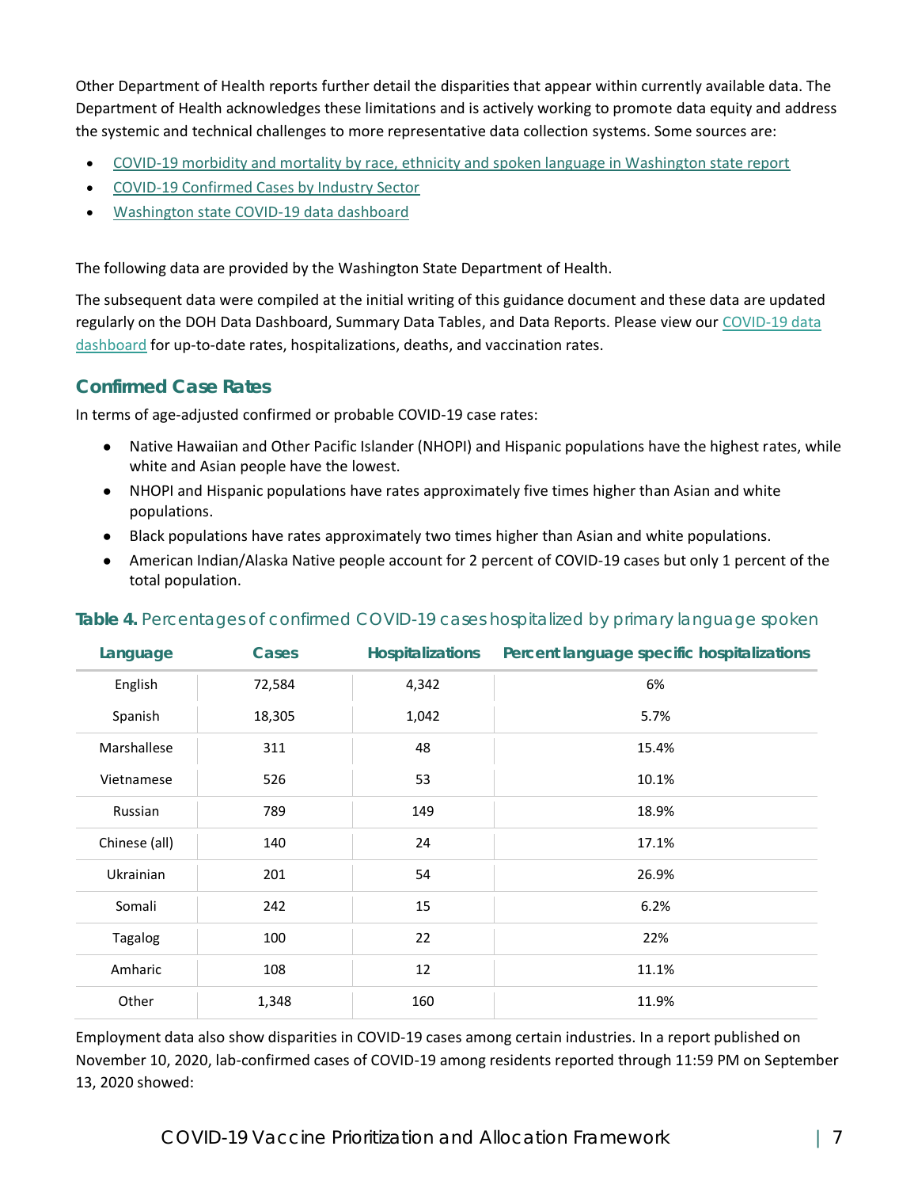Other Department of Health reports further detail the disparities that appear within currently available data. The Department of Health acknowledges these limitations and is actively working to promote data equity and address the systemic and technical challenges to more representative data collection systems. Some sources are:

- COVID-19 morbidity and mortality by race, ethnicity and spoken language in Washington state report
- COVID-19 Confirmed Cases by Industry Sector
- Washington state COVID-19 data dashboard

The following data are provided by the Washington State Department of Health.

The subsequent data were compiled at the initial writing of this guidance document and these data are updated regularly on the DOH Data Dashboard, Summary Data Tables, and Data Reports. Please view our COVID-19 data dashboard for up-to-date rates, hospitalizations, deaths, and vaccination rates.

### Confirmed Case Rates

In terms of age-adjusted confirmed or probable COVID-19 case rates:

- Native Hawaiian and Other Pacific Islander (NHOPI) and Hispanic populations have the highest rates, while white and Asian people have the lowest.
- NHOPI and Hispanic populations have rates approximately five times higher than Asian and white populations.
- Black populations have rates approximately two times higher than Asian and white populations.
- American Indian/Alaska Native people account for 2 percent of COVID-19 cases but only 1 percent of the total population.

**Table 4.** Percentages of confirmed COVID-19 cases hospitalized by primary language spoken

| Language | Cases | Hospitalizations | Percent language specific hospitalizations |
|---|---|---|---|
| English | 72,584 | 4,342 | 6% |
| Spanish | 18,305 | 1,042 | 5.7% |
| Marshallese | 311 | 48 | 15.4% |
| Vietnamese | 526 | 53 | 10.1% |
| Russian | 789 | 149 | 18.9% |
| Chinese (all) | 140 | 24 | 17.1% |
| Ukrainian | 201 | 54 | 26.9% |
| Somali | 242 | 15 | 6.2% |
| Tagalog | 100 | 22 | 22% |
| Amharic | 108 | 12 | 11.1% |
| Other | 1,348 | 160 | 11.9% |

Employment data also show disparities in COVID-19 cases among certain industries. In a report published on November 10, 2020, lab-confirmed cases of COVID-19 among residents reported through 11:59 PM on September 13, 2020 showed: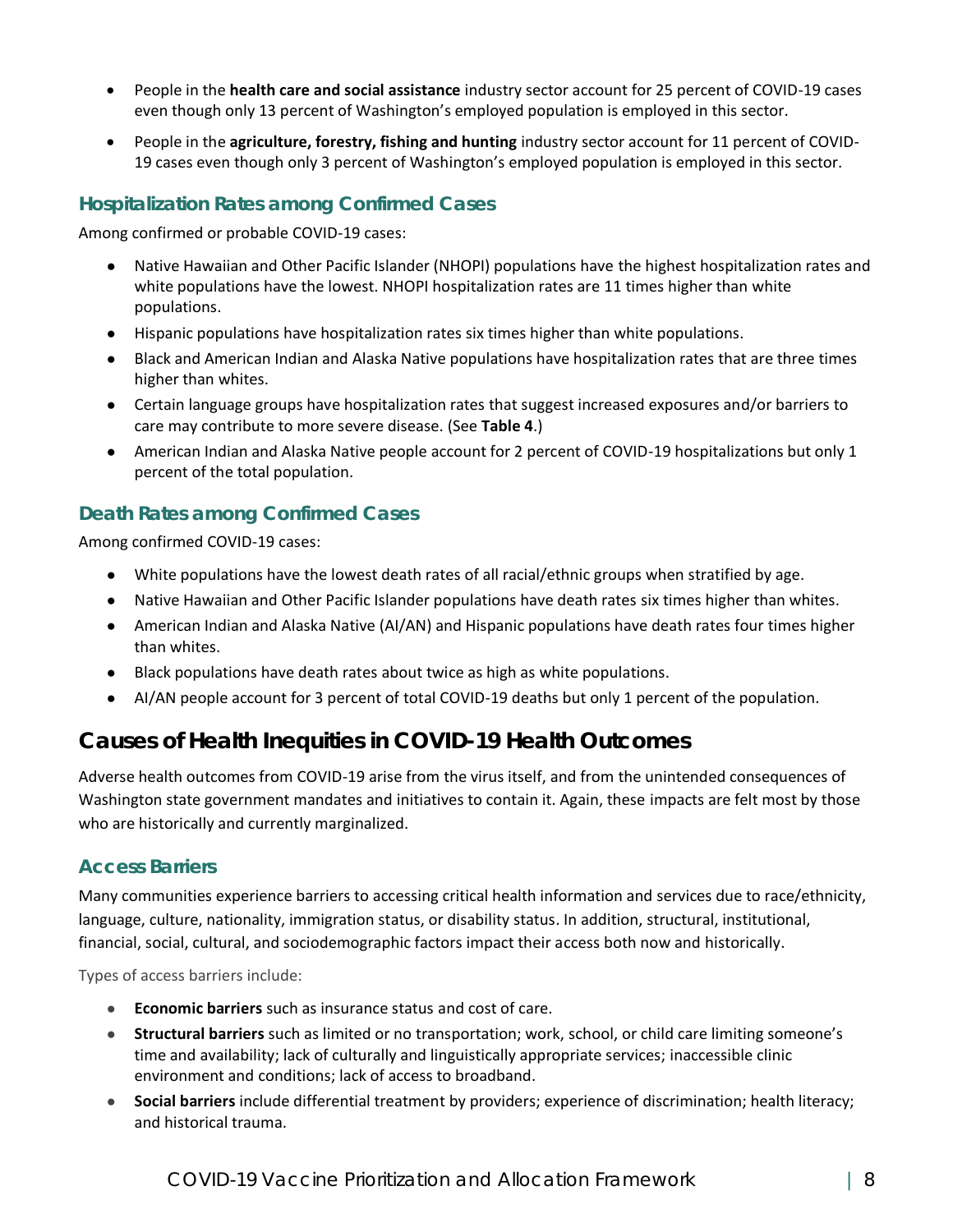- People in the **health care and social assistance** industry sector account for 25 percent of COVID-19 cases even though only 13 percent of Washington's employed population is employed in this sector.
- People in the **agriculture, forestry, fishing and hunting** industry sector account for 11 percent of COVID-19 cases even though only 3 percent of Washington's employed population is employed in this sector.

### Hospitalization Rates among Confirmed Cases

Among confirmed or probable COVID-19 cases:

- Native Hawaiian and Other Pacific Islander (NHOPI) populations have the highest hospitalization rates and white populations have the lowest. NHOPI hospitalization rates are 11 times higher than white populations.
- Hispanic populations have hospitalization rates six times higher than white populations.
- Black and American Indian and Alaska Native populations have hospitalization rates that are three times higher than whites.
- Certain language groups have hospitalization rates that suggest increased exposures and/or barriers to care may contribute to more severe disease. (See **Table 4**.)
- American Indian and Alaska Native people account for 2 percent of COVID-19 hospitalizations but only 1 percent of the total population.

### Death Rates among Confirmed Cases

Among confirmed COVID-19 cases:

- White populations have the lowest death rates of all racial/ethnic groups when stratified by age.
- Native Hawaiian and Other Pacific Islander populations have death rates six times higher than whites.
- American Indian and Alaska Native (AI/AN) and Hispanic populations have death rates four times higher than whites.
- Black populations have death rates about twice as high as white populations.
- AI/AN people account for 3 percent of total COVID-19 deaths but only 1 percent of the population.

## Causes of Health Inequities in COVID-19 Health Outcomes

Adverse health outcomes from COVID-19 arise from the virus itself, and from the unintended consequences of Washington state government mandates and initiatives to contain it. Again, these impacts are felt most by those who are historically and currently marginalized.

### Access Barriers

Many communities experience barriers to accessing critical health information and services due to race/ethnicity, language, culture, nationality, immigration status, or disability status. In addition, structural, institutional, financial, social, cultural, and sociodemographic factors impact their access both now and historically.

Types of access barriers include:

- **Economic barriers** such as insurance status and cost of care.
- **Structural barriers** such as limited or no transportation; work, school, or child care limiting someone's time and availability; lack of culturally and linguistically appropriate services; inaccessible clinic environment and conditions; lack of access to broadband.
- **Social barriers** include differential treatment by providers; experience of discrimination; health literacy; and historical trauma.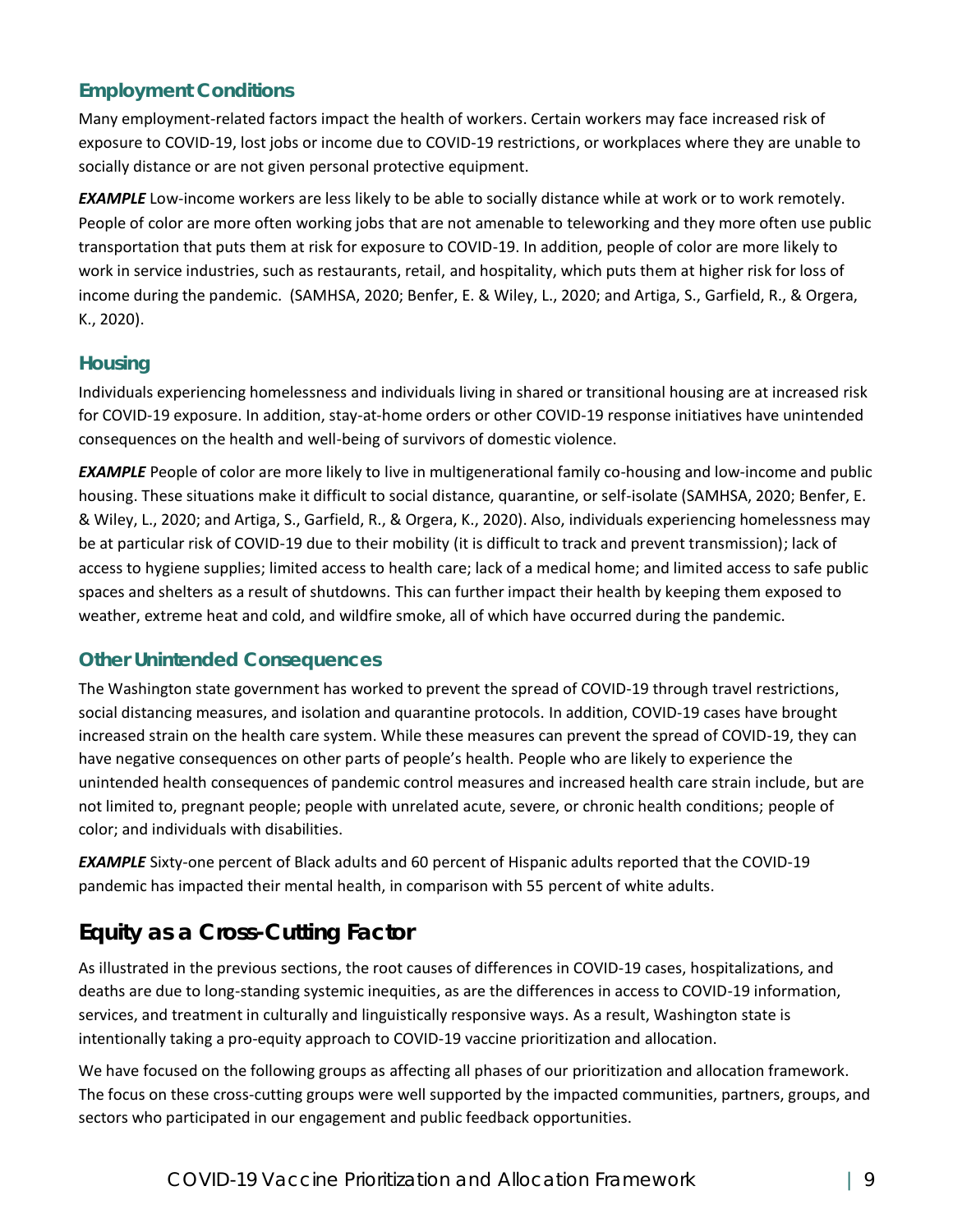### Employment Conditions

Many employment-related factors impact the health of workers. Certain workers may face increased risk of exposure to COVID-19, lost jobs or income due to COVID-19 restrictions, or workplaces where they are unable to socially distance or are not given personal protective equipment.

***EXAMPLE*** Low-income workers are less likely to be able to socially distance while at work or to work remotely. People of color are more often working jobs that are not amenable to teleworking and they more often use public transportation that puts them at risk for exposure to COVID-19. In addition, people of color are more likely to work in service industries, such as restaurants, retail, and hospitality, which puts them at higher risk for loss of income during the pandemic. (SAMHSA, 2020; Benfer, E. & Wiley, L., 2020; and Artiga, S., Garfield, R., & Orgera, K., 2020).

### Housing

Individuals experiencing homelessness and individuals living in shared or transitional housing are at increased risk for COVID-19 exposure. In addition, stay-at-home orders or other COVID-19 response initiatives have unintended consequences on the health and well-being of survivors of domestic violence.

***EXAMPLE*** People of color are more likely to live in multigenerational family co-housing and low-income and public housing. These situations make it difficult to social distance, quarantine, or self-isolate (SAMHSA, 2020; Benfer, E. & Wiley, L., 2020; and Artiga, S., Garfield, R., & Orgera, K., 2020). Also, individuals experiencing homelessness may be at particular risk of COVID-19 due to their mobility (it is difficult to track and prevent transmission); lack of access to hygiene supplies; limited access to health care; lack of a medical home; and limited access to safe public spaces and shelters as a result of shutdowns. This can further impact their health by keeping them exposed to weather, extreme heat and cold, and wildfire smoke, all of which have occurred during the pandemic.

### Other Unintended Consequences

The Washington state government has worked to prevent the spread of COVID-19 through travel restrictions, social distancing measures, and isolation and quarantine protocols. In addition, COVID-19 cases have brought increased strain on the health care system. While these measures can prevent the spread of COVID-19, they can have negative consequences on other parts of people's health. People who are likely to experience the unintended health consequences of pandemic control measures and increased health care strain include, but are not limited to, pregnant people; people with unrelated acute, severe, or chronic health conditions; people of color; and individuals with disabilities.

***EXAMPLE*** Sixty-one percent of Black adults and 60 percent of Hispanic adults reported that the COVID-19 pandemic has impacted their mental health, in comparison with 55 percent of white adults.

## Equity as a Cross-Cutting Factor

As illustrated in the previous sections, the root causes of differences in COVID-19 cases, hospitalizations, and deaths are due to long-standing systemic inequities, as are the differences in access to COVID-19 information, services, and treatment in culturally and linguistically responsive ways. As a result, Washington state is intentionally taking a pro-equity approach to COVID-19 vaccine prioritization and allocation.

We have focused on the following groups as affecting all phases of our prioritization and allocation framework. The focus on these cross-cutting groups were well supported by the impacted communities, partners, groups, and sectors who participated in our engagement and public feedback opportunities.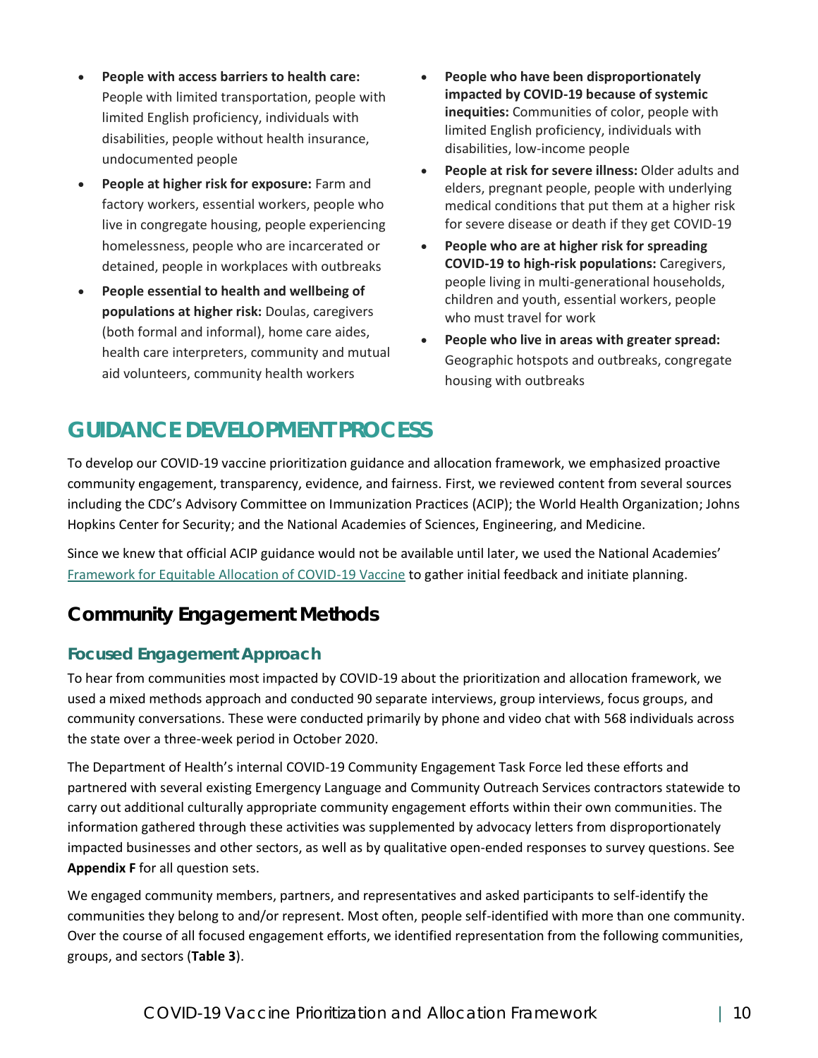- **People with access barriers to health care:** People with limited transportation, people with limited English proficiency, individuals with disabilities, people without health insurance, undocumented people
- **People at higher risk for exposure:** Farm and factory workers, essential workers, people who live in congregate housing, people experiencing homelessness, people who are incarcerated or detained, people in workplaces with outbreaks
- **People essential to health and wellbeing of populations at higher risk:** Doulas, caregivers (both formal and informal), home care aides, health care interpreters, community and mutual aid volunteers, community health workers
- **People who have been disproportionately impacted by COVID-19 because of systemic inequities:** Communities of color, people with limited English proficiency, individuals with disabilities, low-income people
- **People at risk for severe illness:** Older adults and elders, pregnant people, people with underlying medical conditions that put them at a higher risk for severe disease or death if they get COVID-19
- **People who are at higher risk for spreading COVID-19 to high-risk populations:** Caregivers, people living in multi-generational households, children and youth, essential workers, people who must travel for work
- **People who live in areas with greater spread:** Geographic hotspots and outbreaks, congregate housing with outbreaks

# GUIDANCE DEVELOPMENT PROCESS

To develop our COVID-19 vaccine prioritization guidance and allocation framework, we emphasized proactive community engagement, transparency, evidence, and fairness. First, we reviewed content from several sources including the CDC's Advisory Committee on Immunization Practices (ACIP); the World Health Organization; Johns Hopkins Center for Security; and the National Academies of Sciences, Engineering, and Medicine.

Since we knew that official ACIP guidance would not be available until later, we used the National Academies' Framework for Equitable Allocation of COVID-19 Vaccine to gather initial feedback and initiate planning.

## Community Engagement Methods

### Focused Engagement Approach

To hear from communities most impacted by COVID-19 about the prioritization and allocation framework, we used a mixed methods approach and conducted 90 separate interviews, group interviews, focus groups, and community conversations. These were conducted primarily by phone and video chat with 568 individuals across the state over a three-week period in October 2020.

The Department of Health's internal COVID-19 Community Engagement Task Force led these efforts and partnered with several existing Emergency Language and Community Outreach Services contractors statewide to carry out additional culturally appropriate community engagement efforts within their own communities. The information gathered through these activities was supplemented by advocacy letters from disproportionately impacted businesses and other sectors, as well as by qualitative open-ended responses to survey questions. See **Appendix F** for all question sets.

We engaged community members, partners, and representatives and asked participants to self-identify the communities they belong to and/or represent. Most often, people self-identified with more than one community. Over the course of all focused engagement efforts, we identified representation from the following communities, groups, and sectors (**Table 3**).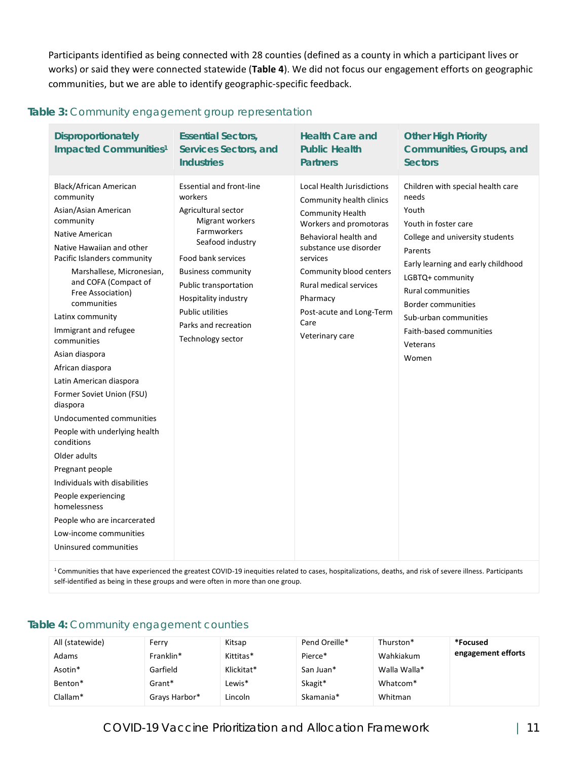Participants identified as being connected with 28 counties (defined as a county in which a participant lives or works) or said they were connected statewide (**Table 4**). We did not focus our engagement efforts on geographic communities, but we are able to identify geographic-specific feedback.

### **Table 3:** Community engagement group representation

| Disproportionately Impacted Communities[1] | Essential Sectors, Services Sectors, and Industries | Health Care and Public Health Partners | Other High Priority Communities, Groups, and Sectors |
|---|---|---|---|
| Black/African American community<br>Asian/Asian American community<br>Native American<br>Native Hawaiian and other Pacific Islanders community<br>Marshallese, Micronesian, and COFA (Compact of Free Association) communities<br>Latinx community<br>Immigrant and refugee communities<br>Asian diaspora<br>African diaspora<br>Latin American diaspora<br>Former Soviet Union (FSU) diaspora<br>Undocumented communities<br>People with underlying health conditions<br>Older adults<br>Pregnant people<br>Individuals with disabilities<br>People experiencing homelessness<br>People who are incarcerated<br>Low-income communities<br>Uninsured communities | Essential and front-line workers<br>Agricultural sector<br>Migrant workers<br>Farmworkers<br>Seafood industry<br>Food bank services<br>Business community<br>Public transportation<br>Hospitality industry<br>Public utilities<br>Parks and recreation<br>Technology sector | Local Health Jurisdictions<br>Community health clinics<br>Community Health Workers and promotoras<br>Behavioral health and substance use disorder services<br>Community blood centers<br>Rural medical services<br>Pharmacy<br>Post-acute and Long-Term Care<br>Veterinary care | Children with special health care needs<br>Youth<br>Youth in foster care<br>College and university students<br>Parents<br>Early learning and early childhood<br>LGBTQ+ community<br>Rural communities<br>Border communities<br>Sub-urban communities<br>Faith-based communities<br>Veterans<br>Women |

[1] Communities that have experienced the greatest COVID-19 inequities related to cases, hospitalizations, deaths, and risk of severe illness. Participants self-identified as being in these groups and were often in more than one group.

### **Table 4:** Community engagement counties

| | | | | | |
|---|---|---|---|---|---|
| All (statewide) | Ferry | Kitsap | Pend Oreille* | Thurston* | ***Focused engagement efforts** |
| Adams | Franklin* | Kittitas* | Pierce* | Wahkiakum | |
| Asotin* | Garfield | Klickitat* | San Juan* | Walla Walla* | |
| Benton* | Grant* | Lewis* | Skagit* | Whatcom* | |
| Clallam* | Grays Harbor* | Lincoln | Skamania* | Whitman | |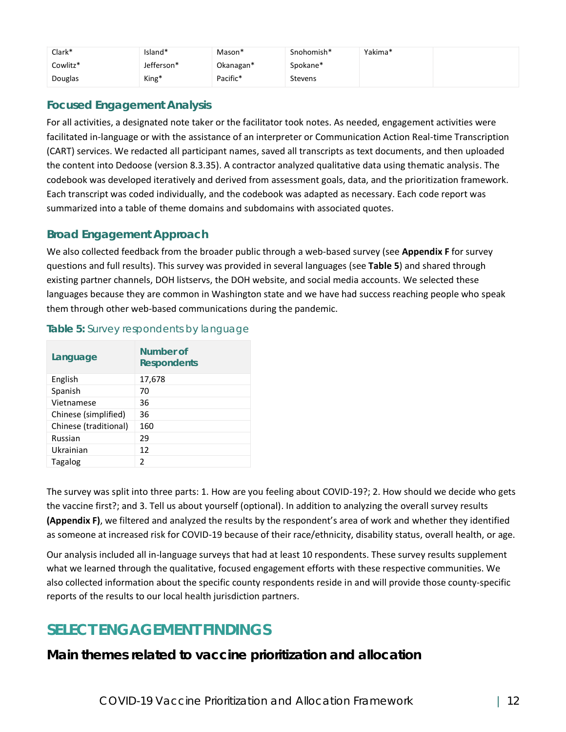| Clark* | Island* | Mason* | Snohomish* | Yakima* | |
|---|---|---|---|---|---|
| Cowlitz* | Jefferson* | Okanagan* | Spokane* | | |
| Douglas | King* | Pacific* | Stevens | | |

### Focused Engagement Analysis

For all activities, a designated note taker or the facilitator took notes. As needed, engagement activities were facilitated in-language or with the assistance of an interpreter or Communication Action Real-time Transcription (CART) services. We redacted all participant names, saved all transcripts as text documents, and then uploaded the content into Dedoose (version 8.3.35). A contractor analyzed qualitative data using thematic analysis. The codebook was developed iteratively and derived from assessment goals, data, and the prioritization framework. Each transcript was coded individually, and the codebook was adapted as necessary. Each code report was summarized into a table of theme domains and subdomains with associated quotes.

### Broad Engagement Approach

We also collected feedback from the broader public through a web-based survey (see **Appendix F** for survey questions and full results). This survey was provided in several languages (see **Table 5**) and shared through existing partner channels, DOH listservs, the DOH website, and social media accounts. We selected these languages because they are common in Washington state and we have had success reaching people who speak them through other web-based communications during the pandemic.

**Table 5:** Survey respondents by language

| Language | Number of Respondents |
|---|---|
| English | 17,678 |
| Spanish | 70 |
| Vietnamese | 36 |
| Chinese (simplified) | 36 |
| Chinese (traditional) | 160 |
| Russian | 29 |
| Ukrainian | 12 |
| Tagalog | 2 |

The survey was split into three parts: 1. How are you feeling about COVID-19?; 2. How should we decide who gets the vaccine first?; and 3. Tell us about yourself (optional). In addition to analyzing the overall survey results **(Appendix F)**, we filtered and analyzed the results by the respondent's area of work and whether they identified as someone at increased risk for COVID-19 because of their race/ethnicity, disability status, overall health, or age.

Our analysis included all in-language surveys that had at least 10 respondents. These survey results supplement what we learned through the qualitative, focused engagement efforts with these respective communities. We also collected information about the specific county respondents reside in and will provide those county-specific reports of the results to our local health jurisdiction partners.

## SELECT ENGAGEMENT FINDINGS

### Main themes related to vaccine prioritization and allocation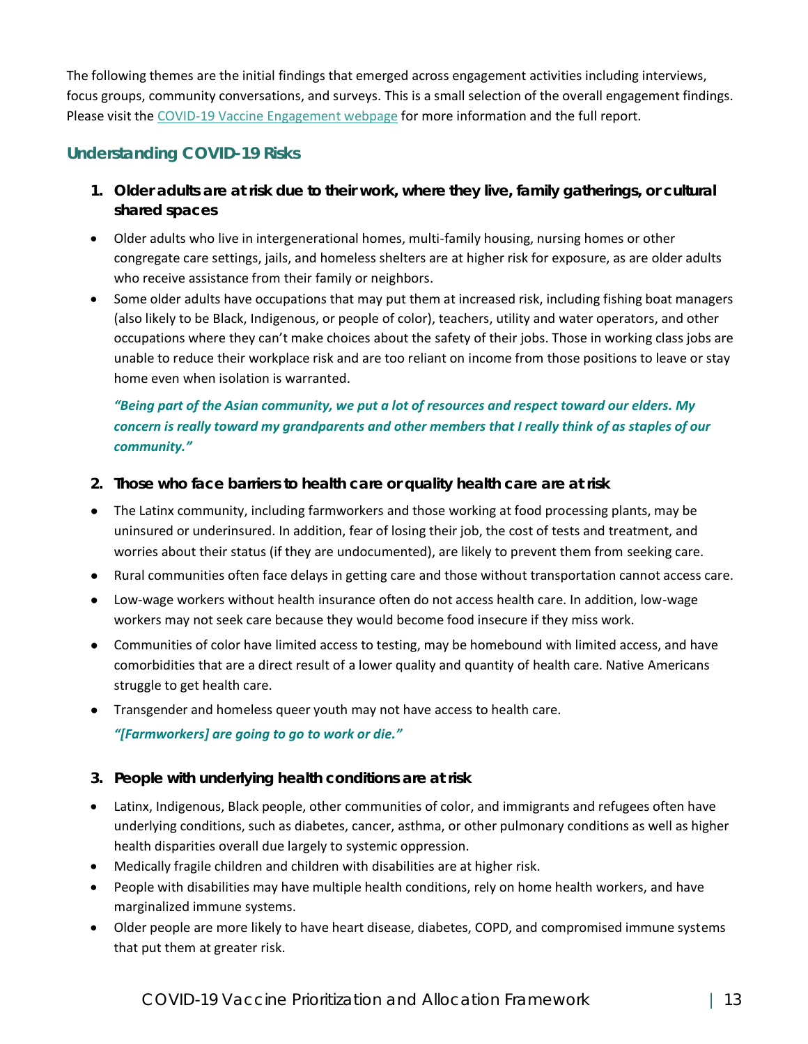The following themes are the initial findings that emerged across engagement activities including interviews, focus groups, community conversations, and surveys. This is a small selection of the overall engagement findings. Please visit the [COVID-19 Vaccine Engagement webpage](#) for more information and the full report.

## Understanding COVID-19 Risks

### 1. Older adults are at risk due to their work, where they live, family gatherings, or cultural shared spaces

- Older adults who live in intergenerational homes, multi-family housing, nursing homes or other congregate care settings, jails, and homeless shelters are at higher risk for exposure, as are older adults who receive assistance from their family or neighbors.
- Some older adults have occupations that may put them at increased risk, including fishing boat managers (also likely to be Black, Indigenous, or people of color), teachers, utility and water operators, and other occupations where they can't make choices about the safety of their jobs. Those in working class jobs are unable to reduce their workplace risk and are too reliant on income from those positions to leave or stay home even when isolation is warranted.

***"Being part of the Asian community, we put a lot of resources and respect toward our elders. My concern is really toward my grandparents and other members that I really think of as staples of our community."***

### 2. Those who face barriers to health care or quality health care are at risk

- The Latinx community, including farmworkers and those working at food processing plants, may be uninsured or underinsured. In addition, fear of losing their job, the cost of tests and treatment, and worries about their status (if they are undocumented), are likely to prevent them from seeking care.
- Rural communities often face delays in getting care and those without transportation cannot access care.
- Low-wage workers without health insurance often do not access health care. In addition, low-wage workers may not seek care because they would become food insecure if they miss work.
- Communities of color have limited access to testing, may be homebound with limited access, and have comorbidities that are a direct result of a lower quality and quantity of health care. Native Americans struggle to get health care.
- Transgender and homeless queer youth may not have access to health care.

***"[Farmworkers] are going to go to work or die."***

### 3. People with underlying health conditions are at risk

- Latinx, Indigenous, Black people, other communities of color, and immigrants and refugees often have underlying conditions, such as diabetes, cancer, asthma, or other pulmonary conditions as well as higher health disparities overall due largely to systemic oppression.
- Medically fragile children and children with disabilities are at higher risk.
- People with disabilities may have multiple health conditions, rely on home health workers, and have marginalized immune systems.
- Older people are more likely to have heart disease, diabetes, COPD, and compromised immune systems that put them at greater risk.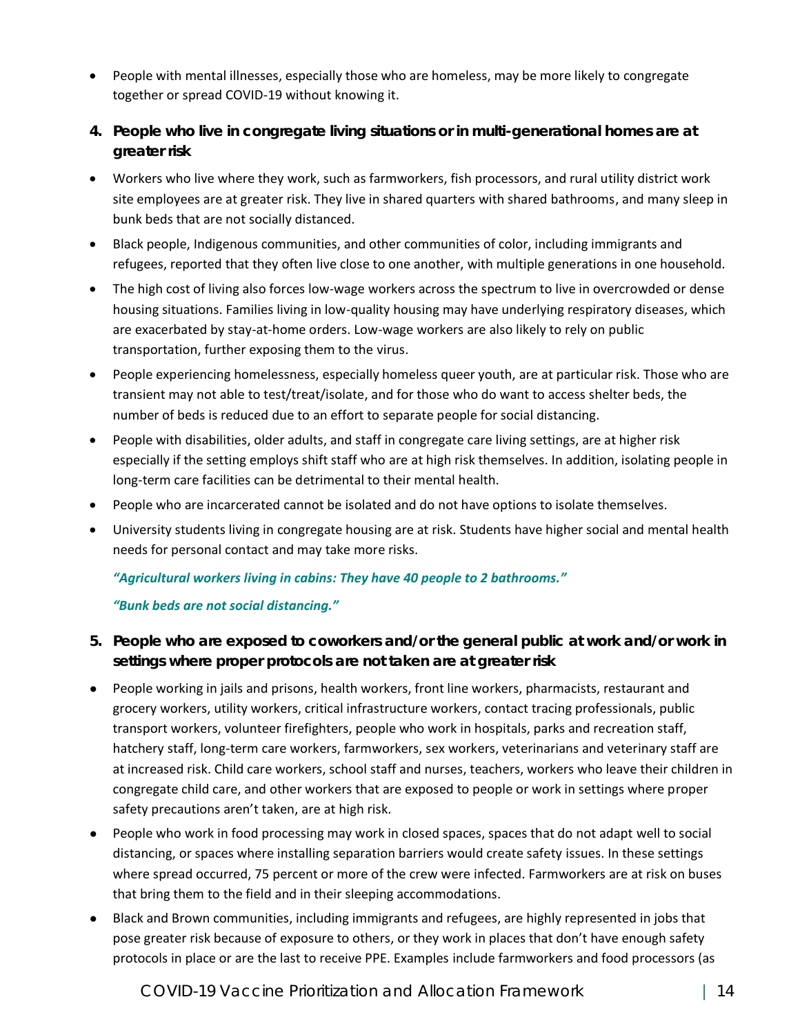- People with mental illnesses, especially those who are homeless, may be more likely to congregate together or spread COVID-19 without knowing it.

### 4. People who live in congregate living situations or in multi-generational homes are at greater risk

- Workers who live where they work, such as farmworkers, fish processors, and rural utility district work site employees are at greater risk. They live in shared quarters with shared bathrooms, and many sleep in bunk beds that are not socially distanced.
- Black people, Indigenous communities, and other communities of color, including immigrants and refugees, reported that they often live close to one another, with multiple generations in one household.
- The high cost of living also forces low-wage workers across the spectrum to live in overcrowded or dense housing situations. Families living in low-quality housing may have underlying respiratory diseases, which are exacerbated by stay-at-home orders. Low-wage workers are also likely to rely on public transportation, further exposing them to the virus.
- People experiencing homelessness, especially homeless queer youth, are at particular risk. Those who are transient may not able to test/treat/isolate, and for those who do want to access shelter beds, the number of beds is reduced due to an effort to separate people for social distancing.
- People with disabilities, older adults, and staff in congregate care living settings, are at higher risk especially if the setting employs shift staff who are at high risk themselves. In addition, isolating people in long-term care facilities can be detrimental to their mental health.
- People who are incarcerated cannot be isolated and do not have options to isolate themselves.
- University students living in congregate housing are at risk. Students have higher social and mental health needs for personal contact and may take more risks.

***"Agricultural workers living in cabins: They have 40 people to 2 bathrooms."***

***"Bunk beds are not social distancing."***

### 5. People who are exposed to coworkers and/or the general public at work and/or work in settings where proper protocols are not taken are at greater risk

- People working in jails and prisons, health workers, front line workers, pharmacists, restaurant and grocery workers, utility workers, critical infrastructure workers, contact tracing professionals, public transport workers, volunteer firefighters, people who work in hospitals, parks and recreation staff, hatchery staff, long-term care workers, farmworkers, sex workers, veterinarians and veterinary staff are at increased risk. Child care workers, school staff and nurses, teachers, workers who leave their children in congregate child care, and other workers that are exposed to people or work in settings where proper safety precautions aren't taken, are at high risk.
- People who work in food processing may work in closed spaces, spaces that do not adapt well to social distancing, or spaces where installing separation barriers would create safety issues. In these settings where spread occurred, 75 percent or more of the crew were infected. Farmworkers are at risk on buses that bring them to the field and in their sleeping accommodations.
- Black and Brown communities, including immigrants and refugees, are highly represented in jobs that pose greater risk because of exposure to others, or they work in places that don't have enough safety protocols in place or are the last to receive PPE. Examples include farmworkers and food processors (as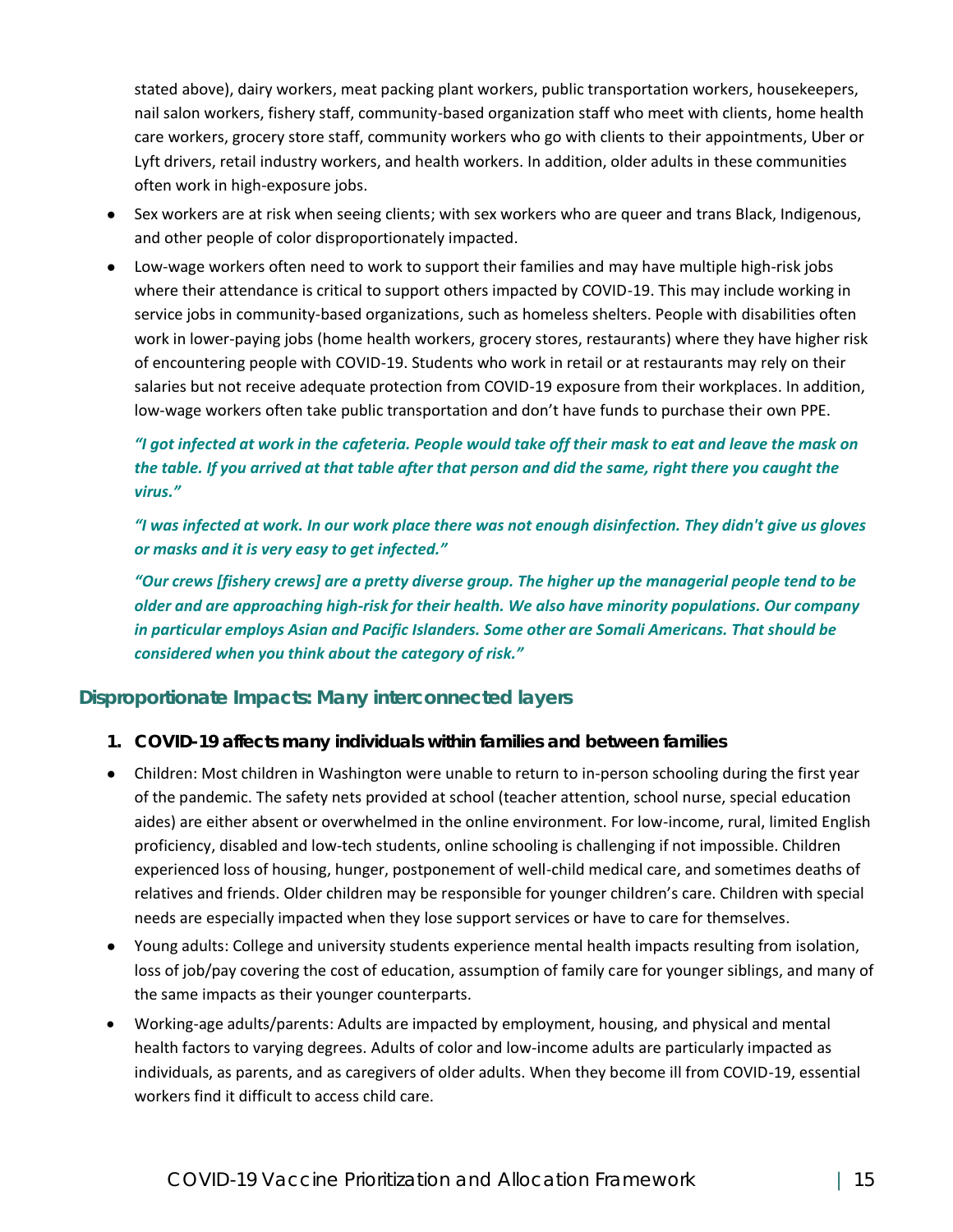stated above), dairy workers, meat packing plant workers, public transportation workers, housekeepers, nail salon workers, fishery staff, community-based organization staff who meet with clients, home health care workers, grocery store staff, community workers who go with clients to their appointments, Uber or Lyft drivers, retail industry workers, and health workers. In addition, older adults in these communities often work in high-exposure jobs.

- Sex workers are at risk when seeing clients; with sex workers who are queer and trans Black, Indigenous, and other people of color disproportionately impacted.
- Low-wage workers often need to work to support their families and may have multiple high-risk jobs where their attendance is critical to support others impacted by COVID-19. This may include working in service jobs in community-based organizations, such as homeless shelters. People with disabilities often work in lower-paying jobs (home health workers, grocery stores, restaurants) where they have higher risk of encountering people with COVID-19. Students who work in retail or at restaurants may rely on their salaries but not receive adequate protection from COVID-19 exposure from their workplaces. In addition, low-wage workers often take public transportation and don't have funds to purchase their own PPE.

***"I got infected at work in the cafeteria. People would take off their mask to eat and leave the mask on the table. If you arrived at that table after that person and did the same, right there you caught the virus."***

***"I was infected at work. In our work place there was not enough disinfection. They didn't give us gloves or masks and it is very easy to get infected."***

***"Our crews [fishery crews] are a pretty diverse group. The higher up the managerial people tend to be older and are approaching high-risk for their health. We also have minority populations. Our company in particular employs Asian and Pacific Islanders. Some other are Somali Americans. That should be considered when you think about the category of risk."***

## Disproportionate Impacts: Many interconnected layers

### 1. COVID-19 affects many individuals within families and between families

- Children: Most children in Washington were unable to return to in-person schooling during the first year of the pandemic. The safety nets provided at school (teacher attention, school nurse, special education aides) are either absent or overwhelmed in the online environment. For low-income, rural, limited English proficiency, disabled and low-tech students, online schooling is challenging if not impossible. Children experienced loss of housing, hunger, postponement of well-child medical care, and sometimes deaths of relatives and friends. Older children may be responsible for younger children's care. Children with special needs are especially impacted when they lose support services or have to care for themselves.
- Young adults: College and university students experience mental health impacts resulting from isolation, loss of job/pay covering the cost of education, assumption of family care for younger siblings, and many of the same impacts as their younger counterparts.
- Working-age adults/parents: Adults are impacted by employment, housing, and physical and mental health factors to varying degrees. Adults of color and low-income adults are particularly impacted as individuals, as parents, and as caregivers of older adults. When they become ill from COVID-19, essential workers find it difficult to access child care.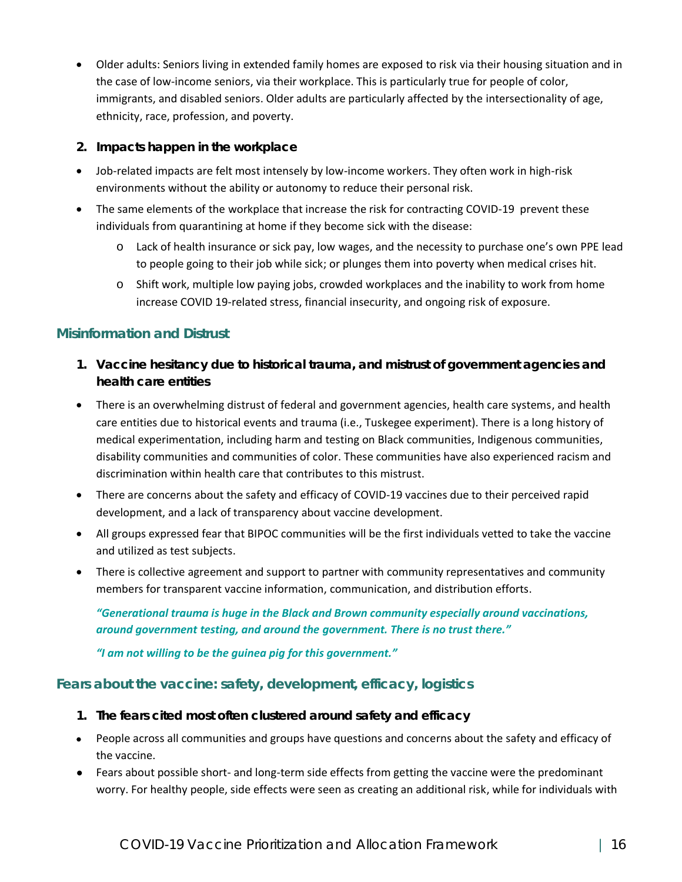- Older adults: Seniors living in extended family homes are exposed to risk via their housing situation and in the case of low-income seniors, via their workplace. This is particularly true for people of color, immigrants, and disabled seniors. Older adults are particularly affected by the intersectionality of age, ethnicity, race, profession, and poverty.

**2. Impacts happen in the workplace**

- Job-related impacts are felt most intensely by low-income workers. They often work in high-risk environments without the ability or autonomy to reduce their personal risk.
- The same elements of the workplace that increase the risk for contracting COVID-19 prevent these individuals from quarantining at home if they become sick with the disease:
  - Lack of health insurance or sick pay, low wages, and the necessity to purchase one's own PPE lead to people going to their job while sick; or plunges them into poverty when medical crises hit.
  - Shift work, multiple low paying jobs, crowded workplaces and the inability to work from home increase COVID 19-related stress, financial insecurity, and ongoing risk of exposure.

### Misinformation and Distrust

**1. Vaccine hesitancy due to historical trauma, and mistrust of government agencies and health care entities**

- There is an overwhelming distrust of federal and government agencies, health care systems, and health care entities due to historical events and trauma (i.e., Tuskegee experiment). There is a long history of medical experimentation, including harm and testing on Black communities, Indigenous communities, disability communities and communities of color. These communities have also experienced racism and discrimination within health care that contributes to this mistrust.
- There are concerns about the safety and efficacy of COVID-19 vaccines due to their perceived rapid development, and a lack of transparency about vaccine development.
- All groups expressed fear that BIPOC communities will be the first individuals vetted to take the vaccine and utilized as test subjects.
- There is collective agreement and support to partner with community representatives and community members for transparent vaccine information, communication, and distribution efforts.

***"Generational trauma is huge in the Black and Brown community especially around vaccinations, around government testing, and around the government. There is no trust there."***

***"I am not willing to be the guinea pig for this government."***

### Fears about the vaccine: safety, development, efficacy, logistics

**1. The fears cited most often clustered around safety and efficacy**

- People across all communities and groups have questions and concerns about the safety and efficacy of the vaccine.
- Fears about possible short- and long-term side effects from getting the vaccine were the predominant worry. For healthy people, side effects were seen as creating an additional risk, while for individuals with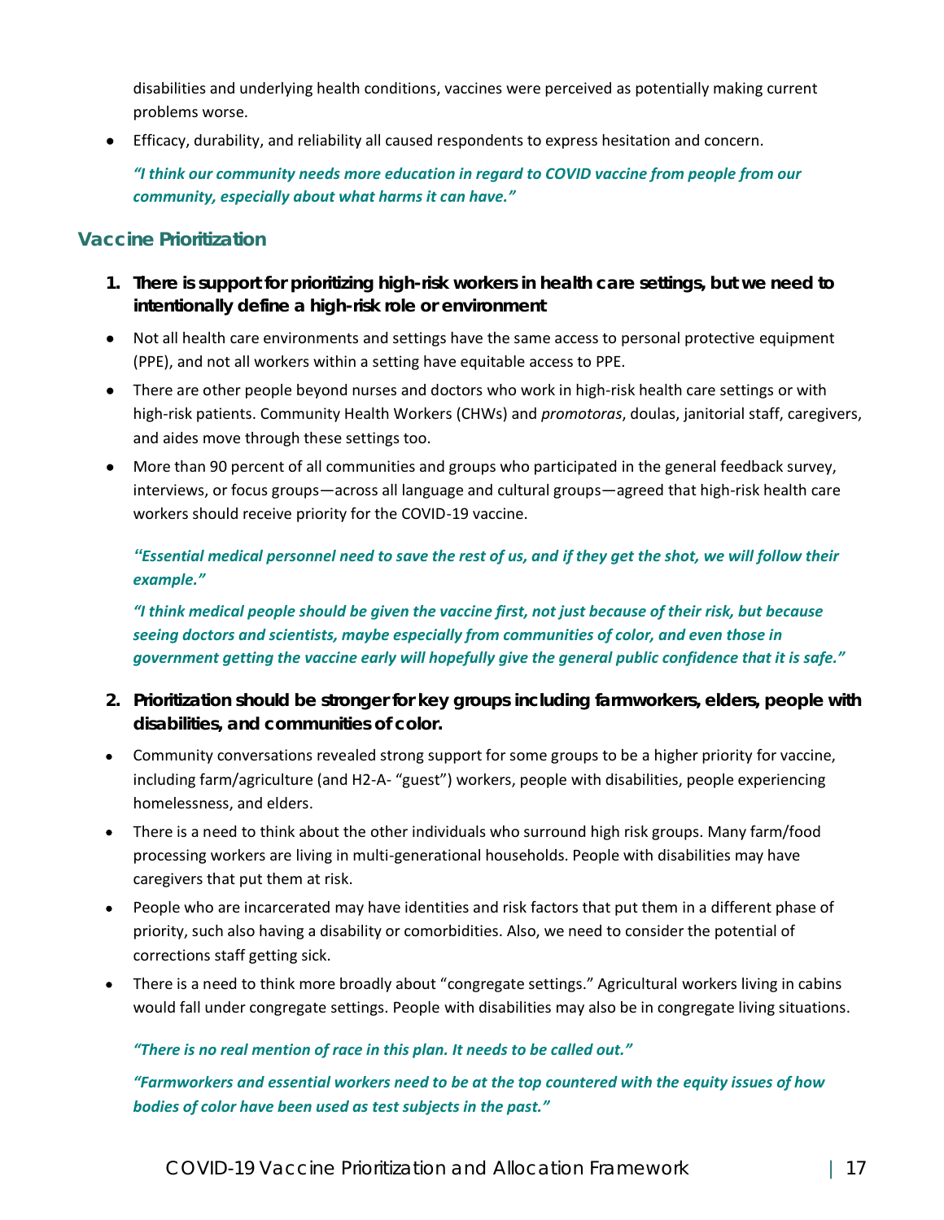disabilities and underlying health conditions, vaccines were perceived as potentially making current problems worse.

- Efficacy, durability, and reliability all caused respondents to express hesitation and concern.

*"I think our community needs more education in regard to COVID vaccine from people from our community, especially about what harms it can have."*

## Vaccine Prioritization

**1. There is support for prioritizing high-risk workers in health care settings, but we need to intentionally define a high-risk role or environment**

- Not all health care environments and settings have the same access to personal protective equipment (PPE), and not all workers within a setting have equitable access to PPE.
- There are other people beyond nurses and doctors who work in high-risk health care settings or with high-risk patients. Community Health Workers (CHWs) and *promotoras*, doulas, janitorial staff, caregivers, and aides move through these settings too.
- More than 90 percent of all communities and groups who participated in the general feedback survey, interviews, or focus groups—across all language and cultural groups—agreed that high-risk health care workers should receive priority for the COVID-19 vaccine.

*"Essential medical personnel need to save the rest of us, and if they get the shot, we will follow their example."*

*"I think medical people should be given the vaccine first, not just because of their risk, but because seeing doctors and scientists, maybe especially from communities of color, and even those in government getting the vaccine early will hopefully give the general public confidence that it is safe."*

**2. Prioritization should be stronger for key groups including farmworkers, elders, people with disabilities, and communities of color.**

- Community conversations revealed strong support for some groups to be a higher priority for vaccine, including farm/agriculture (and H2-A- "guest") workers, people with disabilities, people experiencing homelessness, and elders.
- There is a need to think about the other individuals who surround high risk groups. Many farm/food processing workers are living in multi-generational households. People with disabilities may have caregivers that put them at risk.
- People who are incarcerated may have identities and risk factors that put them in a different phase of priority, such also having a disability or comorbidities. Also, we need to consider the potential of corrections staff getting sick.
- There is a need to think more broadly about "congregate settings." Agricultural workers living in cabins would fall under congregate settings. People with disabilities may also be in congregate living situations.

*"There is no real mention of race in this plan. It needs to be called out."*

*"Farmworkers and essential workers need to be at the top countered with the equity issues of how bodies of color have been used as test subjects in the past."*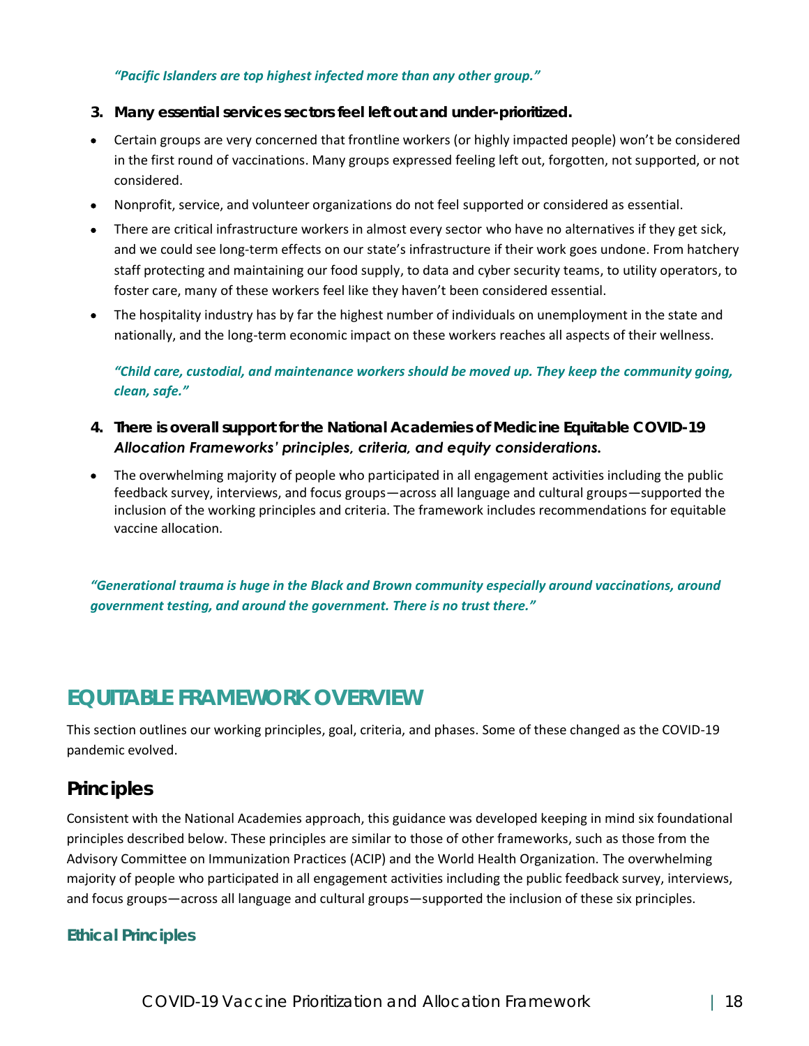*"Pacific Islanders are top highest infected more than any other group."*

3. **Many essential services sectors feel left out and under-prioritized.**

- Certain groups are very concerned that frontline workers (or highly impacted people) won't be considered in the first round of vaccinations. Many groups expressed feeling left out, forgotten, not supported, or not considered.
- Nonprofit, service, and volunteer organizations do not feel supported or considered as essential.
- There are critical infrastructure workers in almost every sector who have no alternatives if they get sick, and we could see long-term effects on our state's infrastructure if their work goes undone. From hatchery staff protecting and maintaining our food supply, to data and cyber security teams, to utility operators, to foster care, many of these workers feel like they haven't been considered essential.
- The hospitality industry has by far the highest number of individuals on unemployment in the state and nationally, and the long-term economic impact on these workers reaches all aspects of their wellness.

*"Child care, custodial, and maintenance workers should be moved up. They keep the community going, clean, safe."*

4. **There is overall support for the National Academies of Medicine Equitable COVID-19 *Allocation Frameworks' principles, criteria, and equity considerations.***

- The overwhelming majority of people who participated in all engagement activities including the public feedback survey, interviews, and focus groups—across all language and cultural groups—supported the inclusion of the working principles and criteria. The framework includes recommendations for equitable vaccine allocation.

*"Generational trauma is huge in the Black and Brown community especially around vaccinations, around government testing, and around the government. There is no trust there."*

# EQUITABLE FRAMEWORK OVERVIEW

This section outlines our working principles, goal, criteria, and phases. Some of these changed as the COVID-19 pandemic evolved.

## Principles

Consistent with the National Academies approach, this guidance was developed keeping in mind six foundational principles described below. These principles are similar to those of other frameworks, such as those from the Advisory Committee on Immunization Practices (ACIP) and the World Health Organization. The overwhelming majority of people who participated in all engagement activities including the public feedback survey, interviews, and focus groups—across all language and cultural groups—supported the inclusion of these six principles.

### Ethical Principles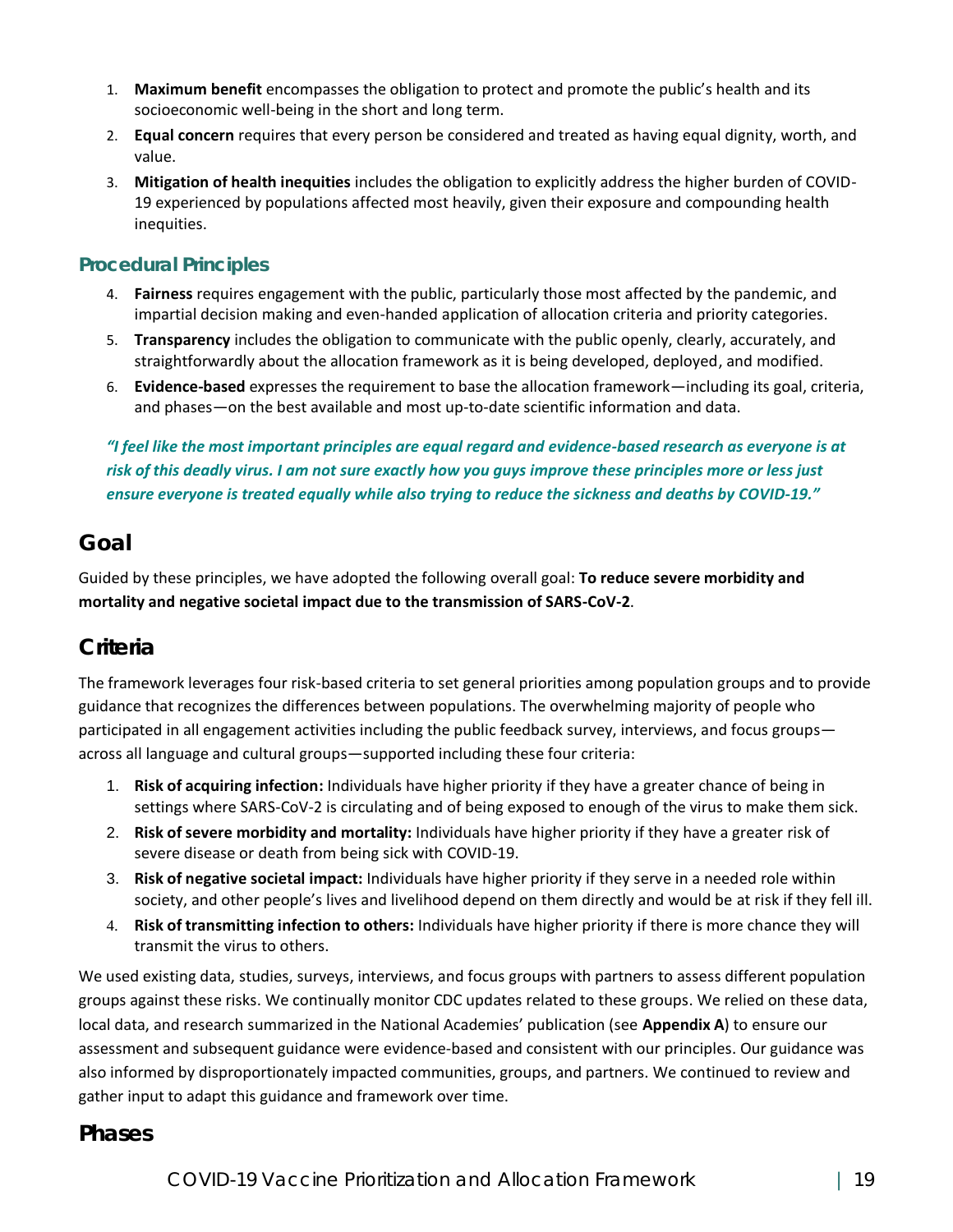1. **Maximum benefit** encompasses the obligation to protect and promote the public's health and its socioeconomic well-being in the short and long term.
2. **Equal concern** requires that every person be considered and treated as having equal dignity, worth, and value.
3. **Mitigation of health inequities** includes the obligation to explicitly address the higher burden of COVID-19 experienced by populations affected most heavily, given their exposure and compounding health inequities.

### Procedural Principles

4. **Fairness** requires engagement with the public, particularly those most affected by the pandemic, and impartial decision making and even-handed application of allocation criteria and priority categories.
5. **Transparency** includes the obligation to communicate with the public openly, clearly, accurately, and straightforwardly about the allocation framework as it is being developed, deployed, and modified.
6. **Evidence-based** expresses the requirement to base the allocation framework—including its goal, criteria, and phases—on the best available and most up-to-date scientific information and data.

***"I feel like the most important principles are equal regard and evidence-based research as everyone is at risk of this deadly virus. I am not sure exactly how you guys improve these principles more or less just ensure everyone is treated equally while also trying to reduce the sickness and deaths by COVID-19."***

## Goal

Guided by these principles, we have adopted the following overall goal: **To reduce severe morbidity and mortality and negative societal impact due to the transmission of SARS-CoV-2**.

## Criteria

The framework leverages four risk-based criteria to set general priorities among population groups and to provide guidance that recognizes the differences between populations. The overwhelming majority of people who participated in all engagement activities including the public feedback survey, interviews, and focus groups—across all language and cultural groups—supported including these four criteria:

1. **Risk of acquiring infection:** Individuals have higher priority if they have a greater chance of being in settings where SARS-CoV-2 is circulating and of being exposed to enough of the virus to make them sick.
2. **Risk of severe morbidity and mortality:** Individuals have higher priority if they have a greater risk of severe disease or death from being sick with COVID-19.
3. **Risk of negative societal impact:** Individuals have higher priority if they serve in a needed role within society, and other people's lives and livelihood depend on them directly and would be at risk if they fell ill.
4. **Risk of transmitting infection to others:** Individuals have higher priority if there is more chance they will transmit the virus to others.

We used existing data, studies, surveys, interviews, and focus groups with partners to assess different population groups against these risks. We continually monitor CDC updates related to these groups. We relied on these data, local data, and research summarized in the National Academies' publication (see **Appendix A**) to ensure our assessment and subsequent guidance were evidence-based and consistent with our principles. Our guidance was also informed by disproportionately impacted communities, groups, and partners. We continued to review and gather input to adapt this guidance and framework over time.

## Phases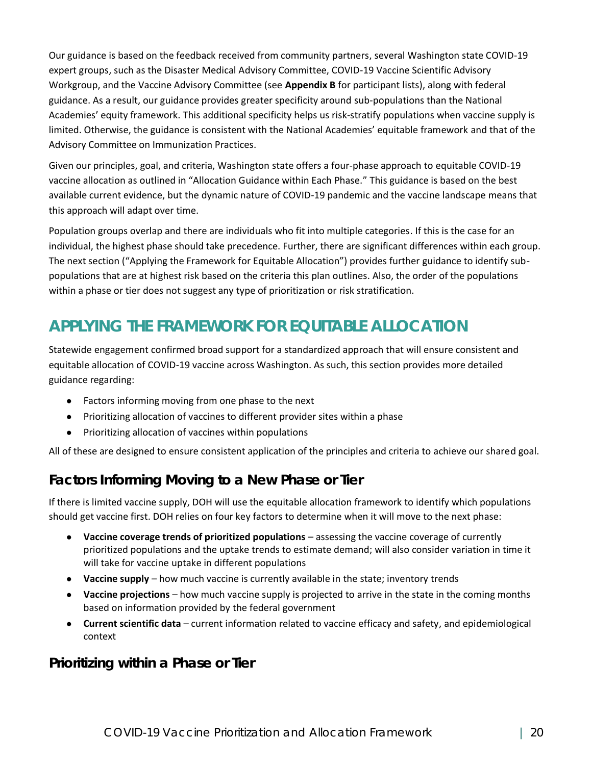Our guidance is based on the feedback received from community partners, several Washington state COVID-19 expert groups, such as the Disaster Medical Advisory Committee, COVID-19 Vaccine Scientific Advisory Workgroup, and the Vaccine Advisory Committee (see **Appendix B** for participant lists), along with federal guidance. As a result, our guidance provides greater specificity around sub-populations than the National Academies' equity framework. This additional specificity helps us risk-stratify populations when vaccine supply is limited. Otherwise, the guidance is consistent with the National Academies' equitable framework and that of the Advisory Committee on Immunization Practices.

Given our principles, goal, and criteria, Washington state offers a four-phase approach to equitable COVID-19 vaccine allocation as outlined in "Allocation Guidance within Each Phase." This guidance is based on the best available current evidence, but the dynamic nature of COVID-19 pandemic and the vaccine landscape means that this approach will adapt over time.

Population groups overlap and there are individuals who fit into multiple categories. If this is the case for an individual, the highest phase should take precedence. Further, there are significant differences within each group. The next section ("Applying the Framework for Equitable Allocation") provides further guidance to identify sub-populations that are at highest risk based on the criteria this plan outlines. Also, the order of the populations within a phase or tier does not suggest any type of prioritization or risk stratification.

# APPLYING THE FRAMEWORK FOR EQUITABLE ALLOCATION

Statewide engagement confirmed broad support for a standardized approach that will ensure consistent and equitable allocation of COVID-19 vaccine across Washington. As such, this section provides more detailed guidance regarding:

- Factors informing moving from one phase to the next
- Prioritizing allocation of vaccines to different provider sites within a phase
- Prioritizing allocation of vaccines within populations

All of these are designed to ensure consistent application of the principles and criteria to achieve our shared goal.

## Factors Informing Moving to a New Phase or Tier

If there is limited vaccine supply, DOH will use the equitable allocation framework to identify which populations should get vaccine first. DOH relies on four key factors to determine when it will move to the next phase:

- **Vaccine coverage trends of prioritized populations** – assessing the vaccine coverage of currently prioritized populations and the uptake trends to estimate demand; will also consider variation in time it will take for vaccine uptake in different populations
- **Vaccine supply** – how much vaccine is currently available in the state; inventory trends
- **Vaccine projections** – how much vaccine supply is projected to arrive in the state in the coming months based on information provided by the federal government
- **Current scientific data** – current information related to vaccine efficacy and safety, and epidemiological context

## Prioritizing within a Phase or Tier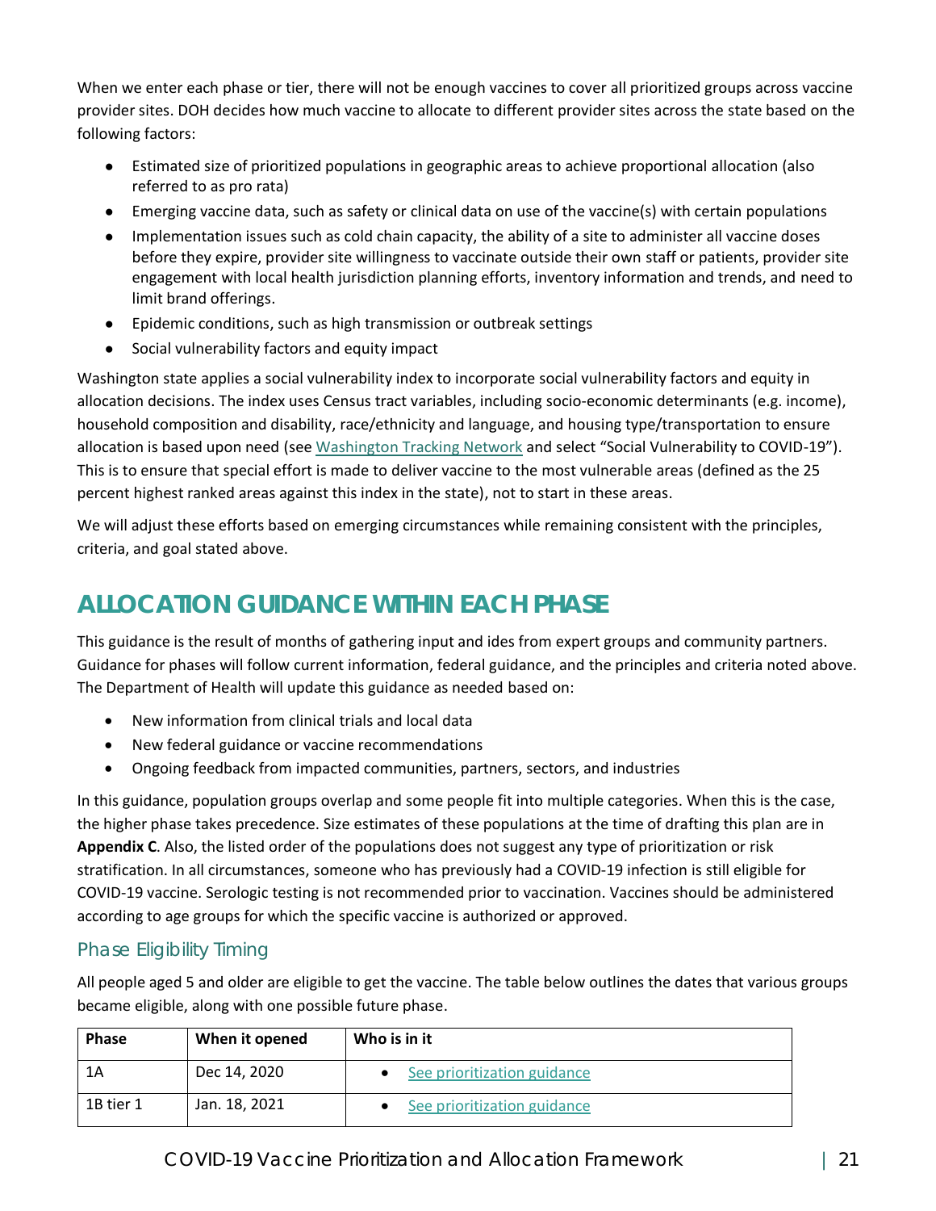When we enter each phase or tier, there will not be enough vaccines to cover all prioritized groups across vaccine provider sites. DOH decides how much vaccine to allocate to different provider sites across the state based on the following factors:

- Estimated size of prioritized populations in geographic areas to achieve proportional allocation (also referred to as pro rata)
- Emerging vaccine data, such as safety or clinical data on use of the vaccine(s) with certain populations
- Implementation issues such as cold chain capacity, the ability of a site to administer all vaccine doses before they expire, provider site willingness to vaccinate outside their own staff or patients, provider site engagement with local health jurisdiction planning efforts, inventory information and trends, and need to limit brand offerings.
- Epidemic conditions, such as high transmission or outbreak settings
- Social vulnerability factors and equity impact

Washington state applies a social vulnerability index to incorporate social vulnerability factors and equity in allocation decisions. The index uses Census tract variables, including socio-economic determinants (e.g. income), household composition and disability, race/ethnicity and language, and housing type/transportation to ensure allocation is based upon need (see Washington Tracking Network and select "Social Vulnerability to COVID-19"). This is to ensure that special effort is made to deliver vaccine to the most vulnerable areas (defined as the 25 percent highest ranked areas against this index in the state), not to start in these areas.

We will adjust these efforts based on emerging circumstances while remaining consistent with the principles, criteria, and goal stated above.

## ALLOCATION GUIDANCE WITHIN EACH PHASE

This guidance is the result of months of gathering input and ides from expert groups and community partners. Guidance for phases will follow current information, federal guidance, and the principles and criteria noted above. The Department of Health will update this guidance as needed based on:

- New information from clinical trials and local data
- New federal guidance or vaccine recommendations
- Ongoing feedback from impacted communities, partners, sectors, and industries

In this guidance, population groups overlap and some people fit into multiple categories. When this is the case, the higher phase takes precedence. Size estimates of these populations at the time of drafting this plan are in **Appendix C**. Also, the listed order of the populations does not suggest any type of prioritization or risk stratification. In all circumstances, someone who has previously had a COVID-19 infection is still eligible for COVID-19 vaccine. Serologic testing is not recommended prior to vaccination. Vaccines should be administered according to age groups for which the specific vaccine is authorized or approved.

### Phase Eligibility Timing

All people aged 5 and older are eligible to get the vaccine. The table below outlines the dates that various groups became eligible, along with one possible future phase.

| Phase | When it opened | Who is in it |
|---|---|---|
| 1A | Dec 14, 2020 | • See prioritization guidance |
| 1B tier 1 | Jan. 18, 2021 | • See prioritization guidance |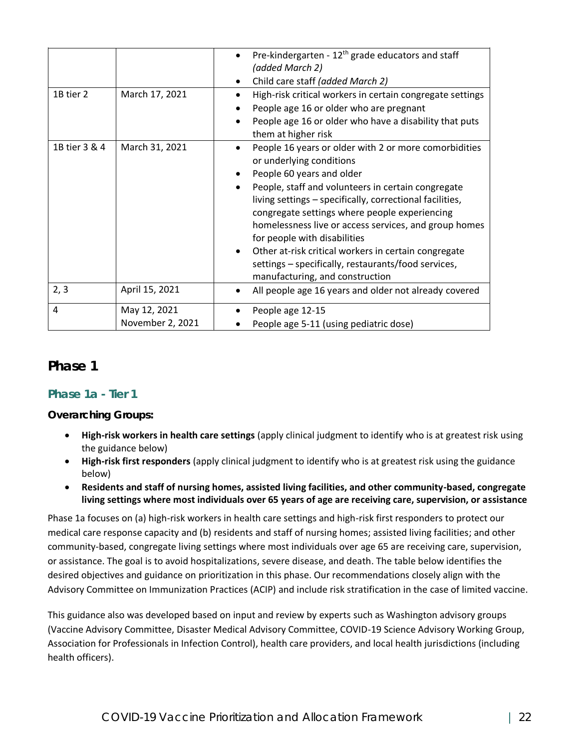| | | |
|---|---|---|
| | | • Pre-kindergarten - 12th grade educators and staff *(added March 2)*<br>• Child care staff *(added March 2)* |
| 1B tier 2 | March 17, 2021 | • High-risk critical workers in certain congregate settings<br>• People age 16 or older who are pregnant<br>• People age 16 or older who have a disability that puts them at higher risk |
| 1B tier 3 & 4 | March 31, 2021 | • People 16 years or older with 2 or more comorbidities or underlying conditions<br>• People 60 years and older<br>• People, staff and volunteers in certain congregate living settings – specifically, correctional facilities, congregate settings where people experiencing homelessness live or access services, and group homes for people with disabilities<br>• Other at-risk critical workers in certain congregate settings – specifically, restaurants/food services, manufacturing, and construction |
| 2, 3 | April 15, 2021 | • All people age 16 years and older not already covered |
| 4 | May 12, 2021<br>November 2, 2021 | • People age 12-15<br>• People age 5-11 (using pediatric dose) |

## Phase 1

### Phase 1a - Tier 1

**Overarching Groups:**

- **High-risk workers in health care settings** (apply clinical judgment to identify who is at greatest risk using the guidance below)
- **High-risk first responders** (apply clinical judgment to identify who is at greatest risk using the guidance below)
- **Residents and staff of nursing homes, assisted living facilities, and other community-based, congregate living settings where most individuals over 65 years of age are receiving care, supervision, or assistance**

Phase 1a focuses on (a) high-risk workers in health care settings and high-risk first responders to protect our medical care response capacity and (b) residents and staff of nursing homes; assisted living facilities; and other community-based, congregate living settings where most individuals over age 65 are receiving care, supervision, or assistance. The goal is to avoid hospitalizations, severe disease, and death. The table below identifies the desired objectives and guidance on prioritization in this phase. Our recommendations closely align with the Advisory Committee on Immunization Practices (ACIP) and include risk stratification in the case of limited vaccine.

This guidance also was developed based on input and review by experts such as Washington advisory groups (Vaccine Advisory Committee, Disaster Medical Advisory Committee, COVID-19 Science Advisory Working Group, Association for Professionals in Infection Control), health care providers, and local health jurisdictions (including health officers).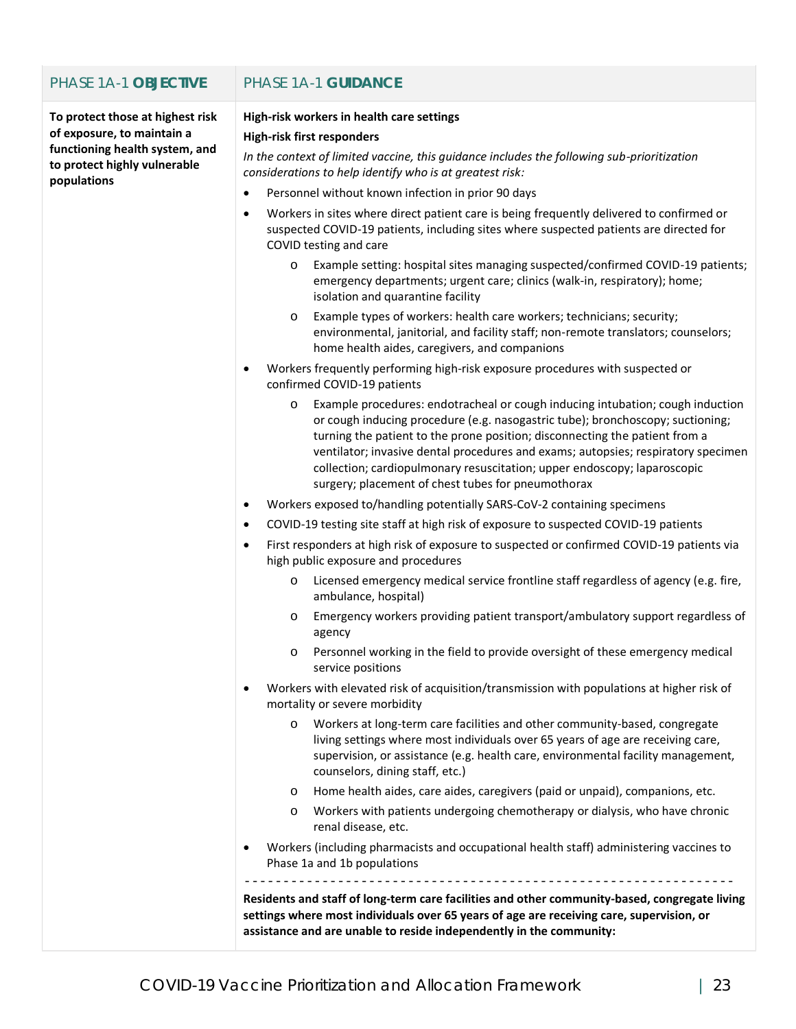| PHASE 1A-1 **OBJECTIVE** | PHASE 1A-1 **GUIDANCE** |
|---|---|
| **To protect those at highest risk of exposure, to maintain a functioning health system, and to protect highly vulnerable populations** | **High-risk workers in health care settings**<br>**High-risk first responders**<br>*In the context of limited vaccine, this guidance includes the following sub-prioritization considerations to help identify who is at greatest risk:*<br>• Personnel without known infection in prior 90 days<br>• Workers in sites where direct patient care is being frequently delivered to confirmed or suspected COVID-19 patients, including sites where suspected patients are directed for COVID testing and care<br>&nbsp;&nbsp;&nbsp;&nbsp;o Example setting: hospital sites managing suspected/confirmed COVID-19 patients; emergency departments; urgent care; clinics (walk-in, respiratory); home; isolation and quarantine facility<br>&nbsp;&nbsp;&nbsp;&nbsp;o Example types of workers: health care workers; technicians; security; environmental, janitorial, and facility staff; non-remote translators; counselors; home health aides, caregivers, and companions<br>• Workers frequently performing high-risk exposure procedures with suspected or confirmed COVID-19 patients<br>&nbsp;&nbsp;&nbsp;&nbsp;o Example procedures: endotracheal or cough inducing intubation; cough induction or cough inducing procedure (e.g. nasogastric tube); bronchoscopy; suctioning; turning the patient to the prone position; disconnecting the patient from a ventilator; invasive dental procedures and exams; autopsies; respiratory specimen collection; cardiopulmonary resuscitation; upper endoscopy; laparoscopic surgery; placement of chest tubes for pneumothorax<br>• Workers exposed to/handling potentially SARS-CoV-2 containing specimens<br>• COVID-19 testing site staff at high risk of exposure to suspected COVID-19 patients<br>• First responders at high risk of exposure to suspected or confirmed COVID-19 patients via high public exposure and procedures<br>&nbsp;&nbsp;&nbsp;&nbsp;o Licensed emergency medical service frontline staff regardless of agency (e.g. fire, ambulance, hospital)<br>&nbsp;&nbsp;&nbsp;&nbsp;o Emergency workers providing patient transport/ambulatory support regardless of agency<br>&nbsp;&nbsp;&nbsp;&nbsp;o Personnel working in the field to provide oversight of these emergency medical service positions<br>• Workers with elevated risk of acquisition/transmission with populations at higher risk of mortality or severe morbidity<br>&nbsp;&nbsp;&nbsp;&nbsp;o Workers at long-term care facilities and other community-based, congregate living settings where most individuals over 65 years of age are receiving care, supervision, or assistance (e.g. health care, environmental facility management, counselors, dining staff, etc.)<br>&nbsp;&nbsp;&nbsp;&nbsp;o Home health aides, care aides, caregivers (paid or unpaid), companions, etc.<br>&nbsp;&nbsp;&nbsp;&nbsp;o Workers with patients undergoing chemotherapy or dialysis, who have chronic renal disease, etc.<br>• Workers (including pharmacists and occupational health staff) administering vaccines to Phase 1a and 1b populations<br>- - - - - - - - - - - - - - - - - - - - - - - - - - - - - - - - - - - - - - - - - - - - - - - - - - - - - - - - - - - - - -<br>**Residents and staff of long-term care facilities and other community-based, congregate living settings where most individuals over 65 years of age are receiving care, supervision, or assistance and are unable to reside independently in the community:** |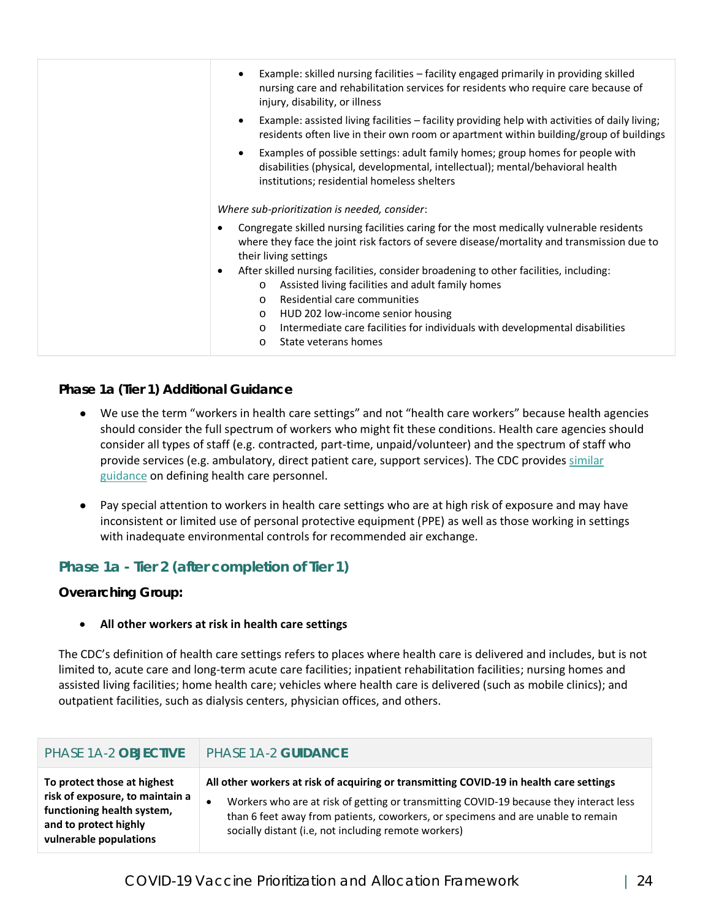| | |
|---|---|
| | • Example: skilled nursing facilities – facility engaged primarily in providing skilled nursing care and rehabilitation services for residents who require care because of injury, disability, or illness<br>• Example: assisted living facilities – facility providing help with activities of daily living; residents often live in their own room or apartment within building/group of buildings<br>• Examples of possible settings: adult family homes; group homes for people with disabilities (physical, developmental, intellectual); mental/behavioral health institutions; residential homeless shelters<br><br>*Where sub-prioritization is needed, consider*:<br>• Congregate skilled nursing facilities caring for the most medically vulnerable residents where they face the joint risk factors of severe disease/mortality and transmission due to their living settings<br>• After skilled nursing facilities, consider broadening to other facilities, including:<br>  o Assisted living facilities and adult family homes<br>  o Residential care communities<br>  o HUD 202 low-income senior housing<br>  o Intermediate care facilities for individuals with developmental disabilities<br>  o State veterans homes |

### Phase 1a (Tier 1) Additional Guidance

- We use the term "workers in health care settings" and not "health care workers" because health agencies should consider the full spectrum of workers who might fit these conditions. Health care agencies should consider all types of staff (e.g. contracted, part-time, unpaid/volunteer) and the spectrum of staff who provide services (e.g. ambulatory, direct patient care, support services). The CDC provides similar guidance on defining health care personnel.

- Pay special attention to workers in health care settings who are at high risk of exposure and may have inconsistent or limited use of personal protective equipment (PPE) as well as those working in settings with inadequate environmental controls for recommended air exchange.

## Phase 1a - Tier 2 (after completion of Tier 1)

### Overarching Group:

- **All other workers at risk in health care settings**

The CDC's definition of health care settings refers to places where health care is delivered and includes, but is not limited to, acute care and long-term acute care facilities; inpatient rehabilitation facilities; nursing homes and assisted living facilities; home health care; vehicles where health care is delivered (such as mobile clinics); and outpatient facilities, such as dialysis centers, physician offices, and others.

| PHASE 1A-2 **OBJECTIVE** | PHASE 1A-2 **GUIDANCE** |
|---|---|
| **To protect those at highest risk of exposure, to maintain a functioning health system, and to protect highly vulnerable populations** | **All other workers at risk of acquiring or transmitting COVID-19 in health care settings**<br>• Workers who are at risk of getting or transmitting COVID-19 because they interact less than 6 feet away from patients, coworkers, or specimens and are unable to remain socially distant (i.e, not including remote workers) |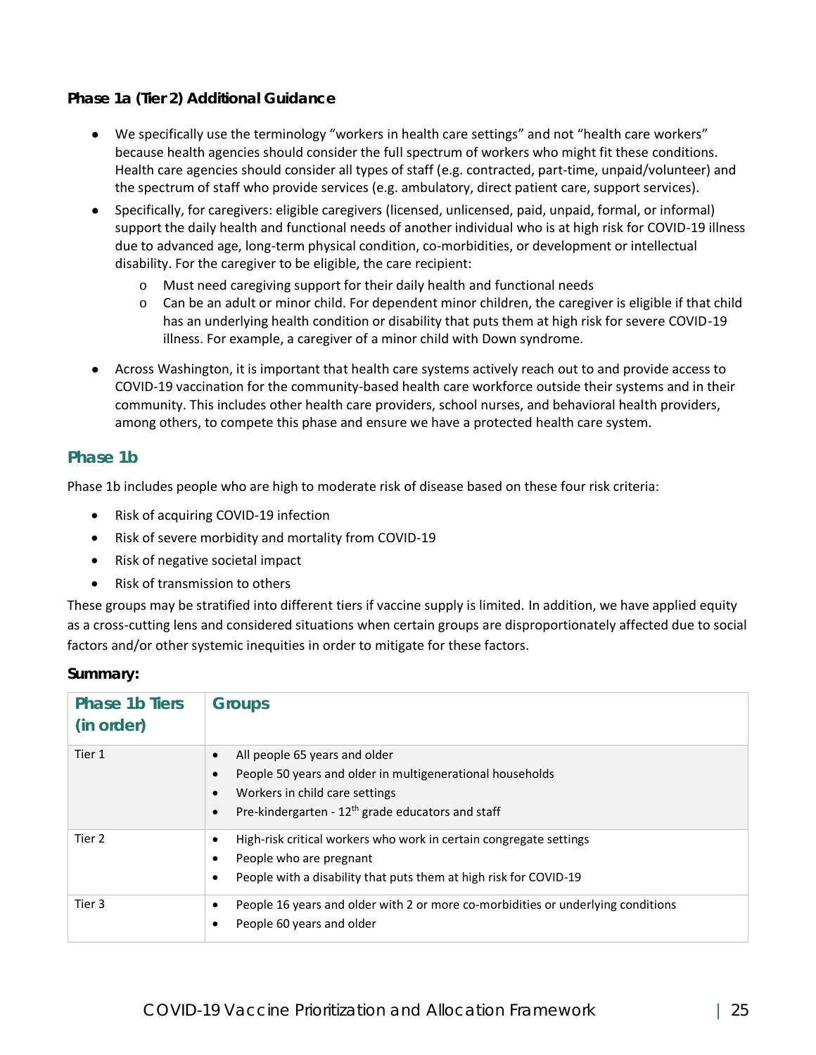### Phase 1a (Tier 2) Additional Guidance

- We specifically use the terminology "workers in health care settings" and not "health care workers" because health agencies should consider the full spectrum of workers who might fit these conditions. Health care agencies should consider all types of staff (e.g. contracted, part-time, unpaid/volunteer) and the spectrum of staff who provide services (e.g. ambulatory, direct patient care, support services).
- Specifically, for caregivers: eligible caregivers (licensed, unlicensed, paid, unpaid, formal, or informal) support the daily health and functional needs of another individual who is at high risk for COVID-19 illness due to advanced age, long-term physical condition, co-morbidities, or development or intellectual disability. For the caregiver to be eligible, the care recipient:
  - Must need caregiving support for their daily health and functional needs
  - Can be an adult or minor child. For dependent minor children, the caregiver is eligible if that child has an underlying health condition or disability that puts them at high risk for severe COVID-19 illness. For example, a caregiver of a minor child with Down syndrome.
- Across Washington, it is important that health care systems actively reach out to and provide access to COVID-19 vaccination for the community-based health care workforce outside their systems and in their community. This includes other health care providers, school nurses, and behavioral health providers, among others, to compete this phase and ensure we have a protected health care system.

## Phase 1b

Phase 1b includes people who are high to moderate risk of disease based on these four risk criteria:

- Risk of acquiring COVID-19 infection
- Risk of severe morbidity and mortality from COVID-19
- Risk of negative societal impact
- Risk of transmission to others

These groups may be stratified into different tiers if vaccine supply is limited. In addition, we have applied equity as a cross-cutting lens and considered situations when certain groups are disproportionately affected due to social factors and/or other systemic inequities in order to mitigate for these factors.

**Summary:**

| Phase 1b Tiers (in order) | Groups |
|---|---|
| Tier 1 | • All people 65 years and older<br>• People 50 years and older in multigenerational households<br>• Workers in child care settings<br>• Pre-kindergarten - 12th grade educators and staff |
| Tier 2 | • High-risk critical workers who work in certain congregate settings<br>• People who are pregnant<br>• People with a disability that puts them at high risk for COVID-19 |
| Tier 3 | • People 16 years and older with 2 or more co-morbidities or underlying conditions<br>• People 60 years and older |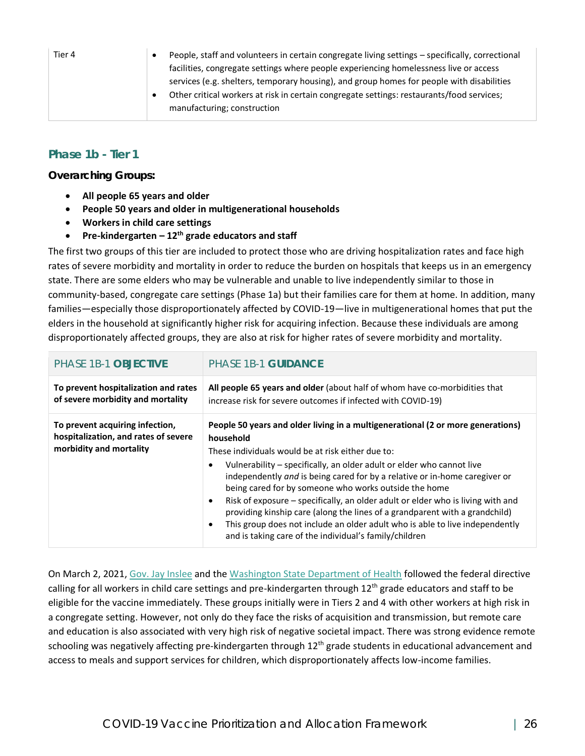| Tier 4 | • People, staff and volunteers in certain congregate living settings – specifically, correctional facilities, congregate settings where people experiencing homelessness live or access services (e.g. shelters, temporary housing), and group homes for people with disabilities<br>• Other critical workers at risk in certain congregate settings: restaurants/food services; manufacturing; construction |
|---|---|

### Phase 1b - Tier 1

**Overarching Groups:**

- **All people 65 years and older**
- **People 50 years and older in multigenerational households**
- **Workers in child care settings**
- **Pre-kindergarten – 12th grade educators and staff**

The first two groups of this tier are included to protect those who are driving hospitalization rates and face high rates of severe morbidity and mortality in order to reduce the burden on hospitals that keeps us in an emergency state. There are some elders who may be vulnerable and unable to live independently similar to those in community-based, congregate care settings (Phase 1a) but their families care for them at home. In addition, many families—especially those disproportionately affected by COVID-19—live in multigenerational homes that put the elders in the household at significantly higher risk for acquiring infection. Because these individuals are among disproportionately affected groups, they are also at risk for higher rates of severe morbidity and mortality.

| PHASE 1B-1 **OBJECTIVE** | PHASE 1B-1 **GUIDANCE** |
|---|---|
| **To prevent hospitalization and rates of severe morbidity and mortality** | **All people 65 years and older** (about half of whom have co-morbidities that increase risk for severe outcomes if infected with COVID-19) |
| **To prevent acquiring infection, hospitalization, and rates of severe morbidity and mortality** | **People 50 years and older living in a multigenerational (2 or more generations) household**<br>These individuals would be at risk either due to:<br>• Vulnerability – specifically, an older adult or elder who cannot live independently *and* is being cared for by a relative or in-home caregiver or being cared for by someone who works outside the home<br>• Risk of exposure – specifically, an older adult or elder who is living with and providing kinship care (along the lines of a grandparent with a grandchild)<br>• This group does not include an older adult who is able to live independently and is taking care of the individual's family/children |

On March 2, 2021, Gov. Jay Inslee and the Washington State Department of Health followed the federal directive calling for all workers in child care settings and pre-kindergarten through 12th grade educators and staff to be eligible for the vaccine immediately. These groups initially were in Tiers 2 and 4 with other workers at high risk in a congregate setting. However, not only do they face the risks of acquisition and transmission, but remote care and education is also associated with very high risk of negative societal impact. There was strong evidence remote schooling was negatively affecting pre-kindergarten through 12th grade students in educational advancement and access to meals and support services for children, which disproportionately affects low-income families.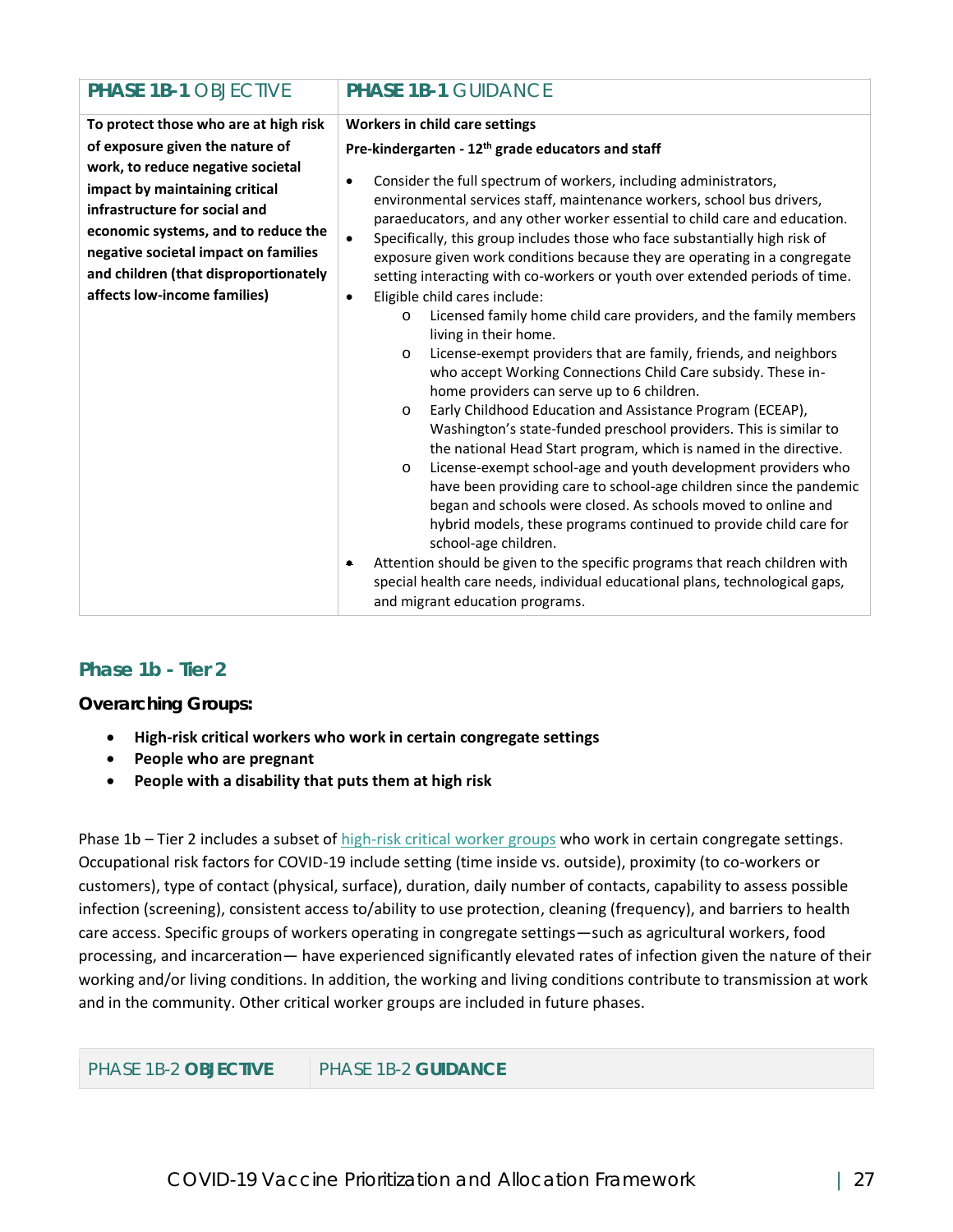| **PHASE 1B-1** OBJECTIVE | **PHASE 1B-1** GUIDANCE |
|---|---|
| **To protect those who are at high risk of exposure given the nature of work, to reduce negative societal impact by maintaining critical infrastructure for social and economic systems, and to reduce the negative societal impact on families and children (that disproportionately affects low-income families)** | **Workers in child care settings**<br><br>**Pre-kindergarten - 12th grade educators and staff**<br><br>• Consider the full spectrum of workers, including administrators, environmental services staff, maintenance workers, school bus drivers, paraeducators, and any other worker essential to child care and education.<br>• Specifically, this group includes those who face substantially high risk of exposure given work conditions because they are operating in a congregate setting interacting with co-workers or youth over extended periods of time.<br>• Eligible child cares include:<br>  o Licensed family home child care providers, and the family members living in their home.<br>  o License-exempt providers that are family, friends, and neighbors who accept Working Connections Child Care subsidy. These in-home providers can serve up to 6 children.<br>  o Early Childhood Education and Assistance Program (ECEAP), Washington's state-funded preschool providers. This is similar to the national Head Start program, which is named in the directive.<br>  o License-exempt school-age and youth development providers who have been providing care to school-age children since the pandemic began and schools were closed. As schools moved to online and hybrid models, these programs continued to provide child care for school-age children.<br>• Attention should be given to the specific programs that reach children with special health care needs, individual educational plans, technological gaps, and migrant education programs. |

## Phase 1b - Tier 2

**Overarching Groups:**

- **High-risk critical workers who work in certain congregate settings**
- **People who are pregnant**
- **People with a disability that puts them at high risk**

Phase 1b – Tier 2 includes a subset of high-risk critical worker groups who work in certain congregate settings. Occupational risk factors for COVID-19 include setting (time inside vs. outside), proximity (to co-workers or customers), type of contact (physical, surface), duration, daily number of contacts, capability to assess possible infection (screening), consistent access to/ability to use protection, cleaning (frequency), and barriers to health care access. Specific groups of workers operating in congregate settings—such as agricultural workers, food processing, and incarceration— have experienced significantly elevated rates of infection given the nature of their working and/or living conditions. In addition, the working and living conditions contribute to transmission at work and in the community. Other critical worker groups are included in future phases.

| PHASE 1B-2 **OBJECTIVE** | PHASE 1B-2 **GUIDANCE** |
|---|---|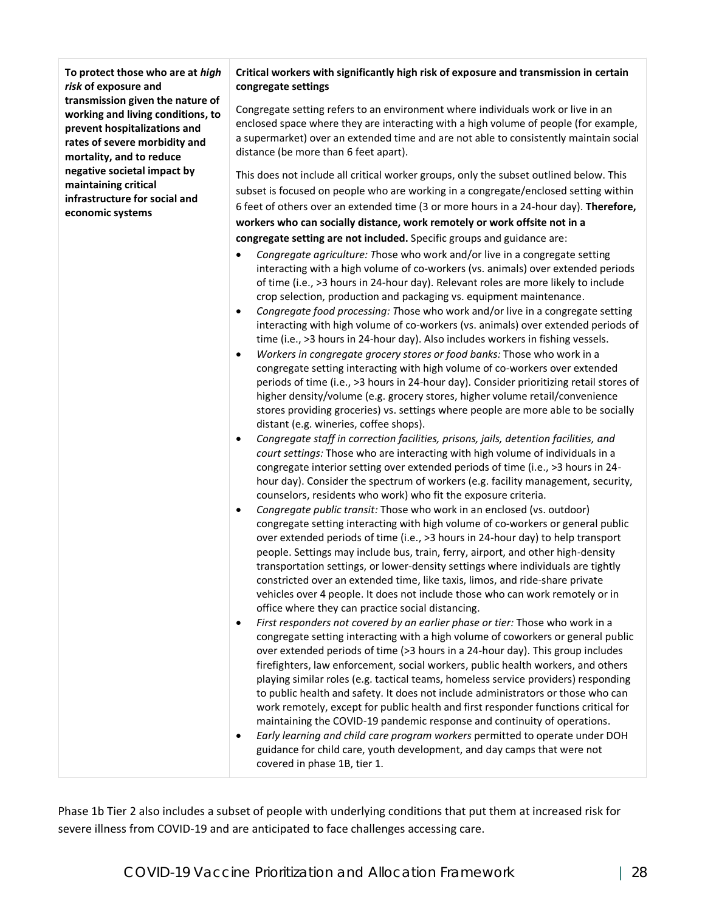| **To protect those who are at *high risk* of exposure and transmission given the nature of working and living conditions, to prevent hospitalizations and rates of severe morbidity and mortality, and to reduce negative societal impact by maintaining critical infrastructure for social and economic systems** | **Critical workers with significantly high risk of exposure and transmission in certain congregate settings**<br><br>Congregate setting refers to an environment where individuals work or live in an enclosed space where they are interacting with a high volume of people (for example, a supermarket) over an extended time and are not able to consistently maintain social distance (be more than 6 feet apart).<br><br>This does not include all critical worker groups, only the subset outlined below. This subset is focused on people who are working in a congregate/enclosed setting within 6 feet of others over an extended time (3 or more hours in a 24-hour day). **Therefore, workers who can socially distance, work remotely or work offsite not in a congregate setting are not included.** Specific groups and guidance are:<br>• *Congregate agriculture: T*hose who work and/or live in a congregate setting interacting with a high volume of co-workers (vs. animals) over extended periods of time (i.e., >3 hours in 24-hour day). Relevant roles are more likely to include crop selection, production and packaging vs. equipment maintenance.<br>• *Congregate food processing: T*hose who work and/or live in a congregate setting interacting with high volume of co-workers (vs. animals) over extended periods of time (i.e., >3 hours in 24-hour day). Also includes workers in fishing vessels.<br>• *Workers in congregate grocery stores or food banks:* Those who work in a congregate setting interacting with high volume of co-workers over extended periods of time (i.e., >3 hours in 24-hour day). Consider prioritizing retail stores of higher density/volume (e.g. grocery stores, higher volume retail/convenience stores providing groceries) vs. settings where people are more able to be socially distant (e.g. wineries, coffee shops).<br>• *Congregate staff in correction facilities, prisons, jails, detention facilities, and court settings:* Those who are interacting with high volume of individuals in a congregate interior setting over extended periods of time (i.e., >3 hours in 24-hour day). Consider the spectrum of workers (e.g. facility management, security, counselors, residents who work) who fit the exposure criteria.<br>• *Congregate public transit:* Those who work in an enclosed (vs. outdoor) congregate setting interacting with high volume of co-workers or general public over extended periods of time (i.e., >3 hours in 24-hour day) to help transport people. Settings may include bus, train, ferry, airport, and other high-density transportation settings, or lower-density settings where individuals are tightly constricted over an extended time, like taxis, limos, and ride-share private vehicles over 4 people. It does not include those who can work remotely or in office where they can practice social distancing.<br>• *First responders not covered by an earlier phase or tier:* Those who work in a congregate setting interacting with a high volume of coworkers or general public over extended periods of time (>3 hours in a 24-hour day). This group includes firefighters, law enforcement, social workers, public health workers, and others playing similar roles (e.g. tactical teams, homeless service providers) responding to public health and safety. It does not include administrators or those who can work remotely, except for public health and first responder functions critical for maintaining the COVID-19 pandemic response and continuity of operations.<br>• *Early learning and child care program workers* permitted to operate under DOH guidance for child care, youth development, and day camps that were not covered in phase 1B, tier 1. |
|---|---|

Phase 1b Tier 2 also includes a subset of people with underlying conditions that put them at increased risk for severe illness from COVID-19 and are anticipated to face challenges accessing care.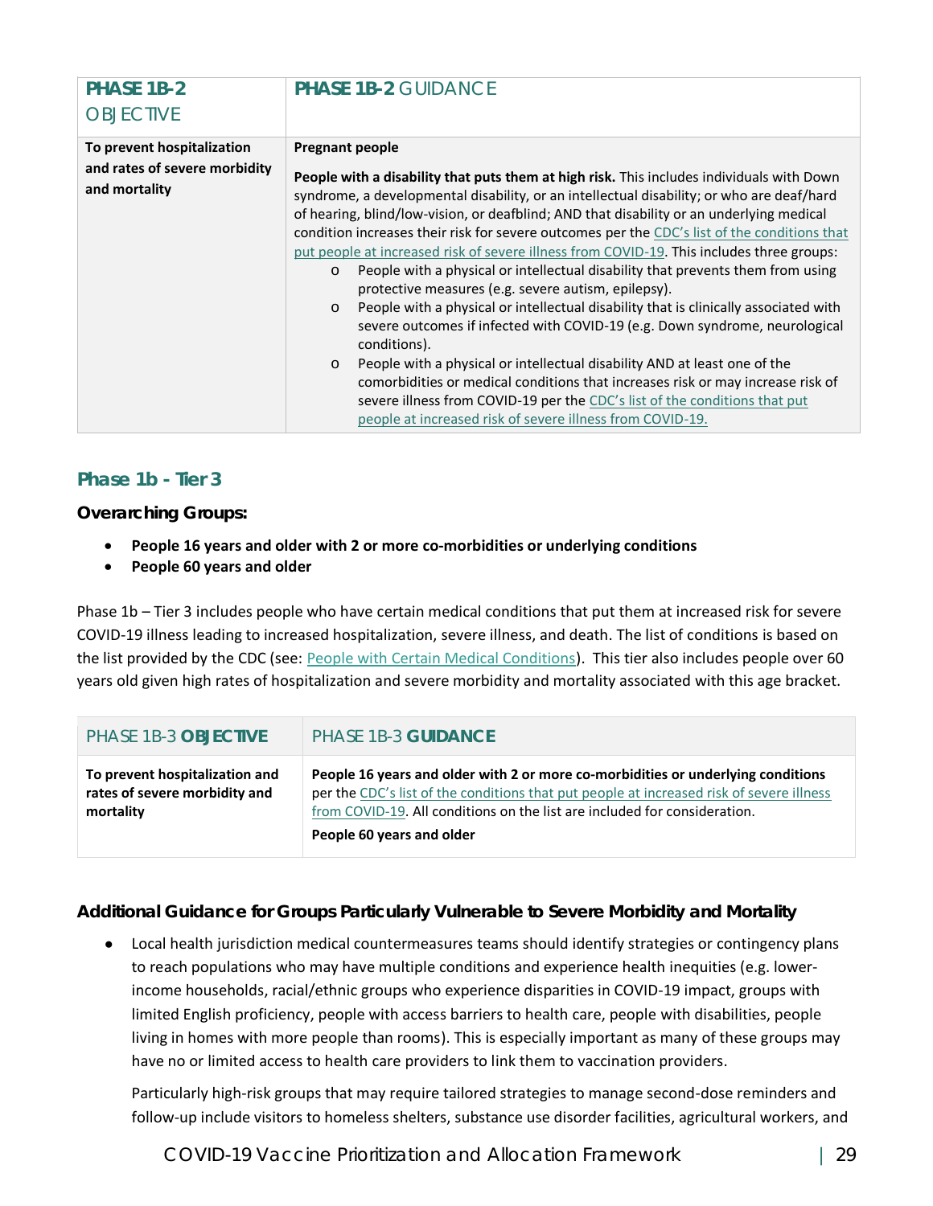| PHASE 1B-2 OBJECTIVE | PHASE 1B-2 GUIDANCE |
| --- | --- |
| **To prevent hospitalization and rates of severe morbidity and mortality** | **Pregnant people**<br><br>**People with a disability that puts them at high risk.** This includes individuals with Down syndrome, a developmental disability, or an intellectual disability; or who are deaf/hard of hearing, blind/low-vision, or deafblind; AND that disability or an underlying medical condition increases their risk for severe outcomes per the CDC's list of the conditions that put people at increased risk of severe illness from COVID-19. This includes three groups:<br>o People with a physical or intellectual disability that prevents them from using protective measures (e.g. severe autism, epilepsy).<br>o People with a physical or intellectual disability that is clinically associated with severe outcomes if infected with COVID-19 (e.g. Down syndrome, neurological conditions).<br>o People with a physical or intellectual disability AND at least one of the comorbidities or medical conditions that increases risk or may increase risk of severe illness from COVID-19 per the CDC's list of the conditions that put people at increased risk of severe illness from COVID-19. |

## Phase 1b - Tier 3

### Overarching Groups:

- **People 16 years and older with 2 or more co-morbidities or underlying conditions**
- **People 60 years and older**

Phase 1b – Tier 3 includes people who have certain medical conditions that put them at increased risk for severe COVID-19 illness leading to increased hospitalization, severe illness, and death. The list of conditions is based on the list provided by the CDC (see: People with Certain Medical Conditions). This tier also includes people over 60 years old given high rates of hospitalization and severe morbidity and mortality associated with this age bracket.

| PHASE 1B-3 **OBJECTIVE** | PHASE 1B-3 **GUIDANCE** |
| --- | --- |
| **To prevent hospitalization and rates of severe morbidity and mortality** | **People 16 years and older with 2 or more co-morbidities or underlying conditions** per the CDC's list of the conditions that put people at increased risk of severe illness from COVID-19. All conditions on the list are included for consideration.<br><br>**People 60 years and older** |

### Additional Guidance for Groups Particularly Vulnerable to Severe Morbidity and Mortality

- Local health jurisdiction medical countermeasures teams should identify strategies or contingency plans to reach populations who may have multiple conditions and experience health inequities (e.g. lower-income households, racial/ethnic groups who experience disparities in COVID-19 impact, groups with limited English proficiency, people with access barriers to health care, people with disabilities, people living in homes with more people than rooms). This is especially important as many of these groups may have no or limited access to health care providers to link them to vaccination providers.

  Particularly high-risk groups that may require tailored strategies to manage second-dose reminders and follow-up include visitors to homeless shelters, substance use disorder facilities, agricultural workers, and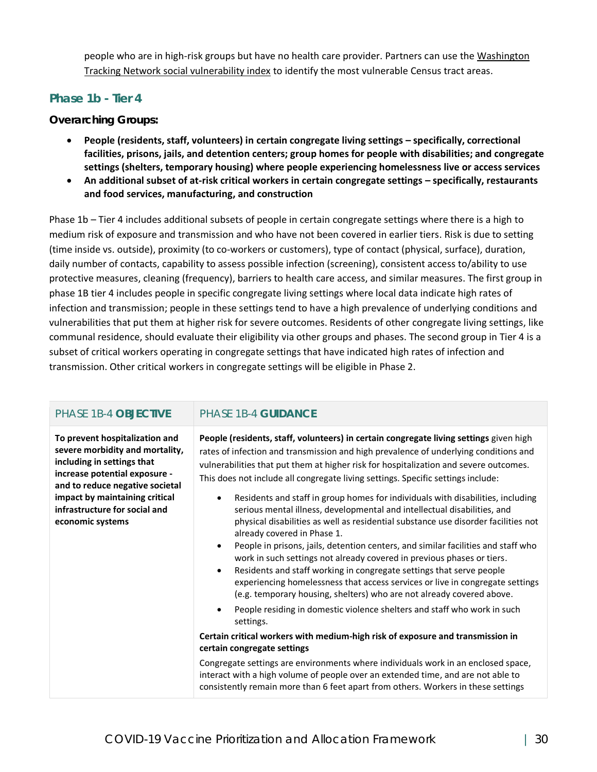people who are in high-risk groups but have no health care provider. Partners can use the Washington Tracking Network social vulnerability index to identify the most vulnerable Census tract areas.

### Phase 1b - Tier 4

**Overarching Groups:**

- **People (residents, staff, volunteers) in certain congregate living settings – specifically, correctional facilities, prisons, jails, and detention centers; group homes for people with disabilities; and congregate settings (shelters, temporary housing) where people experiencing homelessness live or access services**
- **An additional subset of at-risk critical workers in certain congregate settings – specifically, restaurants and food services, manufacturing, and construction**

Phase 1b – Tier 4 includes additional subsets of people in certain congregate settings where there is a high to medium risk of exposure and transmission and who have not been covered in earlier tiers. Risk is due to setting (time inside vs. outside), proximity (to co-workers or customers), type of contact (physical, surface), duration, daily number of contacts, capability to assess possible infection (screening), consistent access to/ability to use protective measures, cleaning (frequency), barriers to health care access, and similar measures. The first group in phase 1B tier 4 includes people in specific congregate living settings where local data indicate high rates of infection and transmission; people in these settings tend to have a high prevalence of underlying conditions and vulnerabilities that put them at higher risk for severe outcomes. Residents of other congregate living settings, like communal residence, should evaluate their eligibility via other groups and phases. The second group in Tier 4 is a subset of critical workers operating in congregate settings that have indicated high rates of infection and transmission. Other critical workers in congregate settings will be eligible in Phase 2.

| PHASE 1B-4 **OBJECTIVE** | PHASE 1B-4 **GUIDANCE** |
|---|---|
| **To prevent hospitalization and severe morbidity and mortality, including in settings that increase potential exposure - and to reduce negative societal impact by maintaining critical infrastructure for social and economic systems** | **People (residents, staff, volunteers) in certain congregate living settings** given high rates of infection and transmission and high prevalence of underlying conditions and vulnerabilities that put them at higher risk for hospitalization and severe outcomes. This does not include all congregate living settings. Specific settings include:<br>• Residents and staff in group homes for individuals with disabilities, including serious mental illness, developmental and intellectual disabilities, and physical disabilities as well as residential substance use disorder facilities not already covered in Phase 1.<br>• People in prisons, jails, detention centers, and similar facilities and staff who work in such settings not already covered in previous phases or tiers.<br>• Residents and staff working in congregate settings that serve people experiencing homelessness that access services or live in congregate settings (e.g. temporary housing, shelters) who are not already covered above.<br>• People residing in domestic violence shelters and staff who work in such settings.<br>**Certain critical workers with medium-high risk of exposure and transmission in certain congregate settings**<br>Congregate settings are environments where individuals work in an enclosed space, interact with a high volume of people over an extended time, and are not able to consistently remain more than 6 feet apart from others. Workers in these settings |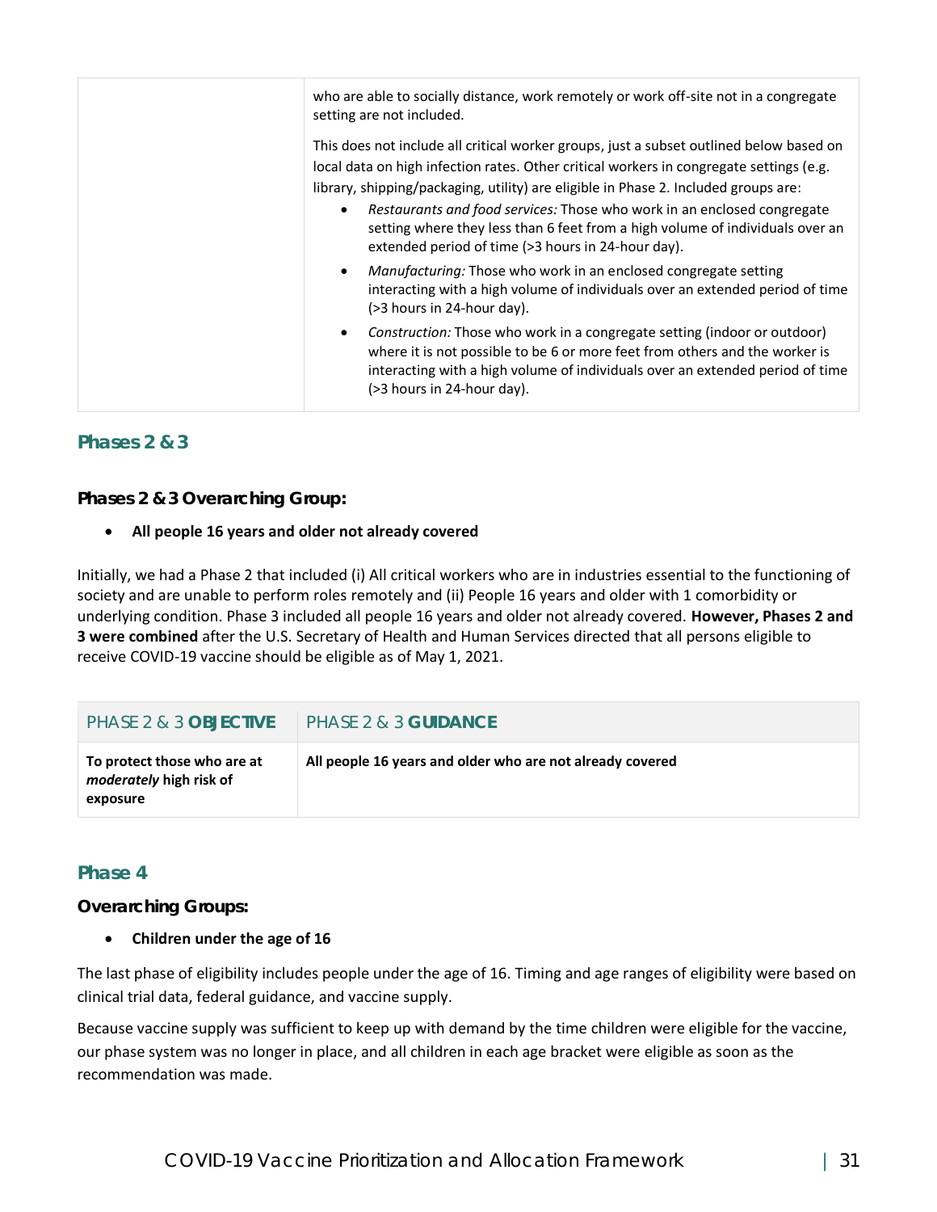| | |
|---|---|
| | who are able to socially distance, work remotely or work off-site not in a congregate setting are not included.<br><br>This does not include all critical worker groups, just a subset outlined below based on local data on high infection rates. Other critical workers in congregate settings (e.g. library, shipping/packaging, utility) are eligible in Phase 2. Included groups are:<br>• *Restaurants and food services:* Those who work in an enclosed congregate setting where they less than 6 feet from a high volume of individuals over an extended period of time (>3 hours in 24-hour day).<br>• *Manufacturing:* Those who work in an enclosed congregate setting interacting with a high volume of individuals over an extended period of time (>3 hours in 24-hour day).<br>• *Construction:* Those who work in a congregate setting (indoor or outdoor) where it is not possible to be 6 or more feet from others and the worker is interacting with a high volume of individuals over an extended period of time (>3 hours in 24-hour day). |

## Phases 2 & 3

### Phases 2 & 3 Overarching Group:

- **All people 16 years and older not already covered**

Initially, we had a Phase 2 that included (i) All critical workers who are in industries essential to the functioning of society and are unable to perform roles remotely and (ii) People 16 years and older with 1 comorbidity or underlying condition. Phase 3 included all people 16 years and older not already covered. **However, Phases 2 and 3 were combined** after the U.S. Secretary of Health and Human Services directed that all persons eligible to receive COVID-19 vaccine should be eligible as of May 1, 2021.

| PHASE 2 & 3 **OBJECTIVE** | PHASE 2 & 3 **GUIDANCE** |
|---|---|
| **To protect those who are at *moderately* high risk of exposure** | **All people 16 years and older who are not already covered** |

## Phase 4

### Overarching Groups:

- **Children under the age of 16**

The last phase of eligibility includes people under the age of 16. Timing and age ranges of eligibility were based on clinical trial data, federal guidance, and vaccine supply.

Because vaccine supply was sufficient to keep up with demand by the time children were eligible for the vaccine, our phase system was no longer in place, and all children in each age bracket were eligible as soon as the recommendation was made.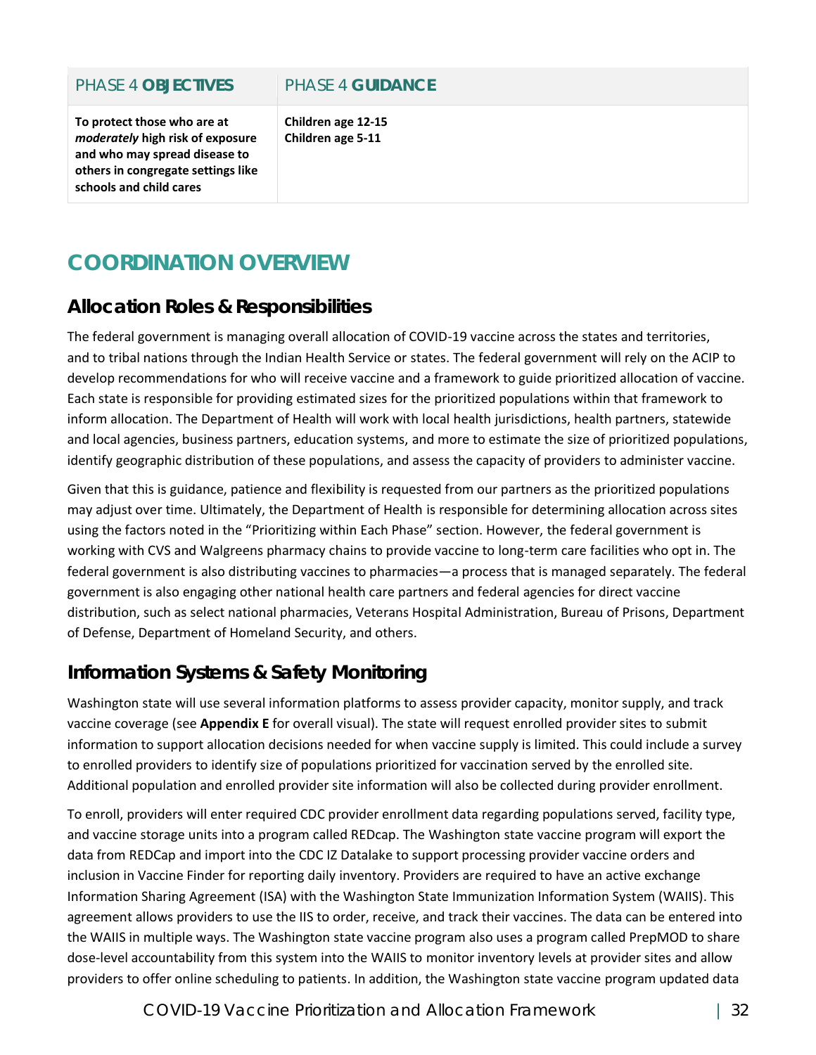| PHASE 4 **OBJECTIVES** | PHASE 4 **GUIDANCE** |
|---|---|
| **To protect those who are at *moderately* high risk of exposure and who may spread disease to others in congregate settings like schools and child cares** | **Children age 12-15**<br>**Children age 5-11** |

# COORDINATION OVERVIEW

## Allocation Roles & Responsibilities

The federal government is managing overall allocation of COVID-19 vaccine across the states and territories, and to tribal nations through the Indian Health Service or states. The federal government will rely on the ACIP to develop recommendations for who will receive vaccine and a framework to guide prioritized allocation of vaccine. Each state is responsible for providing estimated sizes for the prioritized populations within that framework to inform allocation. The Department of Health will work with local health jurisdictions, health partners, statewide and local agencies, business partners, education systems, and more to estimate the size of prioritized populations, identify geographic distribution of these populations, and assess the capacity of providers to administer vaccine.

Given that this is guidance, patience and flexibility is requested from our partners as the prioritized populations may adjust over time. Ultimately, the Department of Health is responsible for determining allocation across sites using the factors noted in the "Prioritizing within Each Phase" section. However, the federal government is working with CVS and Walgreens pharmacy chains to provide vaccine to long-term care facilities who opt in. The federal government is also distributing vaccines to pharmacies—a process that is managed separately. The federal government is also engaging other national health care partners and federal agencies for direct vaccine distribution, such as select national pharmacies, Veterans Hospital Administration, Bureau of Prisons, Department of Defense, Department of Homeland Security, and others.

## Information Systems & Safety Monitoring

Washington state will use several information platforms to assess provider capacity, monitor supply, and track vaccine coverage (see **Appendix E** for overall visual). The state will request enrolled provider sites to submit information to support allocation decisions needed for when vaccine supply is limited. This could include a survey to enrolled providers to identify size of populations prioritized for vaccination served by the enrolled site. Additional population and enrolled provider site information will also be collected during provider enrollment.

To enroll, providers will enter required CDC provider enrollment data regarding populations served, facility type, and vaccine storage units into a program called REDcap. The Washington state vaccine program will export the data from REDCap and import into the CDC IZ Datalake to support processing provider vaccine orders and inclusion in Vaccine Finder for reporting daily inventory. Providers are required to have an active exchange Information Sharing Agreement (ISA) with the Washington State Immunization Information System (WAIIS). This agreement allows providers to use the IIS to order, receive, and track their vaccines. The data can be entered into the WAIIS in multiple ways. The Washington state vaccine program also uses a program called PrepMOD to share dose-level accountability from this system into the WAIIS to monitor inventory levels at provider sites and allow providers to offer online scheduling to patients. In addition, the Washington state vaccine program updated data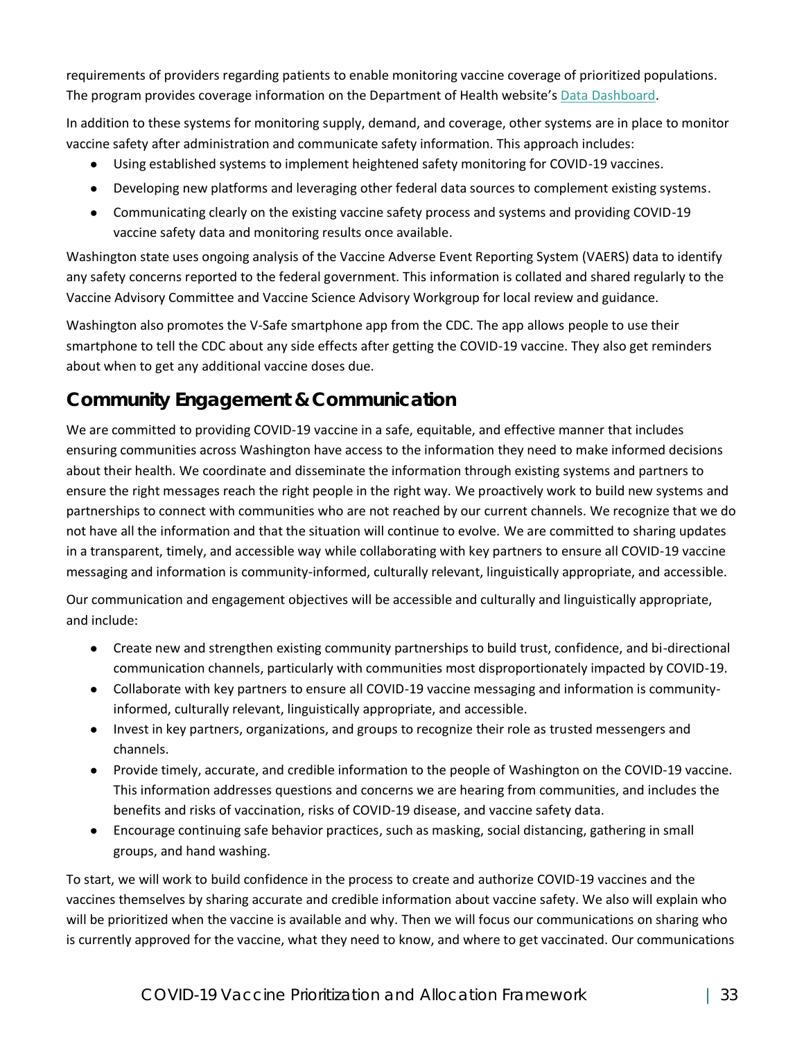requirements of providers regarding patients to enable monitoring vaccine coverage of prioritized populations. The program provides coverage information on the Department of Health website's [Data Dashboard](#).

In addition to these systems for monitoring supply, demand, and coverage, other systems are in place to monitor vaccine safety after administration and communicate safety information. This approach includes:

- Using established systems to implement heightened safety monitoring for COVID-19 vaccines.
- Developing new platforms and leveraging other federal data sources to complement existing systems.
- Communicating clearly on the existing vaccine safety process and systems and providing COVID-19 vaccine safety data and monitoring results once available.

Washington state uses ongoing analysis of the Vaccine Adverse Event Reporting System (VAERS) data to identify any safety concerns reported to the federal government. This information is collated and shared regularly to the Vaccine Advisory Committee and Vaccine Science Advisory Workgroup for local review and guidance.

Washington also promotes the V-Safe smartphone app from the CDC. The app allows people to use their smartphone to tell the CDC about any side effects after getting the COVID-19 vaccine. They also get reminders about when to get any additional vaccine doses due.

## Community Engagement & Communication

We are committed to providing COVID-19 vaccine in a safe, equitable, and effective manner that includes ensuring communities across Washington have access to the information they need to make informed decisions about their health. We coordinate and disseminate the information through existing systems and partners to ensure the right messages reach the right people in the right way. We proactively work to build new systems and partnerships to connect with communities who are not reached by our current channels. We recognize that we do not have all the information and that the situation will continue to evolve. We are committed to sharing updates in a transparent, timely, and accessible way while collaborating with key partners to ensure all COVID-19 vaccine messaging and information is community-informed, culturally relevant, linguistically appropriate, and accessible.

Our communication and engagement objectives will be accessible and culturally and linguistically appropriate, and include:

- Create new and strengthen existing community partnerships to build trust, confidence, and bi-directional communication channels, particularly with communities most disproportionately impacted by COVID-19.
- Collaborate with key partners to ensure all COVID-19 vaccine messaging and information is community-informed, culturally relevant, linguistically appropriate, and accessible.
- Invest in key partners, organizations, and groups to recognize their role as trusted messengers and channels.
- Provide timely, accurate, and credible information to the people of Washington on the COVID-19 vaccine. This information addresses questions and concerns we are hearing from communities, and includes the benefits and risks of vaccination, risks of COVID-19 disease, and vaccine safety data.
- Encourage continuing safe behavior practices, such as masking, social distancing, gathering in small groups, and hand washing.

To start, we will work to build confidence in the process to create and authorize COVID-19 vaccines and the vaccines themselves by sharing accurate and credible information about vaccine safety. We also will explain who will be prioritized when the vaccine is available and why. Then we will focus our communications on sharing who is currently approved for the vaccine, what they need to know, and where to get vaccinated. Our communications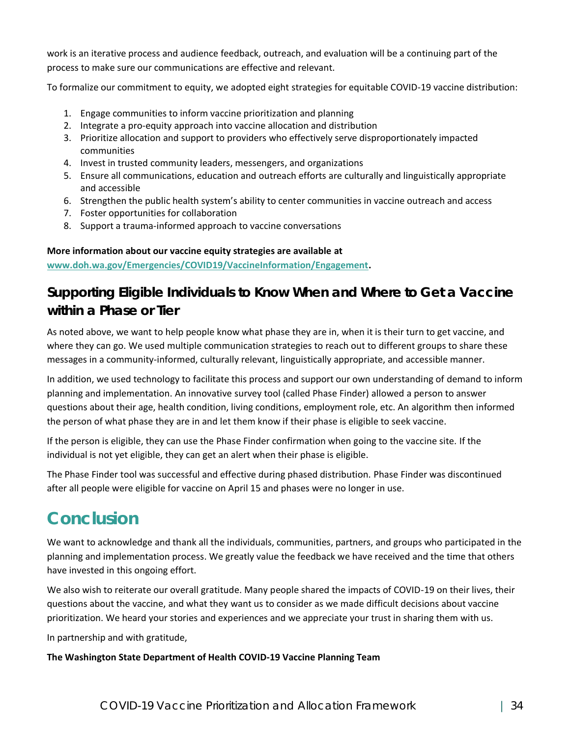work is an iterative process and audience feedback, outreach, and evaluation will be a continuing part of the process to make sure our communications are effective and relevant.

To formalize our commitment to equity, we adopted eight strategies for equitable COVID-19 vaccine distribution:

1. Engage communities to inform vaccine prioritization and planning
2. Integrate a pro-equity approach into vaccine allocation and distribution
3. Prioritize allocation and support to providers who effectively serve disproportionately impacted communities
4. Invest in trusted community leaders, messengers, and organizations
5. Ensure all communications, education and outreach efforts are culturally and linguistically appropriate and accessible
6. Strengthen the public health system's ability to center communities in vaccine outreach and access
7. Foster opportunities for collaboration
8. Support a trauma-informed approach to vaccine conversations

**More information about our vaccine equity strategies are available at [www.doh.wa.gov/Emergencies/COVID19/VaccineInformation/Engagement](www.doh.wa.gov/Emergencies/COVID19/VaccineInformation/Engagement).**

## Supporting Eligible Individuals to Know When and Where to Get a Vaccine within a Phase or Tier

As noted above, we want to help people know what phase they are in, when it is their turn to get vaccine, and where they can go. We used multiple communication strategies to reach out to different groups to share these messages in a community-informed, culturally relevant, linguistically appropriate, and accessible manner.

In addition, we used technology to facilitate this process and support our own understanding of demand to inform planning and implementation. An innovative survey tool (called Phase Finder) allowed a person to answer questions about their age, health condition, living conditions, employment role, etc. An algorithm then informed the person of what phase they are in and let them know if their phase is eligible to seek vaccine.

If the person is eligible, they can use the Phase Finder confirmation when going to the vaccine site. If the individual is not yet eligible, they can get an alert when their phase is eligible.

The Phase Finder tool was successful and effective during phased distribution. Phase Finder was discontinued after all people were eligible for vaccine on April 15 and phases were no longer in use.

# Conclusion

We want to acknowledge and thank all the individuals, communities, partners, and groups who participated in the planning and implementation process. We greatly value the feedback we have received and the time that others have invested in this ongoing effort.

We also wish to reiterate our overall gratitude. Many people shared the impacts of COVID-19 on their lives, their questions about the vaccine, and what they want us to consider as we made difficult decisions about vaccine prioritization. We heard your stories and experiences and we appreciate your trust in sharing them with us.

In partnership and with gratitude,

**The Washington State Department of Health COVID-19 Vaccine Planning Team**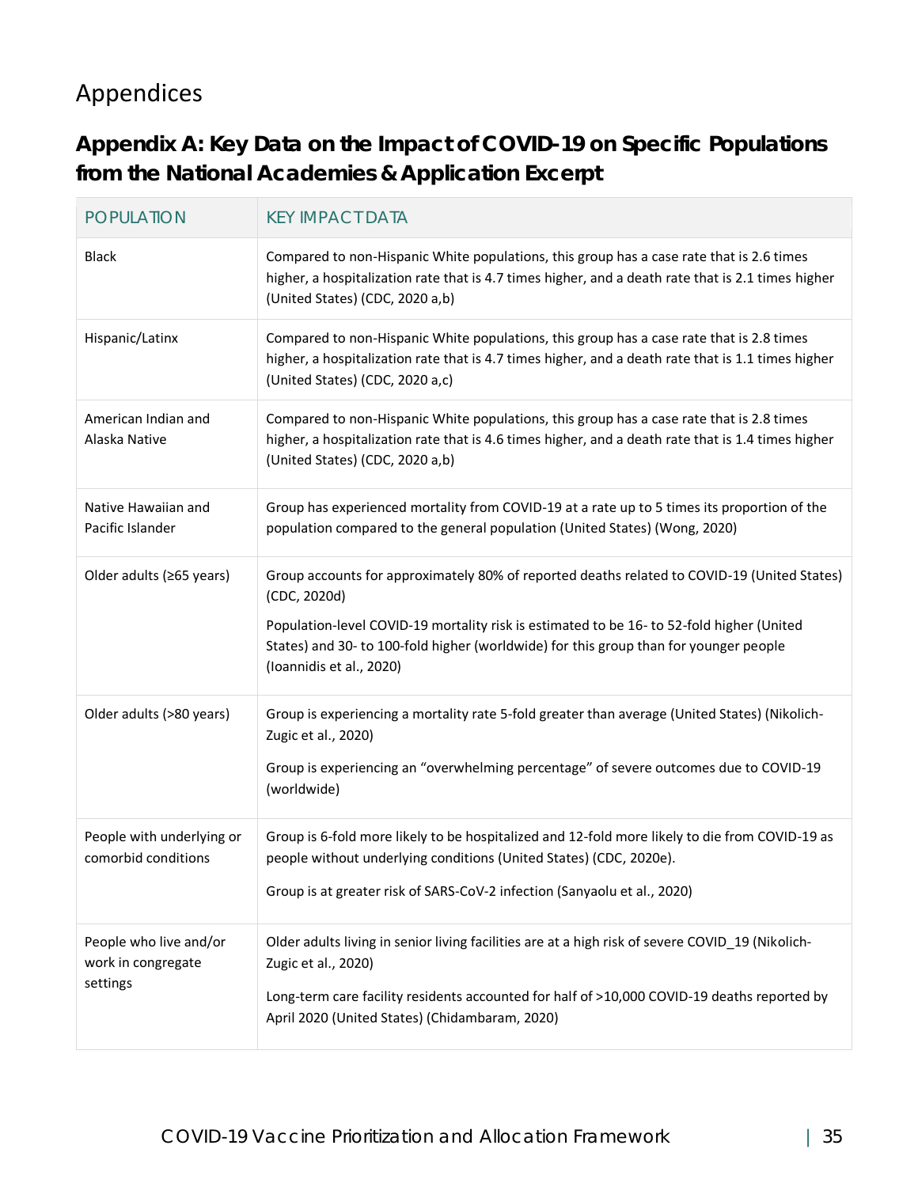# Appendices

## Appendix A: Key Data on the Impact of COVID-19 on Specific Populations from the National Academies & Application Excerpt

| POPULATION | KEY IMPACT DATA |
|---|---|
| Black | Compared to non-Hispanic White populations, this group has a case rate that is 2.6 times higher, a hospitalization rate that is 4.7 times higher, and a death rate that is 2.1 times higher (United States) (CDC, 2020 a,b) |
| Hispanic/Latinx | Compared to non-Hispanic White populations, this group has a case rate that is 2.8 times higher, a hospitalization rate that is 4.7 times higher, and a death rate that is 1.1 times higher (United States) (CDC, 2020 a,c) |
| American Indian and Alaska Native | Compared to non-Hispanic White populations, this group has a case rate that is 2.8 times higher, a hospitalization rate that is 4.6 times higher, and a death rate that is 1.4 times higher (United States) (CDC, 2020 a,b) |
| Native Hawaiian and Pacific Islander | Group has experienced mortality from COVID-19 at a rate up to 5 times its proportion of the population compared to the general population (United States) (Wong, 2020) |
| Older adults (≥65 years) | Group accounts for approximately 80% of reported deaths related to COVID-19 (United States) (CDC, 2020d)<br><br>Population-level COVID-19 mortality risk is estimated to be 16- to 52-fold higher (United States) and 30- to 100-fold higher (worldwide) for this group than for younger people (Ioannidis et al., 2020) |
| Older adults (>80 years) | Group is experiencing a mortality rate 5-fold greater than average (United States) (Nikolich-Zugic et al., 2020)<br><br>Group is experiencing an "overwhelming percentage" of severe outcomes due to COVID-19 (worldwide) |
| People with underlying or comorbid conditions | Group is 6-fold more likely to be hospitalized and 12-fold more likely to die from COVID-19 as people without underlying conditions (United States) (CDC, 2020e).<br><br>Group is at greater risk of SARS-CoV-2 infection (Sanyaolu et al., 2020) |
| People who live and/or work in congregate settings | Older adults living in senior living facilities are at a high risk of severe COVID_19 (Nikolich-Zugic et al., 2020)<br><br>Long-term care facility residents accounted for half of >10,000 COVID-19 deaths reported by April 2020 (United States) (Chidambaram, 2020) |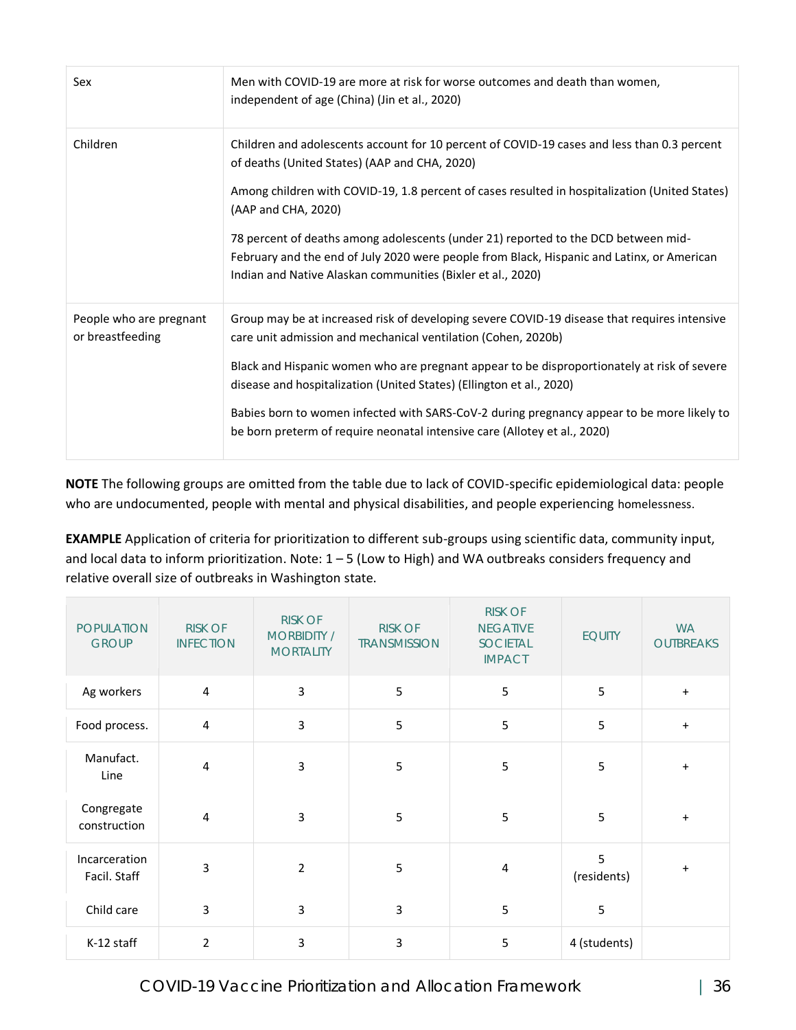| | |
|---|---|
| Sex | Men with COVID-19 are more at risk for worse outcomes and death than women, independent of age (China) (Jin et al., 2020) |
| Children | Children and adolescents account for 10 percent of COVID-19 cases and less than 0.3 percent of deaths (United States) (AAP and CHA, 2020)<br><br>Among children with COVID-19, 1.8 percent of cases resulted in hospitalization (United States) (AAP and CHA, 2020)<br><br>78 percent of deaths among adolescents (under 21) reported to the DCD between mid-February and the end of July 2020 were people from Black, Hispanic and Latinx, or American Indian and Native Alaskan communities (Bixler et al., 2020) |
| People who are pregnant or breastfeeding | Group may be at increased risk of developing severe COVID-19 disease that requires intensive care unit admission and mechanical ventilation (Cohen, 2020b)<br><br>Black and Hispanic women who are pregnant appear to be disproportionately at risk of severe disease and hospitalization (United States) (Ellington et al., 2020)<br><br>Babies born to women infected with SARS-CoV-2 during pregnancy appear to be more likely to be born preterm of require neonatal intensive care (Allotey et al., 2020) |

**NOTE** The following groups are omitted from the table due to lack of COVID-specific epidemiological data: people who are undocumented, people with mental and physical disabilities, and people experiencing homelessness.

**EXAMPLE** Application of criteria for prioritization to different sub-groups using scientific data, community input, and local data to inform prioritization. Note: 1 – 5 (Low to High) and WA outbreaks considers frequency and relative overall size of outbreaks in Washington state.

| POPULATION GROUP | RISK OF INFECTION | RISK OF MORBIDITY / MORTALITY | RISK OF TRANSMISSION | RISK OF NEGATIVE SOCIETAL IMPACT | EQUITY | WA OUTBREAKS |
|---|---|---|---|---|---|---|
| Ag workers | 4 | 3 | 5 | 5 | 5 | + |
| Food process. | 4 | 3 | 5 | 5 | 5 | + |
| Manufact. Line | 4 | 3 | 5 | 5 | 5 | + |
| Congregate construction | 4 | 3 | 5 | 5 | 5 | + |
| Incarceration Facil. Staff | 3 | 2 | 5 | 4 | 5 (residents) | + |
| Child care | 3 | 3 | 3 | 5 | 5 | |
| K-12 staff | 2 | 3 | 3 | 5 | 4 (students) | |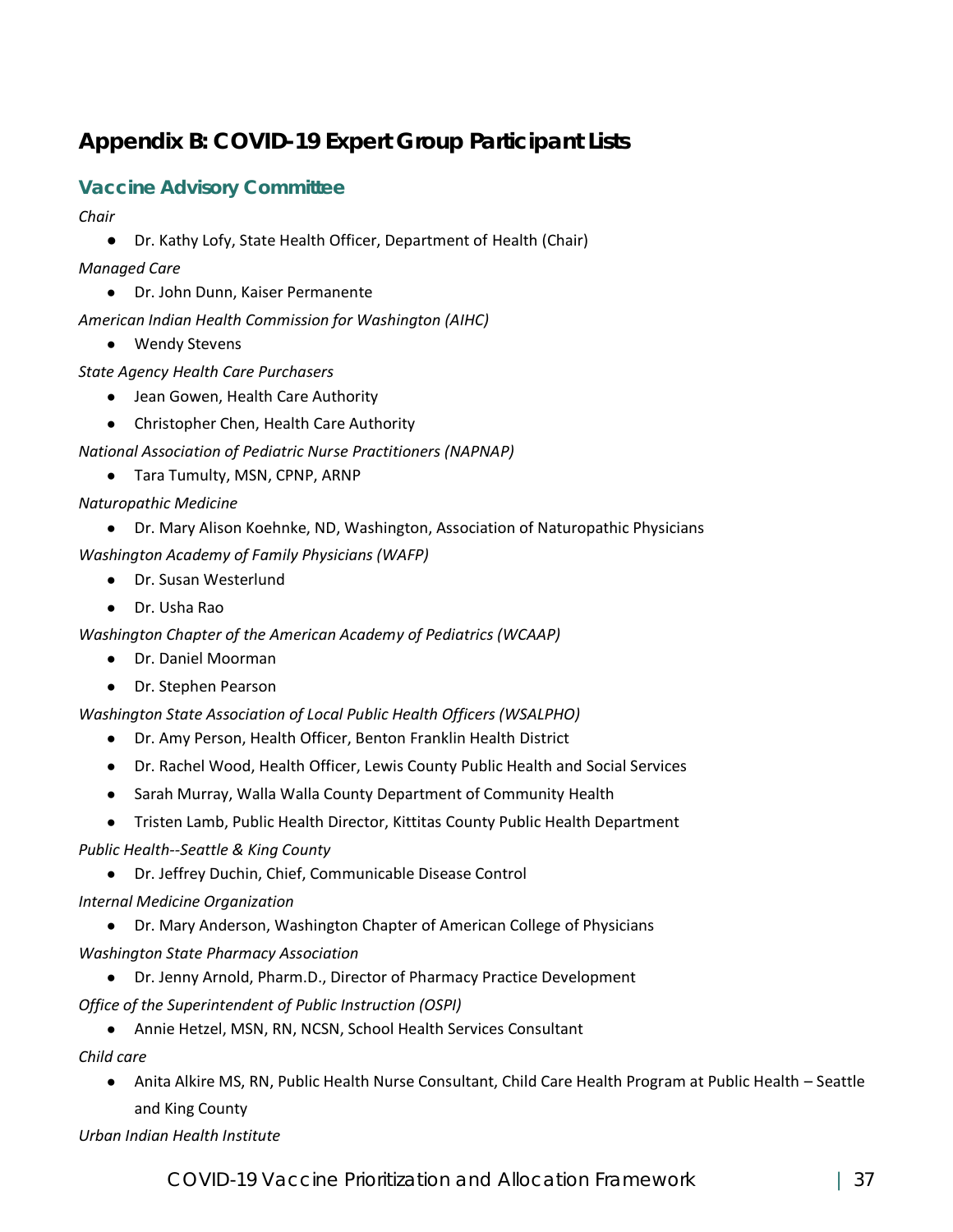# Appendix B: COVID-19 Expert Group Participant Lists

## Vaccine Advisory Committee

*Chair*

- Dr. Kathy Lofy, State Health Officer, Department of Health (Chair)

*Managed Care*

- Dr. John Dunn, Kaiser Permanente

*American Indian Health Commission for Washington (AIHC)*

- Wendy Stevens

*State Agency Health Care Purchasers*

- Jean Gowen, Health Care Authority
- Christopher Chen, Health Care Authority

*National Association of Pediatric Nurse Practitioners (NAPNAP)*

- Tara Tumulty, MSN, CPNP, ARNP

*Naturopathic Medicine*

- Dr. Mary Alison Koehnke, ND, Washington, Association of Naturopathic Physicians

*Washington Academy of Family Physicians (WAFP)*

- Dr. Susan Westerlund
- Dr. Usha Rao

*Washington Chapter of the American Academy of Pediatrics (WCAAP)*

- Dr. Daniel Moorman
- Dr. Stephen Pearson

*Washington State Association of Local Public Health Officers (WSALPHO)*

- Dr. Amy Person, Health Officer, Benton Franklin Health District
- Dr. Rachel Wood, Health Officer, Lewis County Public Health and Social Services
- Sarah Murray, Walla Walla County Department of Community Health
- Tristen Lamb, Public Health Director, Kittitas County Public Health Department

*Public Health--Seattle & King County*

- Dr. Jeffrey Duchin, Chief, Communicable Disease Control

*Internal Medicine Organization*

- Dr. Mary Anderson, Washington Chapter of American College of Physicians

*Washington State Pharmacy Association*

- Dr. Jenny Arnold, Pharm.D., Director of Pharmacy Practice Development

*Office of the Superintendent of Public Instruction (OSPI)*

- Annie Hetzel, MSN, RN, NCSN, School Health Services Consultant

*Child care*

- Anita Alkire MS, RN, Public Health Nurse Consultant, Child Care Health Program at Public Health – Seattle and King County

*Urban Indian Health Institute*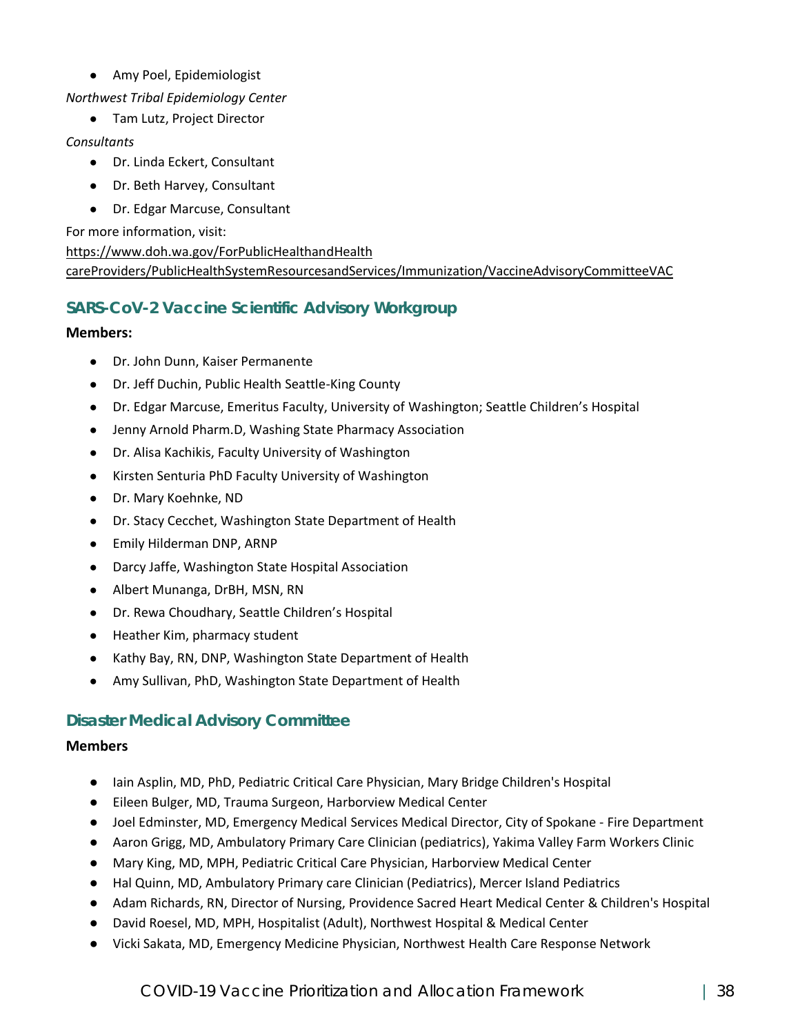- Amy Poel, Epidemiologist

*Northwest Tribal Epidemiology Center*

- Tam Lutz, Project Director

*Consultants*

- Dr. Linda Eckert, Consultant
- Dr. Beth Harvey, Consultant
- Dr. Edgar Marcuse, Consultant

For more information, visit:
https://www.doh.wa.gov/ForPublicHealthandHealthcareProviders/PublicHealthSystemResourcesandServices/Immunization/VaccineAdvisoryCommitteeVAC

## SARS-CoV-2 Vaccine Scientific Advisory Workgroup

**Members:**

- Dr. John Dunn, Kaiser Permanente
- Dr. Jeff Duchin, Public Health Seattle-King County
- Dr. Edgar Marcuse, Emeritus Faculty, University of Washington; Seattle Children's Hospital
- Jenny Arnold Pharm.D, Washing State Pharmacy Association
- Dr. Alisa Kachikis, Faculty University of Washington
- Kirsten Senturia PhD Faculty University of Washington
- Dr. Mary Koehnke, ND
- Dr. Stacy Cecchet, Washington State Department of Health
- Emily Hilderman DNP, ARNP
- Darcy Jaffe, Washington State Hospital Association
- Albert Munanga, DrBH, MSN, RN
- Dr. Rewa Choudhary, Seattle Children's Hospital
- Heather Kim, pharmacy student
- Kathy Bay, RN, DNP, Washington State Department of Health
- Amy Sullivan, PhD, Washington State Department of Health

## Disaster Medical Advisory Committee

**Members**

- Iain Asplin, MD, PhD, Pediatric Critical Care Physician, Mary Bridge Children's Hospital
- Eileen Bulger, MD, Trauma Surgeon, Harborview Medical Center
- Joel Edminster, MD, Emergency Medical Services Medical Director, City of Spokane - Fire Department
- Aaron Grigg, MD, Ambulatory Primary Care Clinician (pediatrics), Yakima Valley Farm Workers Clinic
- Mary King, MD, MPH, Pediatric Critical Care Physician, Harborview Medical Center
- Hal Quinn, MD, Ambulatory Primary care Clinician (Pediatrics), Mercer Island Pediatrics
- Adam Richards, RN, Director of Nursing, Providence Sacred Heart Medical Center & Children's Hospital
- David Roesel, MD, MPH, Hospitalist (Adult), Northwest Hospital & Medical Center
- Vicki Sakata, MD, Emergency Medicine Physician, Northwest Health Care Response Network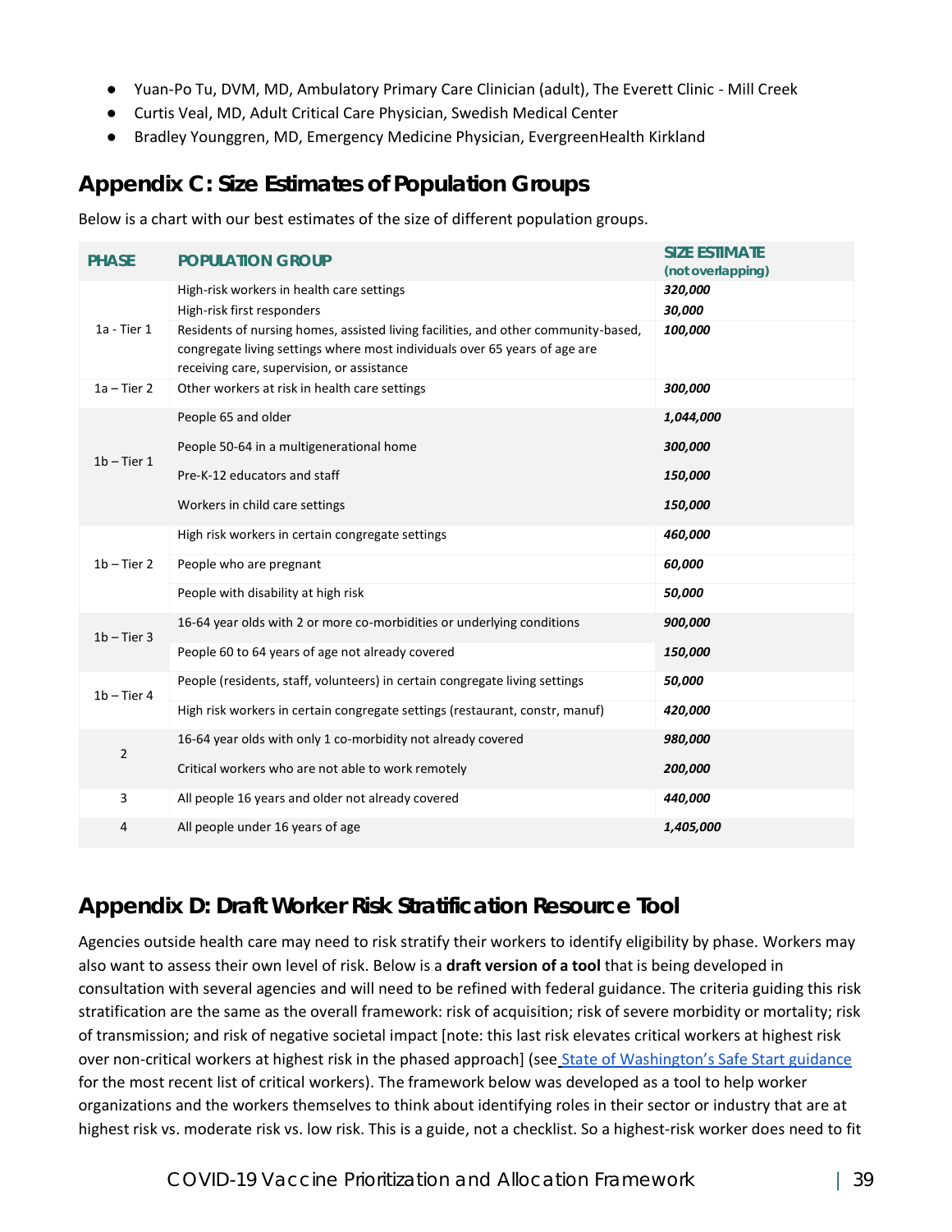- Yuan-Po Tu, DVM, MD, Ambulatory Primary Care Clinician (adult), The Everett Clinic - Mill Creek
- Curtis Veal, MD, Adult Critical Care Physician, Swedish Medical Center
- Bradley Younggren, MD, Emergency Medicine Physician, EvergreenHealth Kirkland

## Appendix C: Size Estimates of Population Groups

Below is a chart with our best estimates of the size of different population groups.

| PHASE | POPULATION GROUP | SIZE ESTIMATE (not overlapping) |
|---|---|---|
| 1a - Tier 1 | High-risk workers in health care settings | *320,000* |
| | High-risk first responders | *30,000* |
| | Residents of nursing homes, assisted living facilities, and other community-based, congregate living settings where most individuals over 65 years of age are receiving care, supervision, or assistance | *100,000* |
| 1a – Tier 2 | Other workers at risk in health care settings | *300,000* |
| 1b – Tier 1 | People 65 and older | *1,044,000* |
| | People 50-64 in a multigenerational home | *300,000* |
| | Pre-K-12 educators and staff | *150,000* |
| | Workers in child care settings | *150,000* |
| 1b – Tier 2 | High risk workers in certain congregate settings | *460,000* |
| | People who are pregnant | *60,000* |
| | People with disability at high risk | *50,000* |
| 1b – Tier 3 | 16-64 year olds with 2 or more co-morbidities or underlying conditions | *900,000* |
| | People 60 to 64 years of age not already covered | *150,000* |
| 1b – Tier 4 | People (residents, staff, volunteers) in certain congregate living settings | *50,000* |
| | High risk workers in certain congregate settings (restaurant, constr, manuf) | *420,000* |
| 2 | 16-64 year olds with only 1 co-morbidity not already covered | *980,000* |
| | Critical workers who are not able to work remotely | *200,000* |
| 3 | All people 16 years and older not already covered | *440,000* |
| 4 | All people under 16 years of age | *1,405,000* |

## Appendix D: Draft Worker Risk Stratification Resource Tool

Agencies outside health care may need to risk stratify their workers to identify eligibility by phase. Workers may also want to assess their own level of risk. Below is a **draft version of a tool** that is being developed in consultation with several agencies and will need to be refined with federal guidance. The criteria guiding this risk stratification are the same as the overall framework: risk of acquisition; risk of severe morbidity or mortality; risk of transmission; and risk of negative societal impact [note: this last risk elevates critical workers at highest risk over non-critical workers at highest risk in the phased approach] (see State of Washington's Safe Start guidance for the most recent list of critical workers). The framework below was developed as a tool to help worker organizations and the workers themselves to think about identifying roles in their sector or industry that are at highest risk vs. moderate risk vs. low risk. This is a guide, not a checklist. So a highest-risk worker does need to fit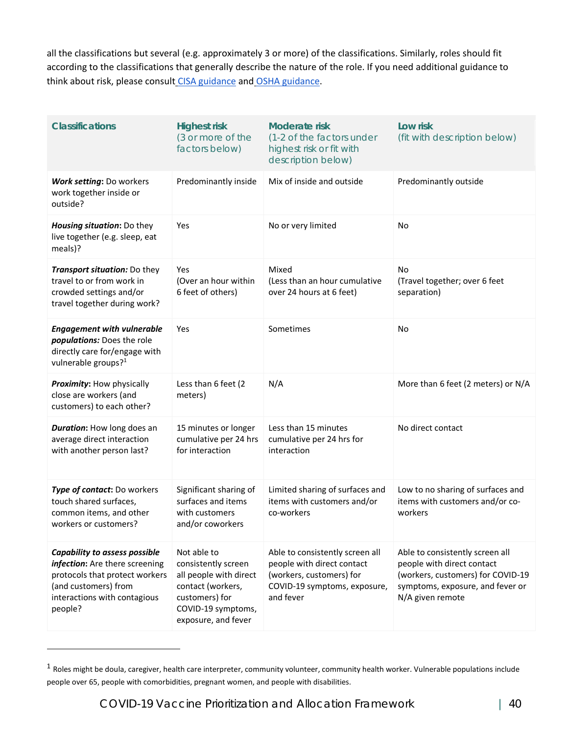all the classifications but several (e.g. approximately 3 or more) of the classifications. Similarly, roles should fit according to the classifications that generally describe the nature of the role. If you need additional guidance to think about risk, please consult CISA guidance and OSHA guidance.

| Classifications | Highest risk (3 or more of the factors below) | Moderate risk (1-2 of the factors under highest risk or fit with description below) | Low risk (fit with description below) |
|---|---|---|---|
| ***Work setting***: Do workers work together inside or outside? | Predominantly inside | Mix of inside and outside | Predominantly outside |
| ***Housing situation***: Do they live together (e.g. sleep, eat meals)? | Yes | No or very limited | No |
| ***Transport situation:*** Do they travel to or from work in crowded settings and/or travel together during work? | Yes (Over an hour within 6 feet of others) | Mixed (Less than an hour cumulative over 24 hours at 6 feet) | No (Travel together; over 6 feet separation) |
| ***Engagement with vulnerable populations:*** Does the role directly care for/engage with vulnerable groups?[1] | Yes | Sometimes | No |
| ***Proximity***: How physically close are workers (and customers) to each other? | Less than 6 feet (2 meters) | N/A | More than 6 feet (2 meters) or N/A |
| ***Duration***: How long does an average direct interaction with another person last? | 15 minutes or longer cumulative per 24 hrs for interaction | Less than 15 minutes cumulative per 24 hrs for interaction | No direct contact |
| ***Type of contact***: Do workers touch shared surfaces, common items, and other workers or customers? | Significant sharing of surfaces and items with customers and/or coworkers | Limited sharing of surfaces and items with customers and/or co-workers | Low to no sharing of surfaces and items with customers and/or co-workers |
| ***Capability to assess possible infection***: Are there screening protocols that protect workers (and customers) from interactions with contagious people? | Not able to consistently screen all people with direct contact (workers, customers) for COVID-19 symptoms, exposure, and fever | Able to consistently screen all people with direct contact (workers, customers) for COVID-19 symptoms, exposure, and fever | Able to consistently screen all people with direct contact (workers, customers) for COVID-19 symptoms, exposure, and fever or N/A given remote |

[1] Roles might be doula, caregiver, health care interpreter, community volunteer, community health worker. Vulnerable populations include people over 65, people with comorbidities, pregnant women, and people with disabilities.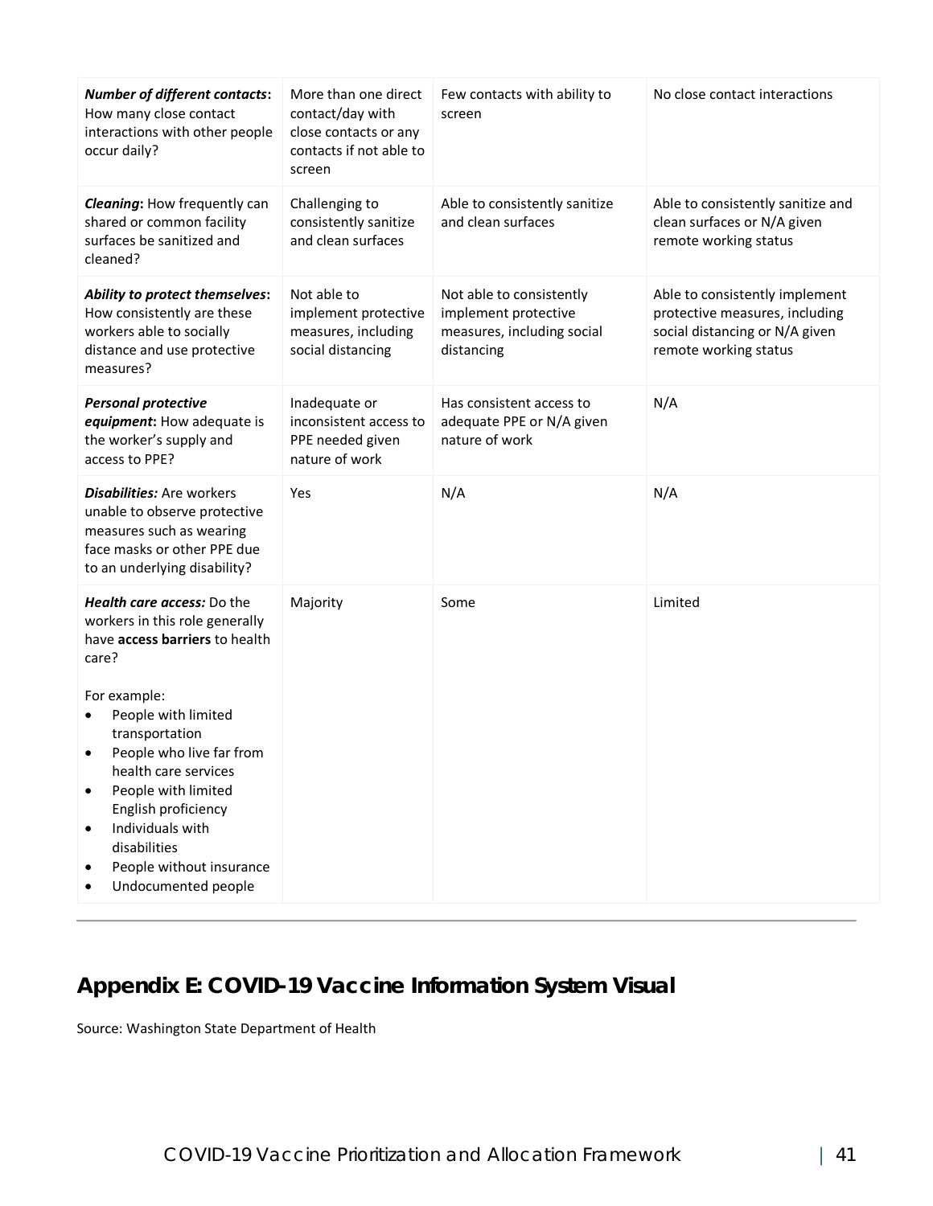| | | | |
|---|---|---|---|
| ***Number of different contacts*:** How many close contact interactions with other people occur daily? | More than one direct contact/day with close contacts or any contacts if not able to screen | Few contacts with ability to screen | No close contact interactions |
| ***Cleaning*:** How frequently can shared or common facility surfaces be sanitized and cleaned? | Challenging to consistently sanitize and clean surfaces | Able to consistently sanitize and clean surfaces | Able to consistently sanitize and clean surfaces or N/A given remote working status |
| ***Ability to protect themselves*:** How consistently are these workers able to socially distance and use protective measures? | Not able to implement protective measures, including social distancing | Not able to consistently implement protective measures, including social distancing | Able to consistently implement protective measures, including social distancing or N/A given remote working status |
| ***Personal protective equipment*:** How adequate is the worker's supply and access to PPE? | Inadequate or inconsistent access to PPE needed given nature of work | Has consistent access to adequate PPE or N/A given nature of work | N/A |
| ***Disabilities:*** Are workers unable to observe protective measures such as wearing face masks or other PPE due to an underlying disability? | Yes | N/A | N/A |
| ***Health care access:*** Do the workers in this role generally have **access barriers** to health care?<br><br>For example:<br>• People with limited transportation<br>• People who live far from health care services<br>• People with limited English proficiency<br>• Individuals with disabilities<br>• People without insurance<br>• Undocumented people | Majority | Some | Limited |

## Appendix E: COVID-19 Vaccine Information System Visual

Source: Washington State Department of Health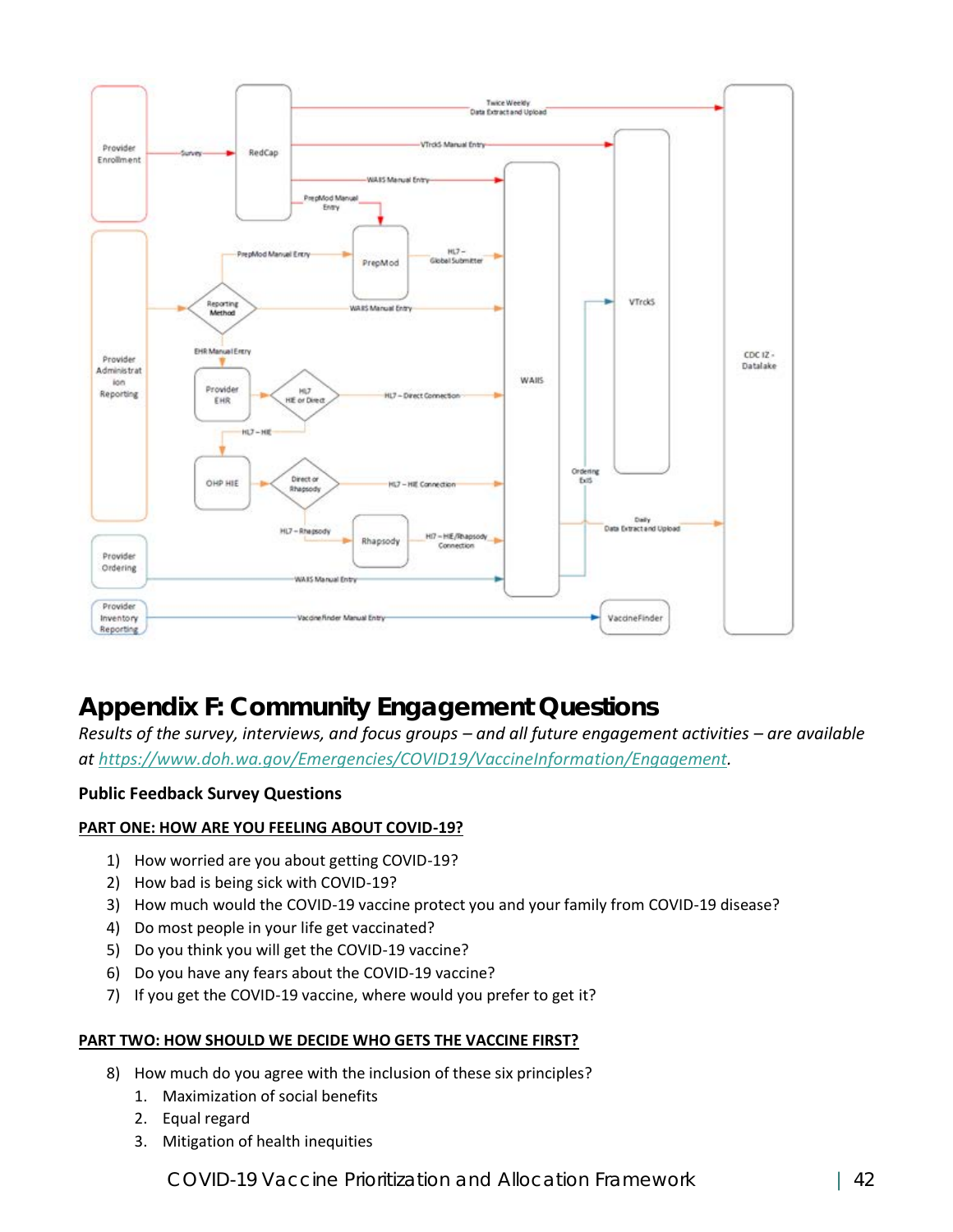## Appendix F: Community Engagement Questions

*Results of the survey, interviews, and focus groups – and all future engagement activities – are available at https://www.doh.wa.gov/Emergencies/COVID19/VaccineInformation/Engagement.*

**Public Feedback Survey Questions**

**PART ONE: HOW ARE YOU FEELING ABOUT COVID-19?**

1) How worried are you about getting COVID-19?
2) How bad is being sick with COVID-19?
3) How much would the COVID-19 vaccine protect you and your family from COVID-19 disease?
4) Do most people in your life get vaccinated?
5) Do you think you will get the COVID-19 vaccine?
6) Do you have any fears about the COVID-19 vaccine?
7) If you get the COVID-19 vaccine, where would you prefer to get it?

**PART TWO: HOW SHOULD WE DECIDE WHO GETS THE VACCINE FIRST?**

8) How much do you agree with the inclusion of these six principles?
   1. Maximization of social benefits
   2. Equal regard
   3. Mitigation of health inequities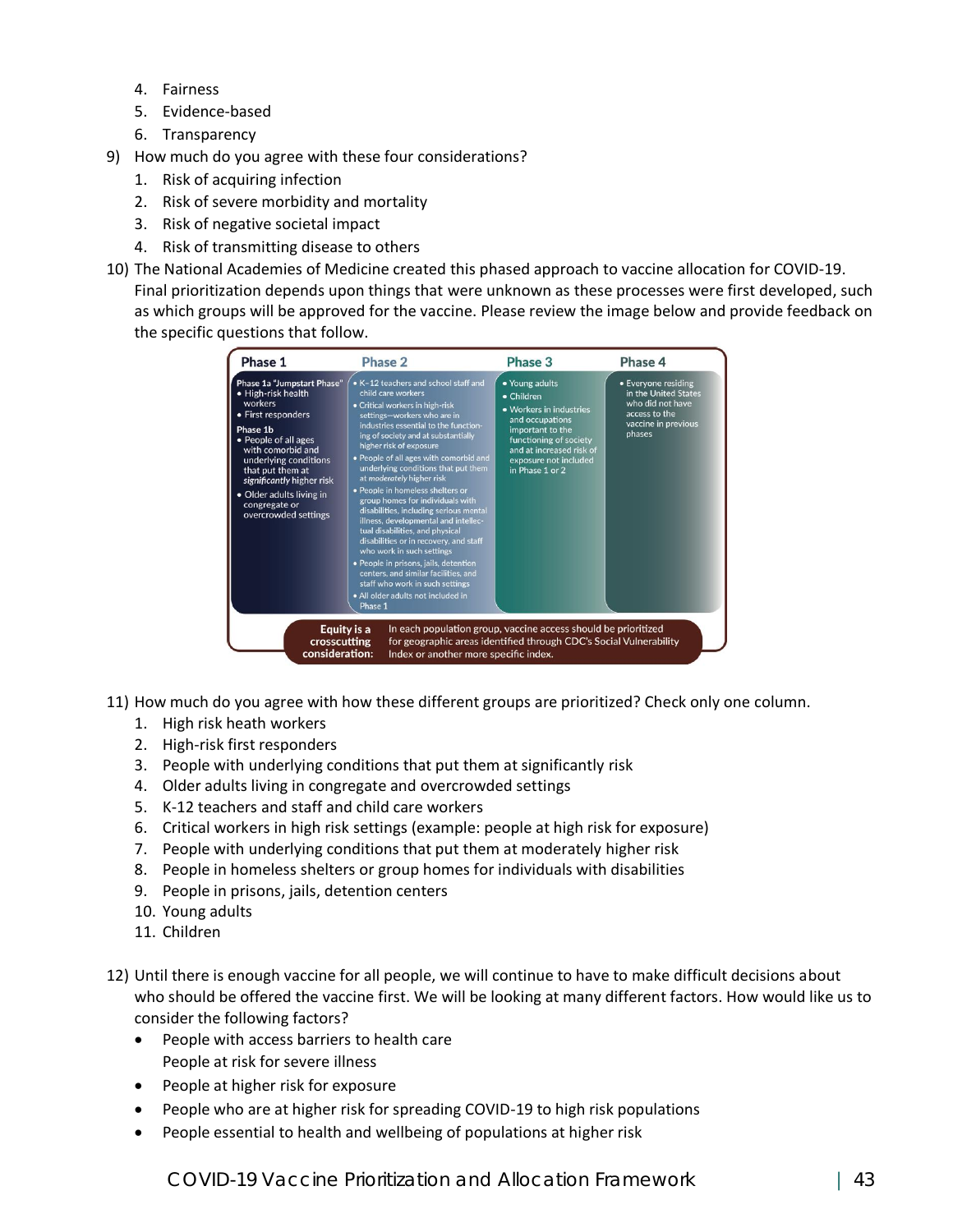4. Fairness
5. Evidence-based
6. Transparency

9) How much do you agree with these four considerations?
    1. Risk of acquiring infection
    2. Risk of severe morbidity and mortality
    3. Risk of negative societal impact
    4. Risk of transmitting disease to others

10) The National Academies of Medicine created this phased approach to vaccine allocation for COVID-19. Final prioritization depends upon things that were unknown as these processes were first developed, such as which groups will be approved for the vaccine. Please review the image below and provide feedback on the specific questions that follow.

| Phase 1 | Phase 2 | Phase 3 | Phase 4 |
| --- | --- | --- | --- |
| Phase 1a "Jumpstart Phase"<br>• High-risk health workers<br>• First responders<br><br>Phase 1b<br>• People of all ages with comorbid and underlying conditions that put them at *significantly* higher risk<br>• Older adults living in congregate or overcrowded settings | • K–12 teachers and school staff and child care workers<br>• Critical workers in high-risk settings—workers who are in industries essential to the functioning of society and at substantially higher risk of exposure<br>• People of all ages with comorbid and underlying conditions that put them at *moderately* higher risk<br>• People in homeless shelters or group homes for individuals with disabilities, including serious mental illness, developmental and intellectual disabilities, and physical disabilities or in recovery, and staff who work in such settings<br>• People in prisons, jails, detention centers, and similar facilities, and staff who work in such settings<br>• All older adults not included in Phase 1 | • Young adults<br>• Children<br>• Workers in industries and occupations important to the functioning of society and at increased risk of exposure not included in Phase 1 or 2 | • Everyone residing in the United States who did not have access to the vaccine in previous phases |

**Equity is a crosscutting consideration:** In each population group, vaccine access should be prioritized for geographic areas identified through CDC's Social Vulnerability Index or another more specific index.

11) How much do you agree with how these different groups are prioritized? Check only one column.
    1. High risk heath workers
    2. High-risk first responders
    3. People with underlying conditions that put them at significantly risk
    4. Older adults living in congregate and overcrowded settings
    5. K-12 teachers and staff and child care workers
    6. Critical workers in high risk settings (example: people at high risk for exposure)
    7. People with underlying conditions that put them at moderately higher risk
    8. People in homeless shelters or group homes for individuals with disabilities
    9. People in prisons, jails, detention centers
    10. Young adults
    11. Children

12) Until there is enough vaccine for all people, we will continue to have to make difficult decisions about who should be offered the vaccine first. We will be looking at many different factors. How would like us to consider the following factors?
    - People with access barriers to health care
      People at risk for severe illness
    - People at higher risk for exposure
    - People who are at higher risk for spreading COVID-19 to high risk populations
    - People essential to health and wellbeing of populations at higher risk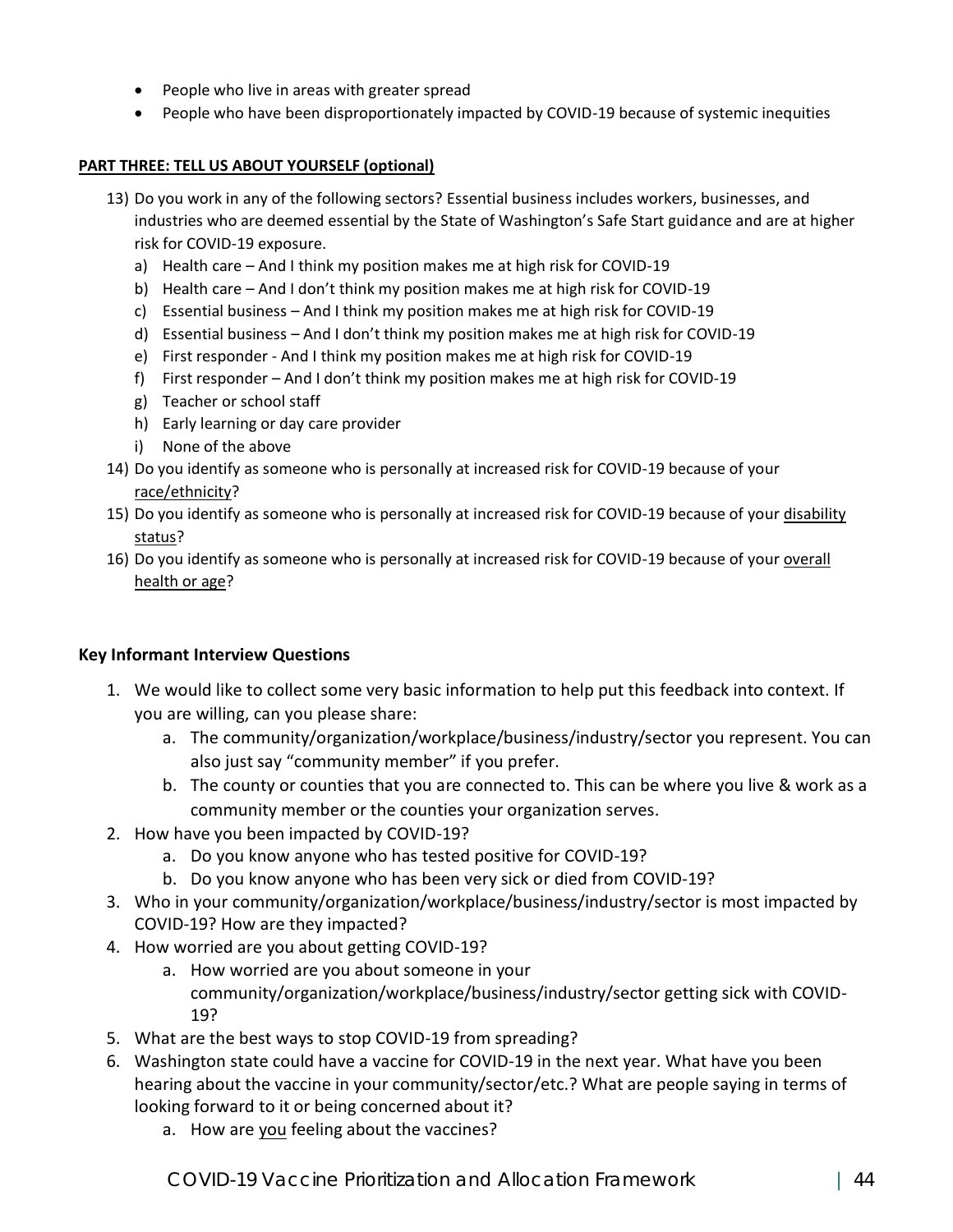- People who live in areas with greater spread
- People who have been disproportionately impacted by COVID-19 because of systemic inequities

**PART THREE: TELL US ABOUT YOURSELF (optional)**

13) Do you work in any of the following sectors? Essential business includes workers, businesses, and industries who are deemed essential by the State of Washington's Safe Start guidance and are at higher risk for COVID-19 exposure.
    a) Health care – And I think my position makes me at high risk for COVID-19
    b) Health care – And I don't think my position makes me at high risk for COVID-19
    c) Essential business – And I think my position makes me at high risk for COVID-19
    d) Essential business – And I don't think my position makes me at high risk for COVID-19
    e) First responder - And I think my position makes me at high risk for COVID-19
    f) First responder – And I don't think my position makes me at high risk for COVID-19
    g) Teacher or school staff
    h) Early learning or day care provider
    i) None of the above
14) Do you identify as someone who is personally at increased risk for COVID-19 because of your race/ethnicity?
15) Do you identify as someone who is personally at increased risk for COVID-19 because of your disability status?
16) Do you identify as someone who is personally at increased risk for COVID-19 because of your overall health or age?

### Key Informant Interview Questions

1. We would like to collect some very basic information to help put this feedback into context. If you are willing, can you please share:
    a. The community/organization/workplace/business/industry/sector you represent. You can also just say "community member" if you prefer.
    b. The county or counties that you are connected to. This can be where you live & work as a community member or the counties your organization serves.
2. How have you been impacted by COVID-19?
    a. Do you know anyone who has tested positive for COVID-19?
    b. Do you know anyone who has been very sick or died from COVID-19?
3. Who in your community/organization/workplace/business/industry/sector is most impacted by COVID-19? How are they impacted?
4. How worried are you about getting COVID-19?
    a. How worried are you about someone in your community/organization/workplace/business/industry/sector getting sick with COVID-19?
5. What are the best ways to stop COVID-19 from spreading?
6. Washington state could have a vaccine for COVID-19 in the next year. What have you been hearing about the vaccine in your community/sector/etc.? What are people saying in terms of looking forward to it or being concerned about it?
    a. How are you feeling about the vaccines?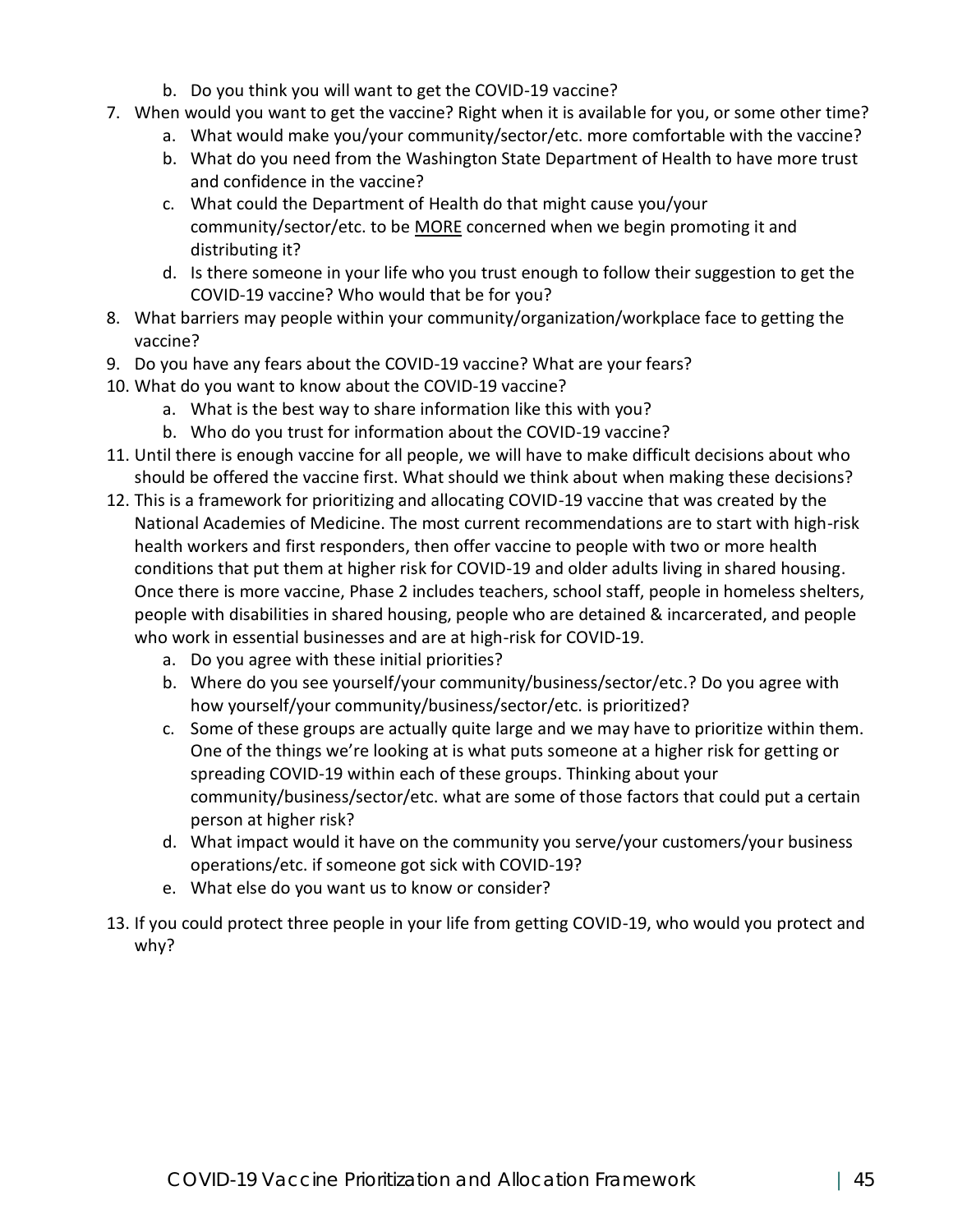b. Do you think you will want to get the COVID-19 vaccine?

7. When would you want to get the vaccine? Right when it is available for you, or some other time?
   a. What would make you/your community/sector/etc. more comfortable with the vaccine?
   b. What do you need from the Washington State Department of Health to have more trust and confidence in the vaccine?
   c. What could the Department of Health do that might cause you/your community/sector/etc. to be <u>MORE</u> concerned when we begin promoting it and distributing it?
   d. Is there someone in your life who you trust enough to follow their suggestion to get the COVID-19 vaccine? Who would that be for you?
8. What barriers may people within your community/organization/workplace face to getting the vaccine?
9. Do you have any fears about the COVID-19 vaccine? What are your fears?
10. What do you want to know about the COVID-19 vaccine?
    a. What is the best way to share information like this with you?
    b. Who do you trust for information about the COVID-19 vaccine?
11. Until there is enough vaccine for all people, we will have to make difficult decisions about who should be offered the vaccine first. What should we think about when making these decisions?
12. This is a framework for prioritizing and allocating COVID-19 vaccine that was created by the National Academies of Medicine. The most current recommendations are to start with high-risk health workers and first responders, then offer vaccine to people with two or more health conditions that put them at higher risk for COVID-19 and older adults living in shared housing. Once there is more vaccine, Phase 2 includes teachers, school staff, people in homeless shelters, people with disabilities in shared housing, people who are detained & incarcerated, and people who work in essential businesses and are at high-risk for COVID-19.
    a. Do you agree with these initial priorities?
    b. Where do you see yourself/your community/business/sector/etc.? Do you agree with how yourself/your community/business/sector/etc. is prioritized?
    c. Some of these groups are actually quite large and we may have to prioritize within them. One of the things we're looking at is what puts someone at a higher risk for getting or spreading COVID-19 within each of these groups. Thinking about your community/business/sector/etc. what are some of those factors that could put a certain person at higher risk?
    d. What impact would it have on the community you serve/your customers/your business operations/etc. if someone got sick with COVID-19?
    e. What else do you want us to know or consider?
13. If you could protect three people in your life from getting COVID-19, who would you protect and why?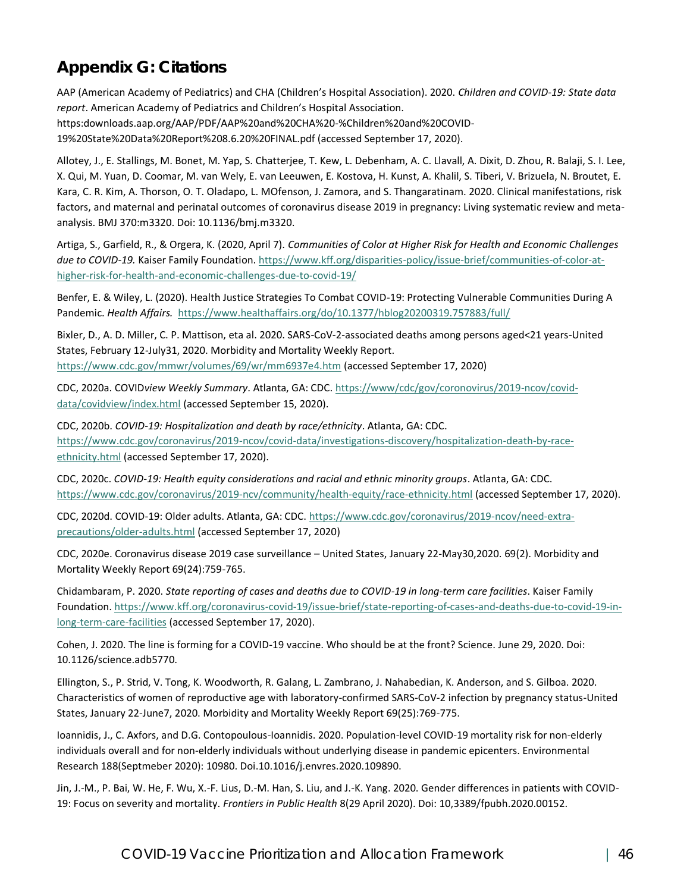## Appendix G: Citations

AAP (American Academy of Pediatrics) and CHA (Children's Hospital Association). 2020. *Children and COVID-19: State data report*. American Academy of Pediatrics and Children's Hospital Association. https:downloads.aap.org/AAP/PDF/AAP%20and%20CHA%20-%Children%20and%20COVID-19%20State%20Data%20Report%208.6.20%20FINAL.pdf (accessed September 17, 2020).

Allotey, J., E. Stallings, M. Bonet, M. Yap, S. Chatterjee, T. Kew, L. Debenham, A. C. Llavall, A. Dixit, D. Zhou, R. Balaji, S. I. Lee, X. Qui, M. Yuan, D. Coomar, M. van Wely, E. van Leeuwen, E. Kostova, H. Kunst, A. Khalil, S. Tiberi, V. Brizuela, N. Broutet, E. Kara, C. R. Kim, A. Thorson, O. T. Oladapo, L. MOfenson, J. Zamora, and S. Thangaratinam. 2020. Clinical manifestations, risk factors, and maternal and perinatal outcomes of coronavirus disease 2019 in pregnancy: Living systematic review and meta-analysis. BMJ 370:m3320. Doi: 10.1136/bmj.m3320.

Artiga, S., Garfield, R., & Orgera, K. (2020, April 7). *Communities of Color at Higher Risk for Health and Economic Challenges due to COVID-19.* Kaiser Family Foundation. https://www.kff.org/disparities-policy/issue-brief/communities-of-color-at-higher-risk-for-health-and-economic-challenges-due-to-covid-19/

Benfer, E. & Wiley, L. (2020). Health Justice Strategies To Combat COVID-19: Protecting Vulnerable Communities During A Pandemic. *Health Affairs.* https://www.healthaffairs.org/do/10.1377/hblog20200319.757883/full/

Bixler, D., A. D. Miller, C. P. Mattison, eta al. 2020. SARS-CoV-2-associated deaths among persons aged<21 years-United States, February 12-July31, 2020. Morbidity and Mortality Weekly Report. https://www.cdc.gov/mmwr/volumes/69/wr/mm6937e4.htm (accessed September 17, 2020)

CDC, 2020a. COVID*view Weekly Summary*. Atlanta, GA: CDC. https://www/cdc/gov/coronovirus/2019-ncov/covid-data/covidview/index.html (accessed September 15, 2020).

CDC, 2020b. *COVID-19: Hospitalization and death by race/ethnicity*. Atlanta, GA: CDC. https://www.cdc.gov/coronavirus/2019-ncov/covid-data/investigations-discovery/hospitalization-death-by-race-ethnicity.html (accessed September 17, 2020).

CDC, 2020c. *COVID-19: Health equity considerations and racial and ethnic minority groups*. Atlanta, GA: CDC. https://www.cdc.gov/coronavirus/2019-ncv/community/health-equity/race-ethnicity.html (accessed September 17, 2020).

CDC, 2020d. COVID-19: Older adults. Atlanta, GA: CDC. https://www.cdc.gov/coronavirus/2019-ncov/need-extra-precautions/older-adults.html (accessed September 17, 2020)

CDC, 2020e. Coronavirus disease 2019 case surveillance – United States, January 22-May30,2020. 69(2). Morbidity and Mortality Weekly Report 69(24):759-765.

Chidambaram, P. 2020. *State reporting of cases and deaths due to COVID-19 in long-term care facilities*. Kaiser Family Foundation. https://www.kff.org/coronavirus-covid-19/issue-brief/state-reporting-of-cases-and-deaths-due-to-covid-19-in-long-term-care-facilities (accessed September 17, 2020).

Cohen, J. 2020. The line is forming for a COVID-19 vaccine. Who should be at the front? Science. June 29, 2020. Doi: 10.1126/science.adb5770.

Ellington, S., P. Strid, V. Tong, K. Woodworth, R. Galang, L. Zambrano, J. Nahabedian, K. Anderson, and S. Gilboa. 2020. Characteristics of women of reproductive age with laboratory-confirmed SARS-CoV-2 infection by pregnancy status-United States, January 22-June7, 2020. Morbidity and Mortality Weekly Report 69(25):769-775.

Ioannidis, J., C. Axfors, and D.G. Contopoulous-Ioannidis. 2020. Population-level COVID-19 mortality risk for non-elderly individuals overall and for non-elderly individuals without underlying disease in pandemic epicenters. Environmental Research 188(Septmeber 2020): 10980. Doi.10.1016/j.envres.2020.109890.

Jin, J.-M., P. Bai, W. He, F. Wu, X.-F. Lius, D.-M. Han, S. Liu, and J.-K. Yang. 2020. Gender differences in patients with COVID-19: Focus on severity and mortality. *Frontiers in Public Health* 8(29 April 2020). Doi: 10,3389/fpubh.2020.00152.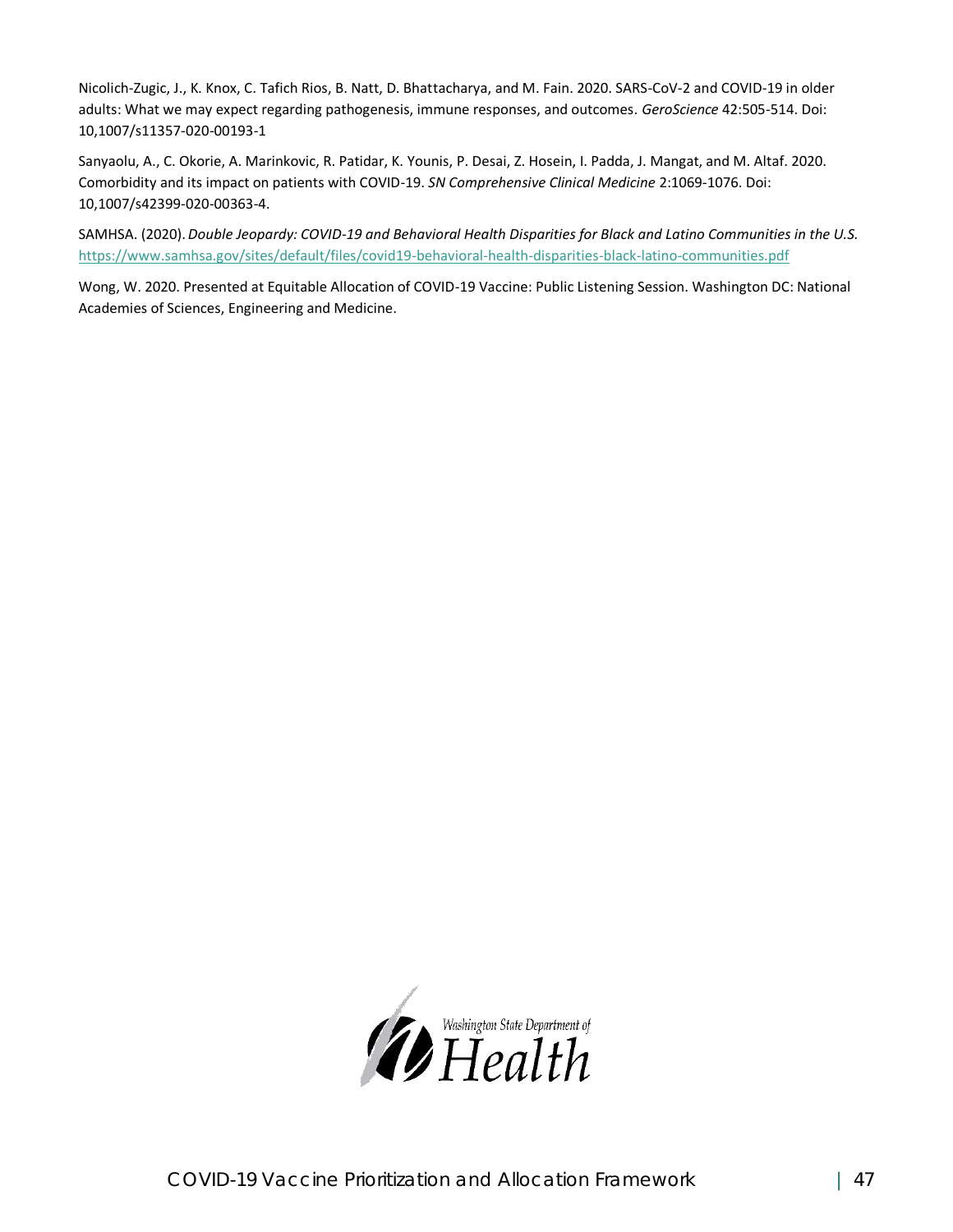Nicolich-Zugic, J., K. Knox, C. Tafich Rios, B. Natt, D. Bhattacharya, and M. Fain. 2020. SARS-CoV-2 and COVID-19 in older adults: What we may expect regarding pathogenesis, immune responses, and outcomes. *GeroScience* 42:505-514. Doi: 10,1007/s11357-020-00193-1

Sanyaolu, A., C. Okorie, A. Marinkovic, R. Patidar, K. Younis, P. Desai, Z. Hosein, I. Padda, J. Mangat, and M. Altaf. 2020. Comorbidity and its impact on patients with COVID-19. *SN Comprehensive Clinical Medicine* 2:1069-1076. Doi: 10,1007/s42399-020-00363-4.

SAMHSA. (2020). *Double Jeopardy: COVID-19 and Behavioral Health Disparities for Black and Latino Communities in the U.S.* https://www.samhsa.gov/sites/default/files/covid19-behavioral-health-disparities-black-latino-communities.pdf

Wong, W. 2020. Presented at Equitable Allocation of COVID-19 Vaccine: Public Listening Session. Washington DC: National Academies of Sciences, Engineering and Medicine.

Washington State Department of Health